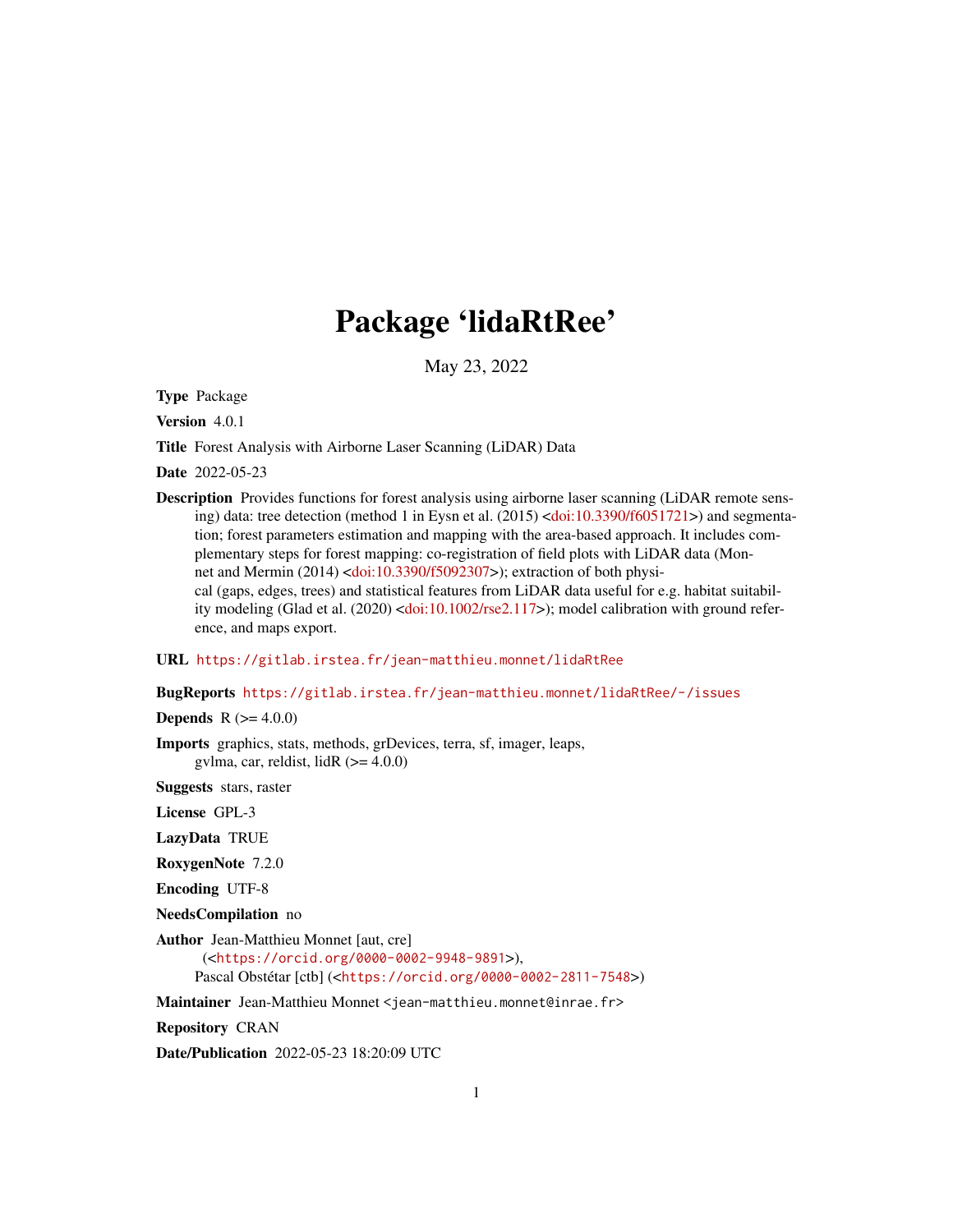# Package 'lidaRtRee'

May 23, 2022

**Type** Package

**Version** 4.0.1

**Title** Forest Analysis with Airborne Laser Scanning (LiDAR) Data

**Date** 2022-05-23

**Description** Provides functions for forest analysis using airborne laser scanning (LiDAR remote sensing) data: tree detection (method 1 in Eysn et al. (2015) <doi:10.3390/f6051721>) and segmentation; forest parameters estimation and mapping with the area-based approach. It includes complementary steps for forest mapping: co-registration of field plots with LiDAR data (Monnet and Mermin (2014) <doi:10.3390/f5092307>); extraction of both physical (gaps, edges, trees) and statistical features from LiDAR data useful for e.g. habitat suitability modeling (Glad et al. (2020) <doi:10.1002/rse2.117>); model calibration with ground reference, and maps export.

**URL** https://gitlab.irstea.fr/jean-matthieu.monnet/lidaRtRee

**BugReports** https://gitlab.irstea.fr/jean-matthieu.monnet/lidaRtRee/-/issues

**Depends** R (>= 4.0.0)

**Imports** graphics, stats, methods, grDevices, terra, sf, imager, leaps, gvlma, car, reldist, lidR (>= 4.0.0)

**Suggests** stars, raster

**License** GPL-3

**LazyData** TRUE

**RoxygenNote** 7.2.0

**Encoding** UTF-8

**NeedsCompilation** no

**Author** Jean-Matthieu Monnet [aut, cre] (<https://orcid.org/0000-0002-9948-9891>), Pascal Obstétar [ctb] (<https://orcid.org/0000-0002-2811-7548>)

**Maintainer** Jean-Matthieu Monnet <jean-matthieu.monnet@inrae.fr>

**Repository** CRAN

**Date/Publication** 2022-05-23 18:20:09 UTC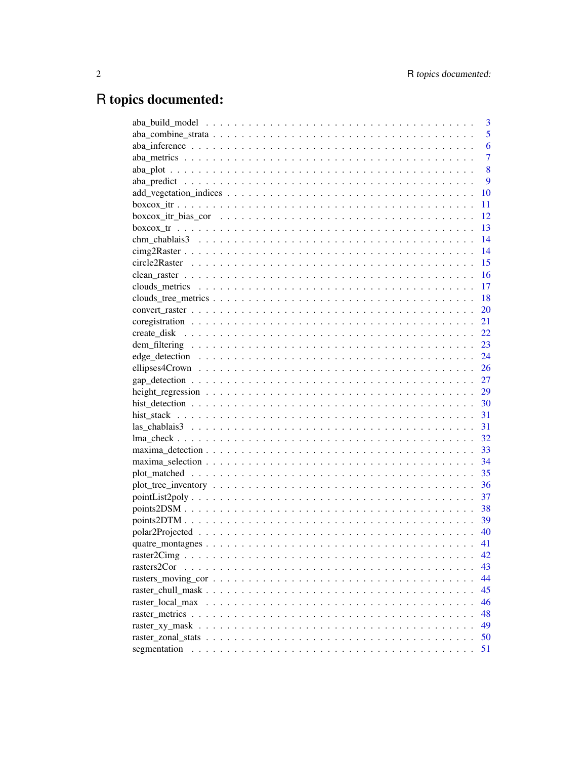# R topics documented:

| | |
|---|---|
| aba_build_model | 3 |
| aba_combine_strata | 5 |
| aba_inference | 6 |
| aba_metrics | 7 |
| aba_plot | 8 |
| aba_predict | 9 |
| add_vegetation_indices | 10 |
| boxcox_itr | 11 |
| boxcox_itr_bias_cor | 12 |
| boxcox_tr | 13 |
| chm_chablais3 | 14 |
| cimg2Raster | 14 |
| circle2Raster | 15 |
| clean_raster | 16 |
| clouds_metrics | 17 |
| clouds_tree_metrics | 18 |
| convert_raster | 20 |
| coregistration | 21 |
| create_disk | 22 |
| dem_filtering | 23 |
| edge_detection | 24 |
| ellipses4Crown | 26 |
| gap_detection | 27 |
| height_regression | 29 |
| hist_detection | 30 |
| hist_stack | 31 |
| las_chablais3 | 31 |
| lma_check | 32 |
| maxima_detection | 33 |
| maxima_selection | 34 |
| plot_matched | 35 |
| plot_tree_inventory | 36 |
| pointList2poly | 37 |
| points2DSM | 38 |
| points2DTM | 39 |
| polar2Projected | 40 |
| quatre_montagnes | 41 |
| raster2Cimg | 42 |
| rasters2Cor | 43 |
| rasters_moving_cor | 44 |
| raster_chull_mask | 45 |
| raster_local_max | 46 |
| raster_metrics | 48 |
| raster_xy_mask | 49 |
| raster_zonal_stats | 50 |
| segmentation | 51 |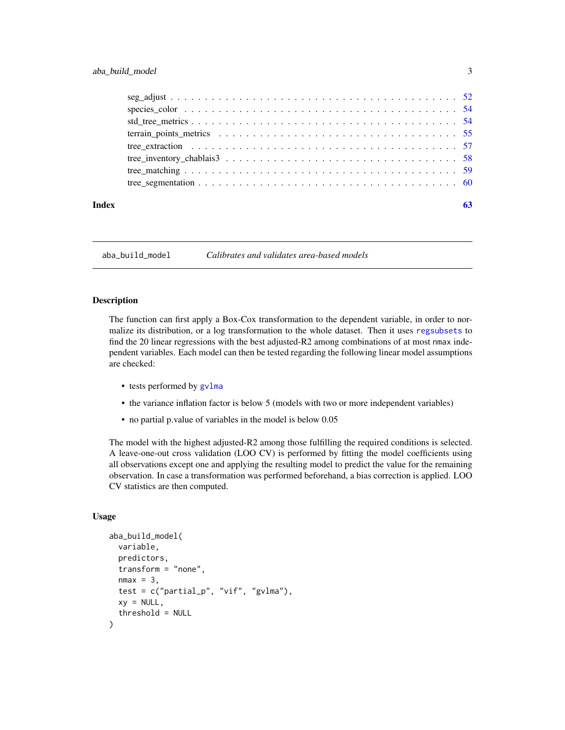seg_adjust . . . . . . . . . . . . . . . . . . . . . . . . . . . . . . . . . . . . . . . . . 52
species_color . . . . . . . . . . . . . . . . . . . . . . . . . . . . . . . . . . . . . . . 54
std_tree_metrics . . . . . . . . . . . . . . . . . . . . . . . . . . . . . . . . . . . . . . 54
terrain_points_metrics . . . . . . . . . . . . . . . . . . . . . . . . . . . . . . . . . . 55
tree_extraction . . . . . . . . . . . . . . . . . . . . . . . . . . . . . . . . . . . . . . 57
tree_inventory_chablais3 . . . . . . . . . . . . . . . . . . . . . . . . . . . . . . . . 58
tree_matching . . . . . . . . . . . . . . . . . . . . . . . . . . . . . . . . . . . . . . . 59
tree_segmentation . . . . . . . . . . . . . . . . . . . . . . . . . . . . . . . . . . . . . 60

**Index** **63**

---

## aba_build_model — *Calibrates and validates area-based models*

### Description

The function can first apply a Box-Cox transformation to the dependent variable, in order to normalize its distribution, or a log transformation to the whole dataset. Then it uses `regsubsets` to find the 20 linear regressions with the best adjusted-R2 among combinations of at most `nmax` independent variables. Each model can then be tested regarding the following linear model assumptions are checked:

- tests performed by `gvlma`
- the variance inflation factor is below 5 (models with two or more independent variables)
- no partial p.value of variables in the model is below 0.05

The model with the highest adjusted-R2 among those fulfilling the required conditions is selected. A leave-one-out cross validation (LOO CV) is performed by fitting the model coefficients using all observations except one and applying the resulting model to predict the value for the remaining observation. In case a transformation was performed beforehand, a bias correction is applied. LOO CV statistics are then computed.

### Usage

```
aba_build_model(
  variable,
  predictors,
  transform = "none",
  nmax = 3,
  test = c("partial_p", "vif", "gvlma"),
  xy = NULL,
  threshold = NULL
)
```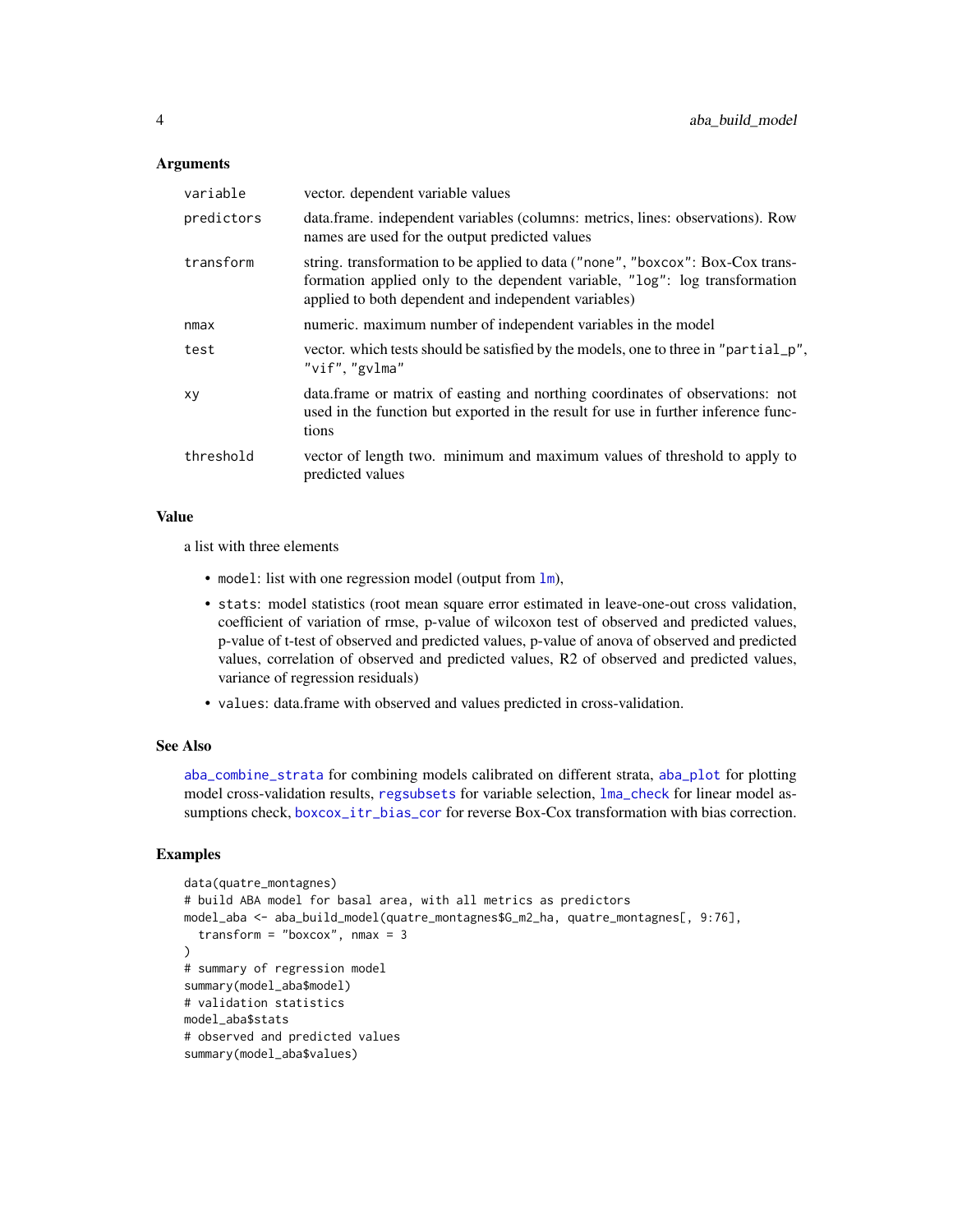### Arguments

| | |
|---|---|
| `variable` | vector. dependent variable values |
| `predictors` | data.frame. independent variables (columns: metrics, lines: observations). Row names are used for the output predicted values |
| `transform` | string. transformation to be applied to data (`"none"`, `"boxcox"`: Box-Cox transformation applied only to the dependent variable, `"log"`: log transformation applied to both dependent and independent variables) |
| `nmax` | numeric. maximum number of independent variables in the model |
| `test` | vector. which tests should be satisfied by the models, one to three in `"partial_p"`, `"vif"`, `"gvlma"` |
| `xy` | data.frame or matrix of easting and northing coordinates of observations: not used in the function but exported in the result for use in further inference functions |
| `threshold` | vector of length two. minimum and maximum values of threshold to apply to predicted values |

### Value

a list with three elements

- `model`: list with one regression model (output from `lm`),
- `stats`: model statistics (root mean square error estimated in leave-one-out cross validation, coefficient of variation of rmse, p-value of wilcoxon test of observed and predicted values, p-value of t-test of observed and predicted values, p-value of anova of observed and predicted values, correlation of observed and predicted values, R2 of observed and predicted values, variance of regression residuals)
- `values`: data.frame with observed and values predicted in cross-validation.

### See Also

`aba_combine_strata` for combining models calibrated on different strata, `aba_plot` for plotting model cross-validation results, `regsubsets` for variable selection, `lma_check` for linear model assumptions check, `boxcox_itr_bias_cor` for reverse Box-Cox transformation with bias correction.

### Examples

```
data(quatre_montagnes)
# build ABA model for basal area, with all metrics as predictors
model_aba <- aba_build_model(quatre_montagnes$G_m2_ha, quatre_montagnes[, 9:76],
  transform = "boxcox", nmax = 3
)
# summary of regression model
summary(model_aba$model)
# validation statistics
model_aba$stats
# observed and predicted values
summary(model_aba$values)
```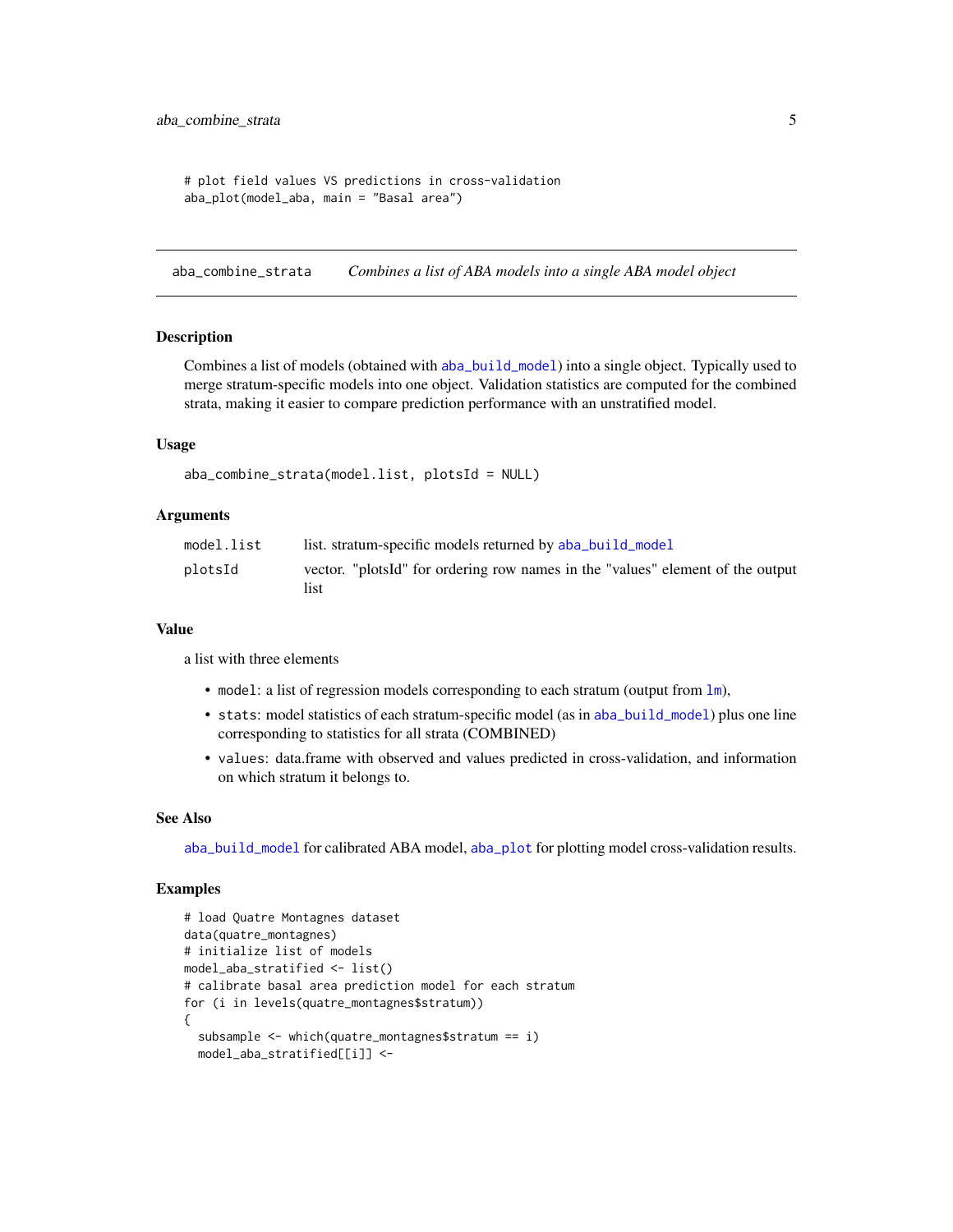```
# plot field values VS predictions in cross-validation
aba_plot(model_aba, main = "Basal area")
```

---

## aba_combine_strata — *Combines a list of ABA models into a single ABA model object*

### Description

Combines a list of models (obtained with aba_build_model) into a single object. Typically used to merge stratum-specific models into one object. Validation statistics are computed for the combined strata, making it easier to compare prediction performance with an unstratified model.

### Usage

```
aba_combine_strata(model.list, plotsId = NULL)
```

### Arguments

| | |
|---|---|
| model.list | list. stratum-specific models returned by aba_build_model |
| plotsId | vector. "plotsId" for ordering row names in the "values" element of the output list |

### Value

a list with three elements

- `model`: a list of regression models corresponding to each stratum (output from lm),
- `stats`: model statistics of each stratum-specific model (as in aba_build_model) plus one line corresponding to statistics for all strata (COMBINED)
- `values`: data.frame with observed and values predicted in cross-validation, and information on which stratum it belongs to.

### See Also

aba_build_model for calibrated ABA model, aba_plot for plotting model cross-validation results.

### Examples

```
# load Quatre Montagnes dataset
data(quatre_montagnes)
# initialize list of models
model_aba_stratified <- list()
# calibrate basal area prediction model for each stratum
for (i in levels(quatre_montagnes$stratum))
{
  subsample <- which(quatre_montagnes$stratum == i)
  model_aba_stratified[[i]] <-
```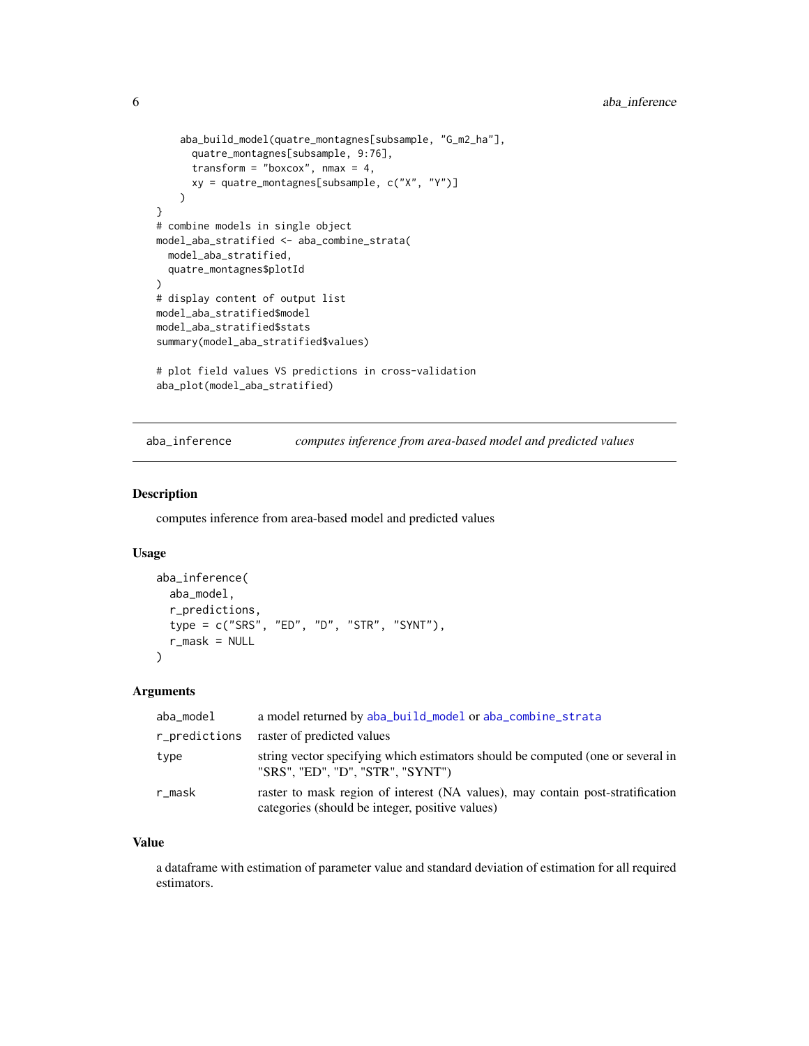```
    aba_build_model(quatre_montagnes[subsample, "G_m2_ha"],
      quatre_montagnes[subsample, 9:76],
      transform = "boxcox", nmax = 4,
      xy = quatre_montagnes[subsample, c("X", "Y")]
    )
}
# combine models in single object
model_aba_stratified <- aba_combine_strata(
  model_aba_stratified,
  quatre_montagnes$plotId
)
# display content of output list
model_aba_stratified$model
model_aba_stratified$stats
summary(model_aba_stratified$values)

# plot field values VS predictions in cross-validation
aba_plot(model_aba_stratified)
```

## aba_inference — *computes inference from area-based model and predicted values*

### Description

computes inference from area-based model and predicted values

### Usage

```
aba_inference(
  aba_model,
  r_predictions,
  type = c("SRS", "ED", "D", "STR", "SYNT"),
  r_mask = NULL
)
```

### Arguments

| Argument | Description |
|---|---|
| aba_model | a model returned by aba_build_model or aba_combine_strata |
| r_predictions | raster of predicted values |
| type | string vector specifying which estimators should be computed (one or several in "SRS", "ED", "D", "STR", "SYNT") |
| r_mask | raster to mask region of interest (NA values), may contain post-stratification categories (should be integer, positive values) |

### Value

a dataframe with estimation of parameter value and standard deviation of estimation for all required estimators.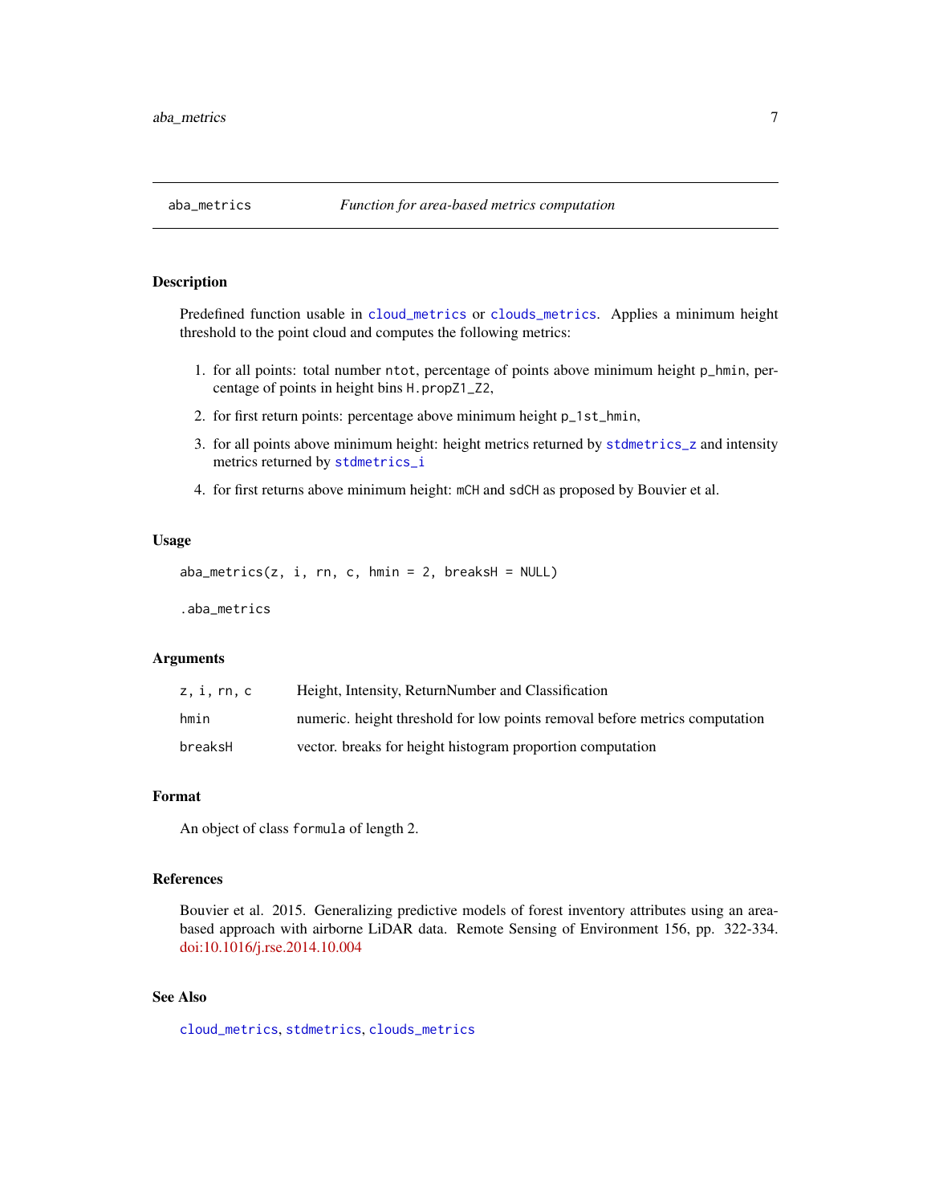## aba_metrics — *Function for area-based metrics computation*

### Description

Predefined function usable in cloud_metrics or clouds_metrics. Applies a minimum height threshold to the point cloud and computes the following metrics:

1. for all points: total number `ntot`, percentage of points above minimum height `p_hmin`, percentage of points in height bins `H.propZ1_Z2`,
2. for first return points: percentage above minimum height `p_1st_hmin`,
3. for all points above minimum height: height metrics returned by stdmetrics_z and intensity metrics returned by stdmetrics_i
4. for first returns above minimum height: `mCH` and `sdCH` as proposed by Bouvier et al.

### Usage

```
aba_metrics(z, i, rn, c, hmin = 2, breaksH = NULL)

.aba_metrics
```

### Arguments

| | |
|---|---|
| `z, i, rn, c` | Height, Intensity, ReturnNumber and Classification |
| `hmin` | numeric. height threshold for low points removal before metrics computation |
| `breaksH` | vector. breaks for height histogram proportion computation |

### Format

An object of class `formula` of length 2.

### References

Bouvier et al. 2015. Generalizing predictive models of forest inventory attributes using an area-based approach with airborne LiDAR data. Remote Sensing of Environment 156, pp. 322-334. doi:10.1016/j.rse.2014.10.004

### See Also

cloud_metrics, stdmetrics, clouds_metrics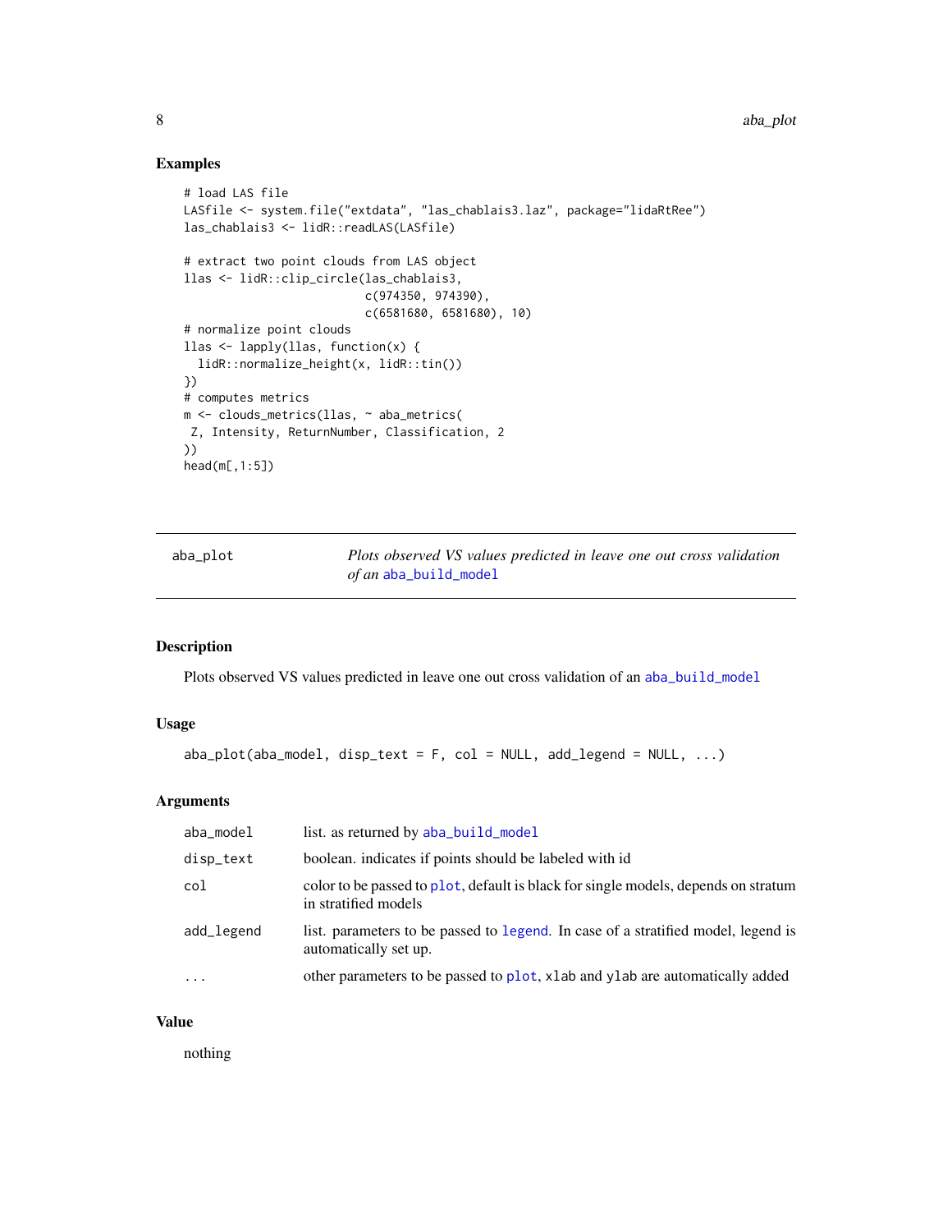## Examples

```
# load LAS file
LASfile <- system.file("extdata", "las_chablais3.laz", package="lidaRtRee")
las_chablais3 <- lidR::readLAS(LASfile)

# extract two point clouds from LAS object
llas <- lidR::clip_circle(las_chablais3,
                          c(974350, 974390),
                          c(6581680, 6581680), 10)
# normalize point clouds
llas <- lapply(llas, function(x) {
  lidR::normalize_height(x, lidR::tin())
})
# computes metrics
m <- clouds_metrics(llas, ~ aba_metrics(
 Z, Intensity, ReturnNumber, Classification, 2
))
head(m[,1:5])
```

---

`aba_plot` *Plots observed VS values predicted in leave one out cross validation of an* `aba_build_model`

---

## Description

Plots observed VS values predicted in leave one out cross validation of an `aba_build_model`

## Usage

```
aba_plot(aba_model, disp_text = F, col = NULL, add_legend = NULL, ...)
```

## Arguments

| | |
|---|---|
| `aba_model` | list. as returned by `aba_build_model` |
| `disp_text` | boolean. indicates if points should be labeled with id |
| `col` | color to be passed to `plot`, default is black for single models, depends on stratum in stratified models |
| `add_legend` | list. parameters to be passed to `legend`. In case of a stratified model, legend is automatically set up. |
| `...` | other parameters to be passed to `plot`, `xlab` and `ylab` are automatically added |

## Value

nothing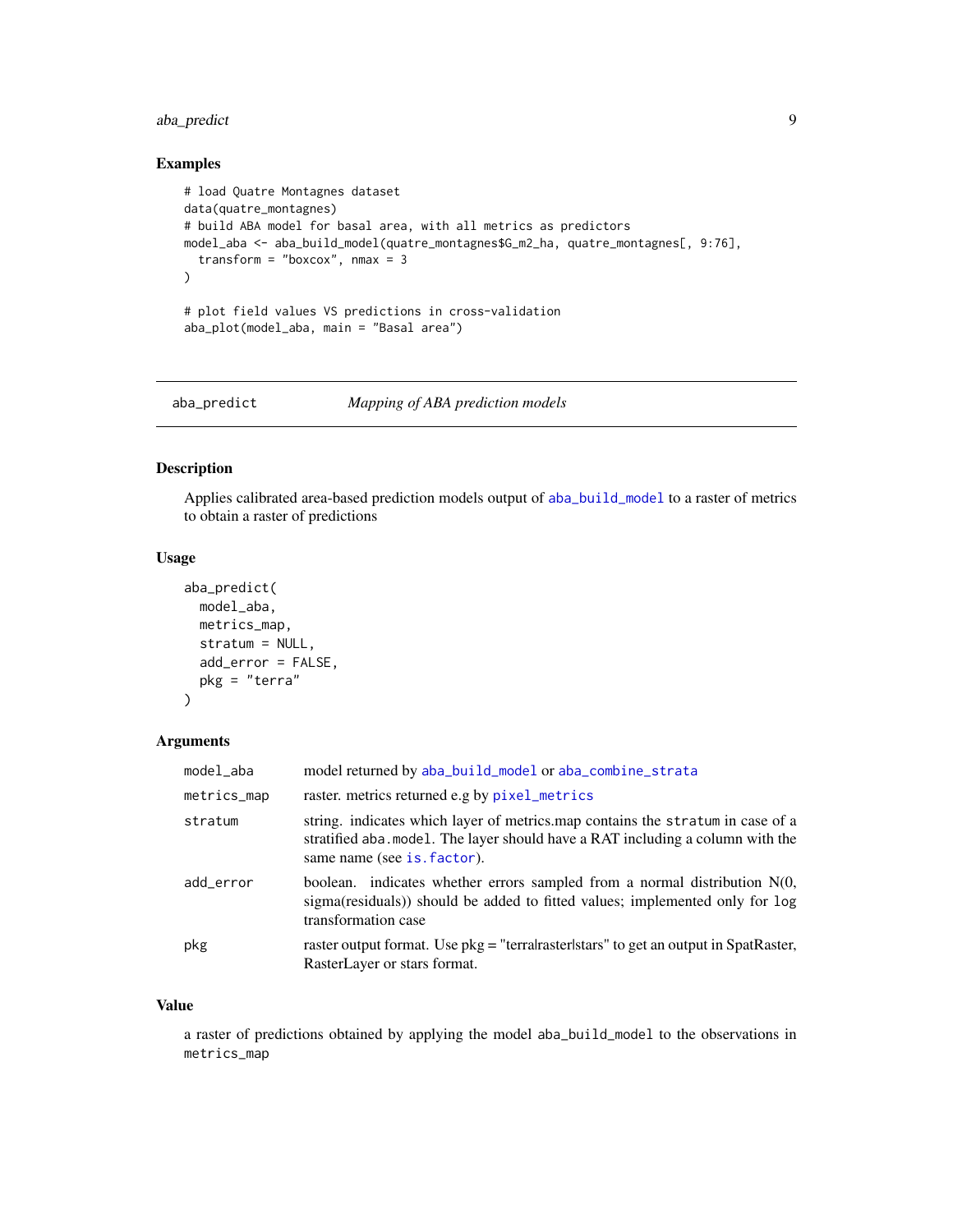### Examples

```
# load Quatre Montagnes dataset
data(quatre_montagnes)
# build ABA model for basal area, with all metrics as predictors
model_aba <- aba_build_model(quatre_montagnes$G_m2_ha, quatre_montagnes[, 9:76],
  transform = "boxcox", nmax = 3
)

# plot field values VS predictions in cross-validation
aba_plot(model_aba, main = "Basal area")
```

## aba_predict — *Mapping of ABA prediction models*

### Description

Applies calibrated area-based prediction models output of `aba_build_model` to a raster of metrics to obtain a raster of predictions

### Usage

```
aba_predict(
  model_aba,
  metrics_map,
  stratum = NULL,
  add_error = FALSE,
  pkg = "terra"
)
```

### Arguments

| | |
|---|---|
| `model_aba` | model returned by `aba_build_model` or `aba_combine_strata` |
| `metrics_map` | raster. metrics returned e.g by `pixel_metrics` |
| `stratum` | string. indicates which layer of metrics.map contains the `stratum` in case of a stratified `aba.model`. The layer should have a RAT including a column with the same name (see `is.factor`). |
| `add_error` | boolean. indicates whether errors sampled from a normal distribution N(0, sigma(residuals)) should be added to fitted values; implemented only for `log` transformation case |
| `pkg` | raster output format. Use pkg = "terra\|raster\|stars" to get an output in SpatRaster, RasterLayer or stars format. |

### Value

a raster of predictions obtained by applying the model `aba_build_model` to the observations in `metrics_map`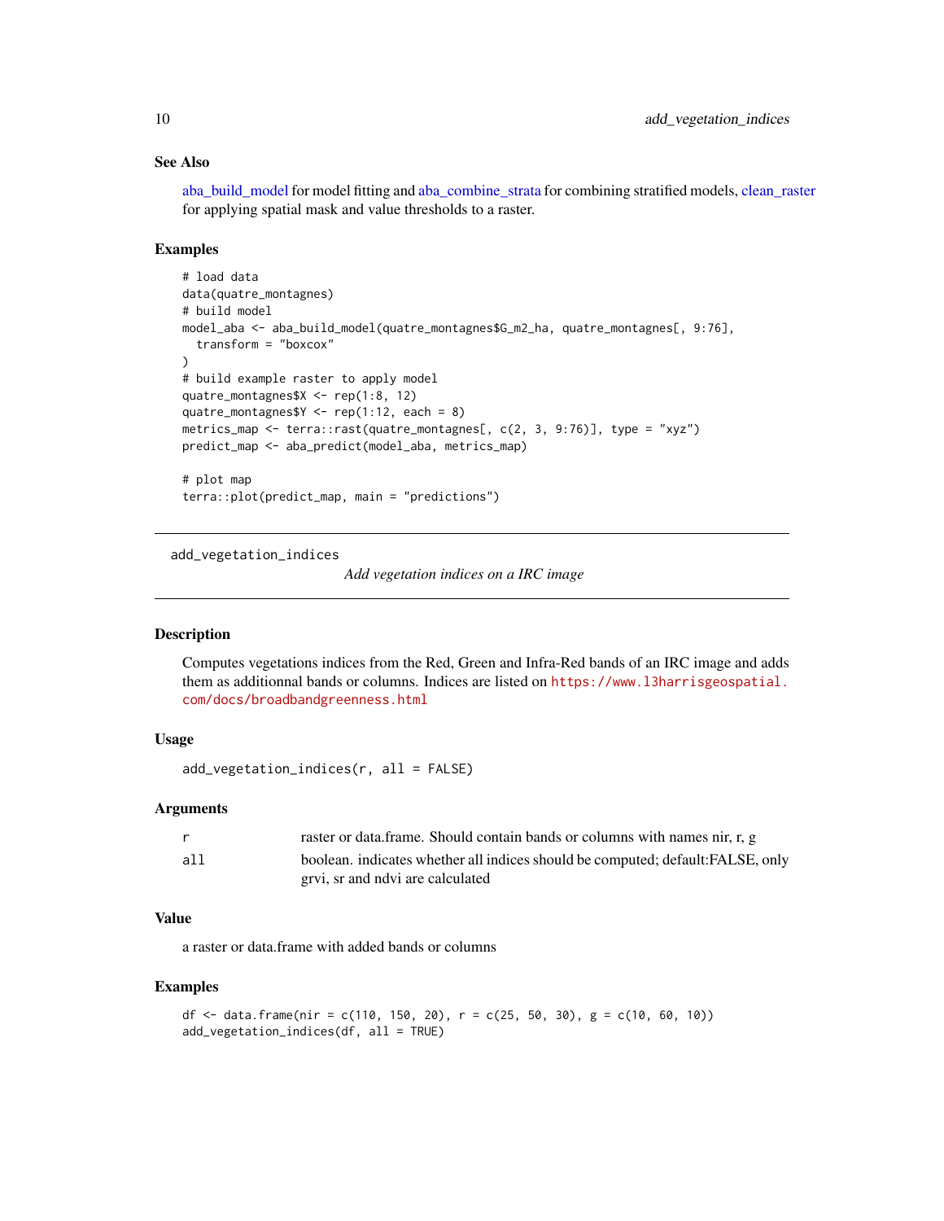### See Also

aba_build_model for model fitting and aba_combine_strata for combining stratified models, clean_raster for applying spatial mask and value thresholds to a raster.

### Examples

```
# load data
data(quatre_montagnes)
# build model
model_aba <- aba_build_model(quatre_montagnes$G_m2_ha, quatre_montagnes[, 9:76],
  transform = "boxcox"
)
# build example raster to apply model
quatre_montagnes$X <- rep(1:8, 12)
quatre_montagnes$Y <- rep(1:12, each = 8)
metrics_map <- terra::rast(quatre_montagnes[, c(2, 3, 9:76)], type = "xyz")
predict_map <- aba_predict(model_aba, metrics_map)

# plot map
terra::plot(predict_map, main = "predictions")
```

---

## add_vegetation_indices    *Add vegetation indices on a IRC image*

---

### Description

Computes vegetations indices from the Red, Green and Infra-Red bands of an IRC image and adds them as additionnal bands or columns. Indices are listed on https://www.l3harrisgeospatial.com/docs/broadbandgreenness.html

### Usage

```
add_vegetation_indices(r, all = FALSE)
```

### Arguments

| | |
|---|---|
| r | raster or data.frame. Should contain bands or columns with names nir, r, g |
| all | boolean. indicates whether all indices should be computed; default:FALSE, only grvi, sr and ndvi are calculated |

### Value

a raster or data.frame with added bands or columns

### Examples

```
df <- data.frame(nir = c(110, 150, 20), r = c(25, 50, 30), g = c(10, 60, 10))
add_vegetation_indices(df, all = TRUE)
```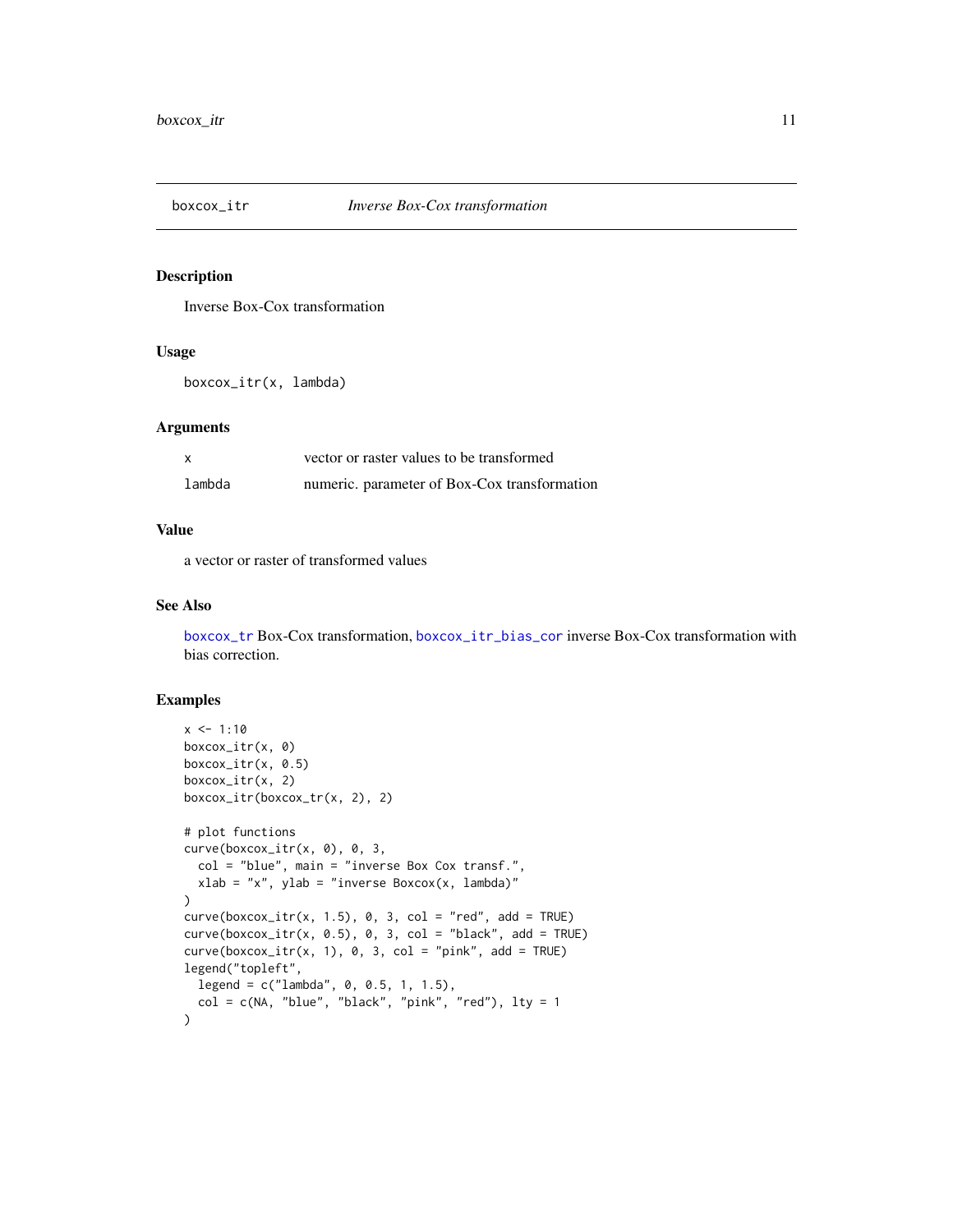# boxcox_itr — *Inverse Box-Cox transformation*

## Description

Inverse Box-Cox transformation

## Usage

```
boxcox_itr(x, lambda)
```

## Arguments

| | |
|---|---|
| x | vector or raster values to be transformed |
| lambda | numeric. parameter of Box-Cox transformation |

## Value

a vector or raster of transformed values

## See Also

boxcox_tr Box-Cox transformation, boxcox_itr_bias_cor inverse Box-Cox transformation with bias correction.

## Examples

```
x <- 1:10
boxcox_itr(x, 0)
boxcox_itr(x, 0.5)
boxcox_itr(x, 2)
boxcox_itr(boxcox_tr(x, 2), 2)

# plot functions
curve(boxcox_itr(x, 0), 0, 3,
  col = "blue", main = "inverse Box Cox transf.",
  xlab = "x", ylab = "inverse Boxcox(x, lambda)"
)
curve(boxcox_itr(x, 1.5), 0, 3, col = "red", add = TRUE)
curve(boxcox_itr(x, 0.5), 0, 3, col = "black", add = TRUE)
curve(boxcox_itr(x, 1), 0, 3, col = "pink", add = TRUE)
legend("topleft",
  legend = c("lambda", 0, 0.5, 1, 1.5),
  col = c(NA, "blue", "black", "pink", "red"), lty = 1
)
```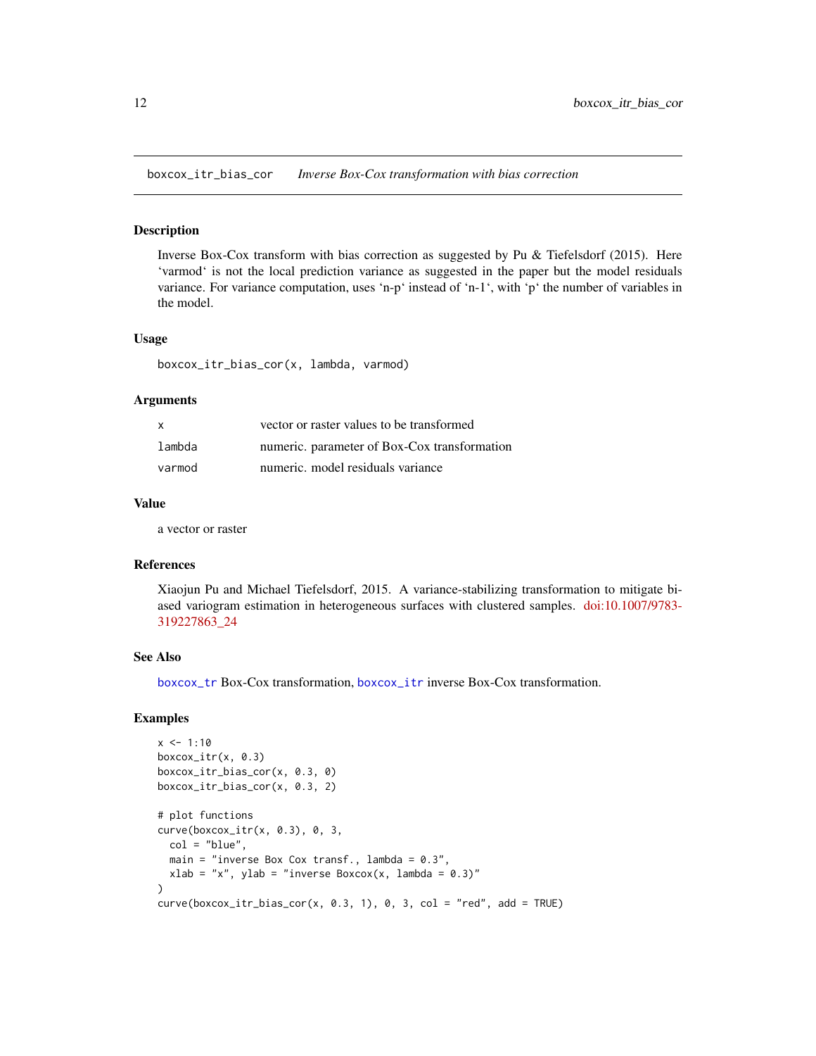boxcox_itr_bias_cor &nbsp;&nbsp;&nbsp; *Inverse Box-Cox transformation with bias correction*

## Description

Inverse Box-Cox transform with bias correction as suggested by Pu & Tiefelsdorf (2015). Here 'varmod' is not the local prediction variance as suggested in the paper but the model residuals variance. For variance computation, uses 'n-p' instead of 'n-1', with 'p' the number of variables in the model.

## Usage

```
boxcox_itr_bias_cor(x, lambda, varmod)
```

## Arguments

| | |
|---|---|
| x | vector or raster values to be transformed |
| lambda | numeric. parameter of Box-Cox transformation |
| varmod | numeric. model residuals variance |

## Value

a vector or raster

## References

Xiaojun Pu and Michael Tiefelsdorf, 2015. A variance-stabilizing transformation to mitigate biased variogram estimation in heterogeneous surfaces with clustered samples. doi:10.1007/9783-319227863_24

## See Also

boxcox_tr Box-Cox transformation, boxcox_itr inverse Box-Cox transformation.

## Examples

```
x <- 1:10
boxcox_itr(x, 0.3)
boxcox_itr_bias_cor(x, 0.3, 0)
boxcox_itr_bias_cor(x, 0.3, 2)

# plot functions
curve(boxcox_itr(x, 0.3), 0, 3,
  col = "blue",
  main = "inverse Box Cox transf., lambda = 0.3",
  xlab = "x", ylab = "inverse Boxcox(x, lambda = 0.3)"
)
curve(boxcox_itr_bias_cor(x, 0.3, 1), 0, 3, col = "red", add = TRUE)
```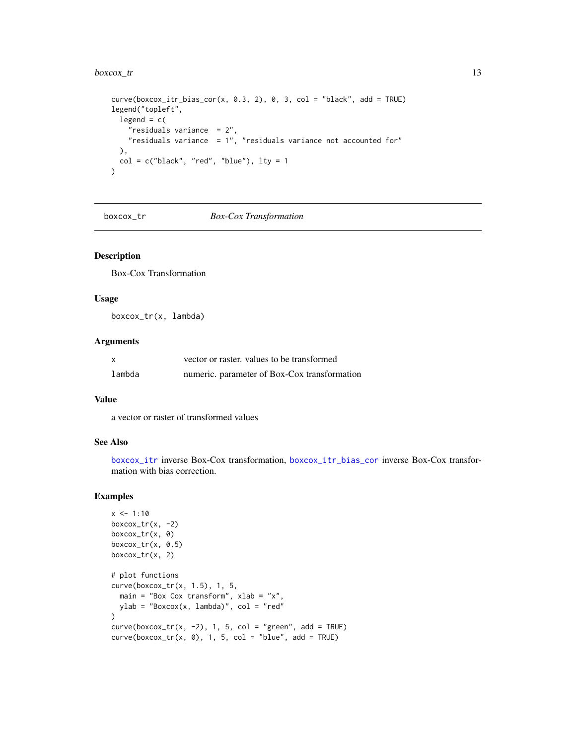```
curve(boxcox_itr_bias_cor(x, 0.3, 2), 0, 3, col = "black", add = TRUE)
legend("topleft",
  legend = c(
    "residuals variance  = 2",
    "residuals variance  = 1", "residuals variance not accounted for"
  ),
  col = c("black", "red", "blue"), lty = 1
)
```

## boxcox_tr — *Box-Cox Transformation*

### Description

Box-Cox Transformation

### Usage

```
boxcox_tr(x, lambda)
```

### Arguments

| | |
|---|---|
| x | vector or raster. values to be transformed |
| lambda | numeric. parameter of Box-Cox transformation |

### Value

a vector or raster of transformed values

### See Also

boxcox_itr inverse Box-Cox transformation, boxcox_itr_bias_cor inverse Box-Cox transformation with bias correction.

### Examples

```
x <- 1:10
boxcox_tr(x, -2)
boxcox_tr(x, 0)
boxcox_tr(x, 0.5)
boxcox_tr(x, 2)

# plot functions
curve(boxcox_tr(x, 1.5), 1, 5,
  main = "Box Cox transform", xlab = "x",
  ylab = "Boxcox(x, lambda)", col = "red"
)
curve(boxcox_tr(x, -2), 1, 5, col = "green", add = TRUE)
curve(boxcox_tr(x, 0), 1, 5, col = "blue", add = TRUE)
```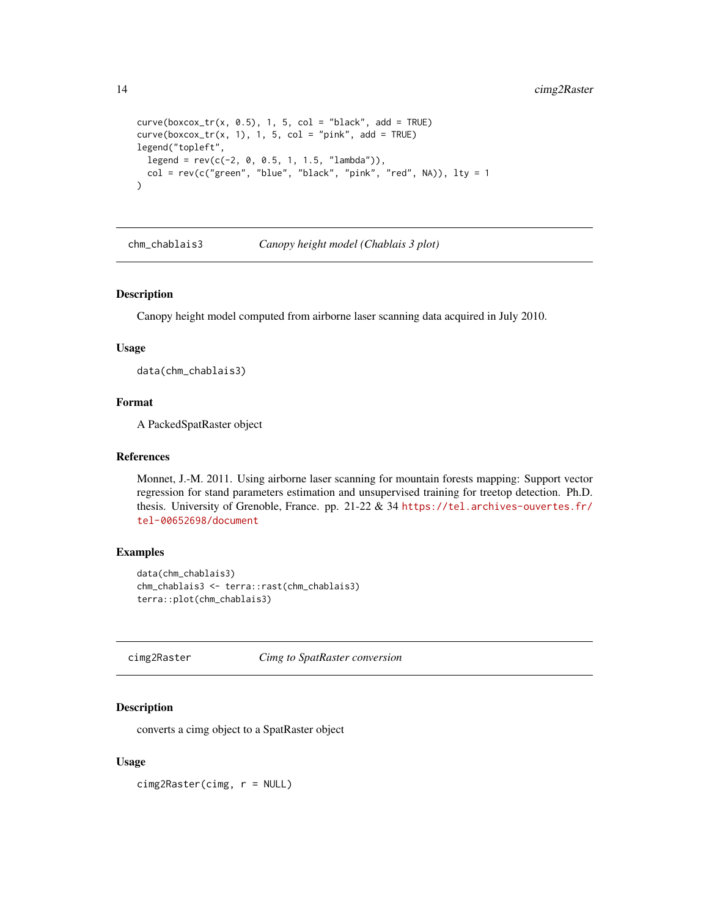```
curve(boxcox_tr(x, 0.5), 1, 5, col = "black", add = TRUE)
curve(boxcox_tr(x, 1), 1, 5, col = "pink", add = TRUE)
legend("topleft",
  legend = rev(c(-2, 0, 0.5, 1, 1.5, "lambda")),
  col = rev(c("green", "blue", "black", "pink", "red", NA)), lty = 1
)
```

---

## chm_chablais3 — *Canopy height model (Chablais 3 plot)*

### Description

Canopy height model computed from airborne laser scanning data acquired in July 2010.

### Usage

```
data(chm_chablais3)
```

### Format

A PackedSpatRaster object

### References

Monnet, J.-M. 2011. Using airborne laser scanning for mountain forests mapping: Support vector regression for stand parameters estimation and unsupervised training for treetop detection. Ph.D. thesis. University of Grenoble, France. pp. 21-22 & 34 https://tel.archives-ouvertes.fr/tel-00652698/document

### Examples

```
data(chm_chablais3)
chm_chablais3 <- terra::rast(chm_chablais3)
terra::plot(chm_chablais3)
```

---

## cimg2Raster — *Cimg to SpatRaster conversion*

### Description

converts a cimg object to a SpatRaster object

### Usage

```
cimg2Raster(cimg, r = NULL)
```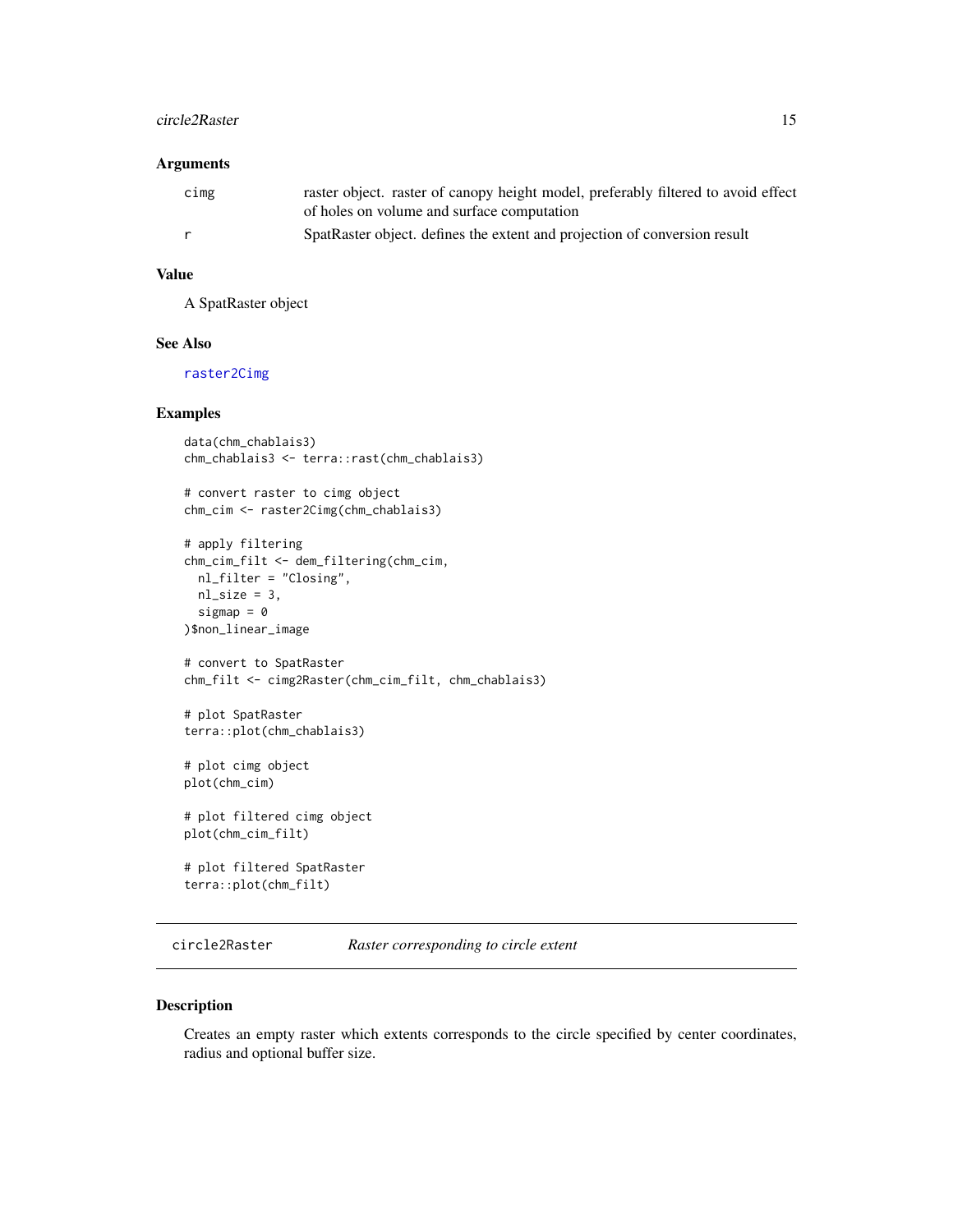### Arguments

| | |
|---|---|
| cimg | raster object. raster of canopy height model, preferably filtered to avoid effect of holes on volume and surface computation |
| r | SpatRaster object. defines the extent and projection of conversion result |

### Value

A SpatRaster object

### See Also

raster2Cimg

### Examples

```
data(chm_chablais3)
chm_chablais3 <- terra::rast(chm_chablais3)

# convert raster to cimg object
chm_cim <- raster2Cimg(chm_chablais3)

# apply filtering
chm_cim_filt <- dem_filtering(chm_cim,
  nl_filter = "Closing",
  nl_size = 3,
  sigmap = 0
)$non_linear_image

# convert to SpatRaster
chm_filt <- cimg2Raster(chm_cim_filt, chm_chablais3)

# plot SpatRaster
terra::plot(chm_chablais3)

# plot cimg object
plot(chm_cim)

# plot filtered cimg object
plot(chm_cim_filt)

# plot filtered SpatRaster
terra::plot(chm_filt)
```

---

## circle2Raster *Raster corresponding to circle extent*

### Description

Creates an empty raster which extents corresponds to the circle specified by center coordinates, radius and optional buffer size.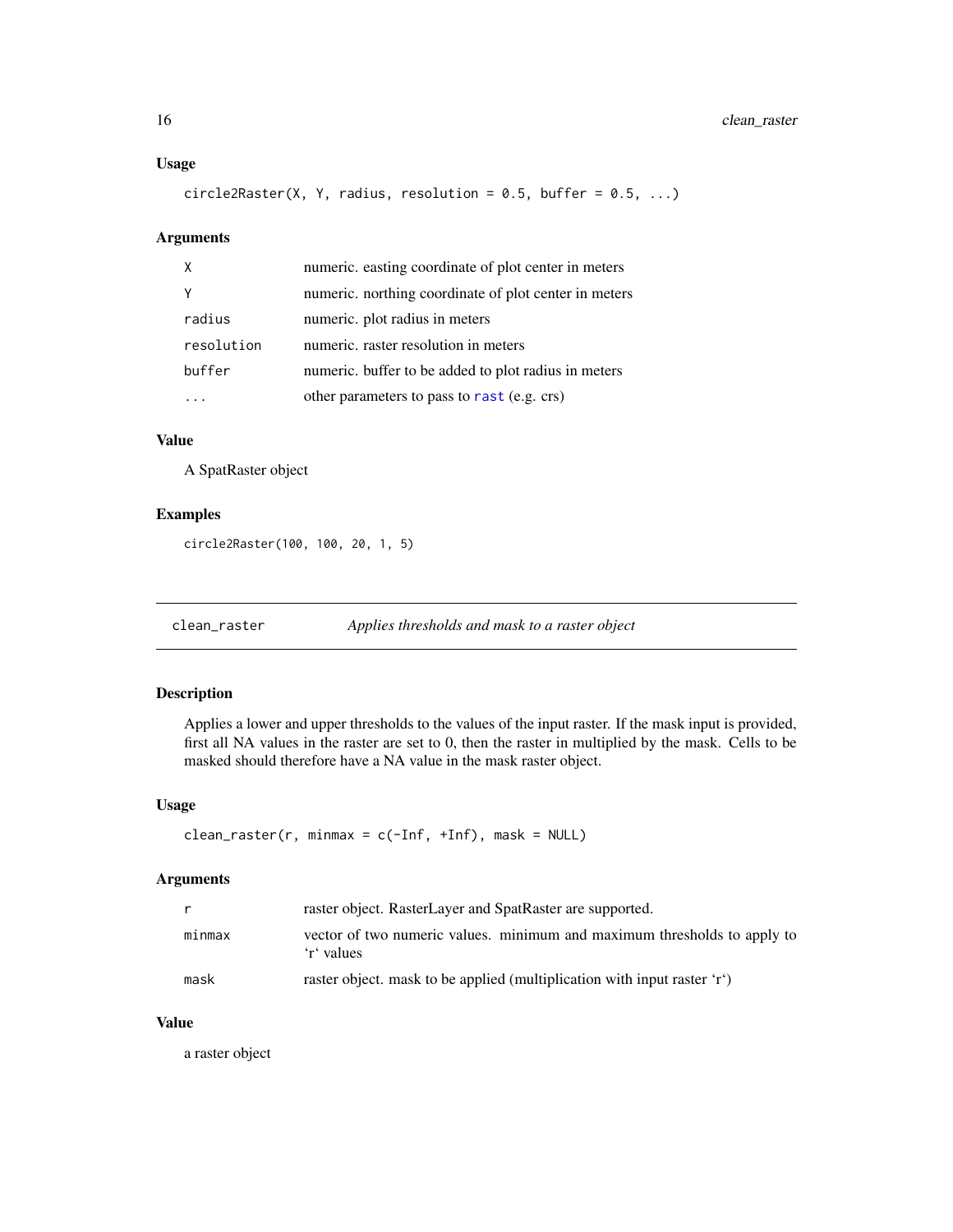## Usage

```
circle2Raster(X, Y, radius, resolution = 0.5, buffer = 0.5, ...)
```

## Arguments

| | |
|---|---|
| X | numeric. easting coordinate of plot center in meters |
| Y | numeric. northing coordinate of plot center in meters |
| radius | numeric. plot radius in meters |
| resolution | numeric. raster resolution in meters |
| buffer | numeric. buffer to be added to plot radius in meters |
| ... | other parameters to pass to `rast` (e.g. crs) |

## Value

A SpatRaster object

## Examples

```
circle2Raster(100, 100, 20, 1, 5)
```

---

# clean_raster — *Applies thresholds and mask to a raster object*

## Description

Applies a lower and upper thresholds to the values of the input raster. If the mask input is provided, first all NA values in the raster are set to 0, then the raster in multiplied by the mask. Cells to be masked should therefore have a NA value in the mask raster object.

## Usage

```
clean_raster(r, minmax = c(-Inf, +Inf), mask = NULL)
```

## Arguments

| | |
|---|---|
| r | raster object. RasterLayer and SpatRaster are supported. |
| minmax | vector of two numeric values. minimum and maximum thresholds to apply to 'r' values |
| mask | raster object. mask to be applied (multiplication with input raster 'r') |

## Value

a raster object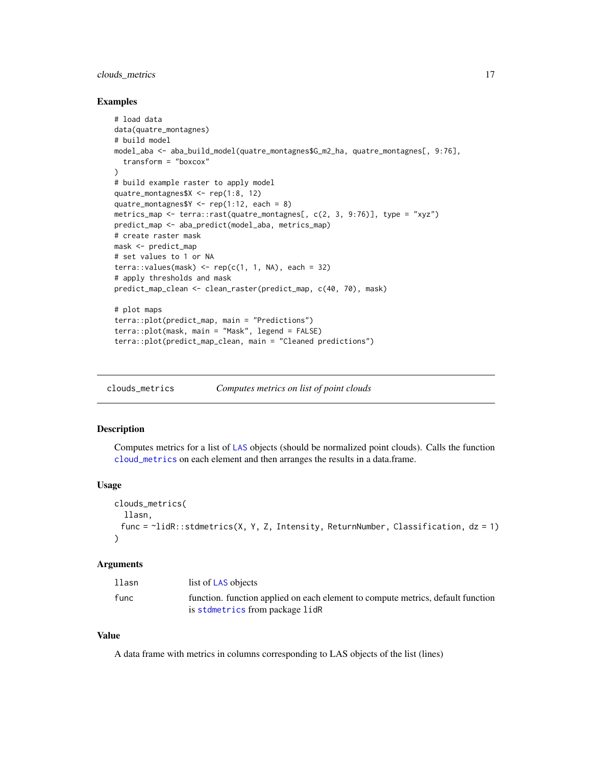## Examples

```
# load data
data(quatre_montagnes)
# build model
model_aba <- aba_build_model(quatre_montagnes$G_m2_ha, quatre_montagnes[, 9:76],
  transform = "boxcox"
)
# build example raster to apply model
quatre_montagnes$X <- rep(1:8, 12)
quatre_montagnes$Y <- rep(1:12, each = 8)
metrics_map <- terra::rast(quatre_montagnes[, c(2, 3, 9:76)], type = "xyz")
predict_map <- aba_predict(model_aba, metrics_map)
# create raster mask
mask <- predict_map
# set values to 1 or NA
terra::values(mask) <- rep(c(1, 1, NA), each = 32)
# apply thresholds and mask
predict_map_clean <- clean_raster(predict_map, c(40, 70), mask)

# plot maps
terra::plot(predict_map, main = "Predictions")
terra::plot(mask, main = "Mask", legend = FALSE)
terra::plot(predict_map_clean, main = "Cleaned predictions")
```

---

# clouds_metrics — *Computes metrics on list of point clouds*

## Description

Computes metrics for a list of LAS objects (should be normalized point clouds). Calls the function cloud_metrics on each element and then arranges the results in a data.frame.

## Usage

```
clouds_metrics(
  llasn,
  func = ~lidR::stdmetrics(X, Y, Z, Intensity, ReturnNumber, Classification, dz = 1)
)
```

## Arguments

| | |
|---|---|
| llasn | list of LAS objects |
| func | function. function applied on each element to compute metrics, default function is stdmetrics from package lidR |

## Value

A data frame with metrics in columns corresponding to LAS objects of the list (lines)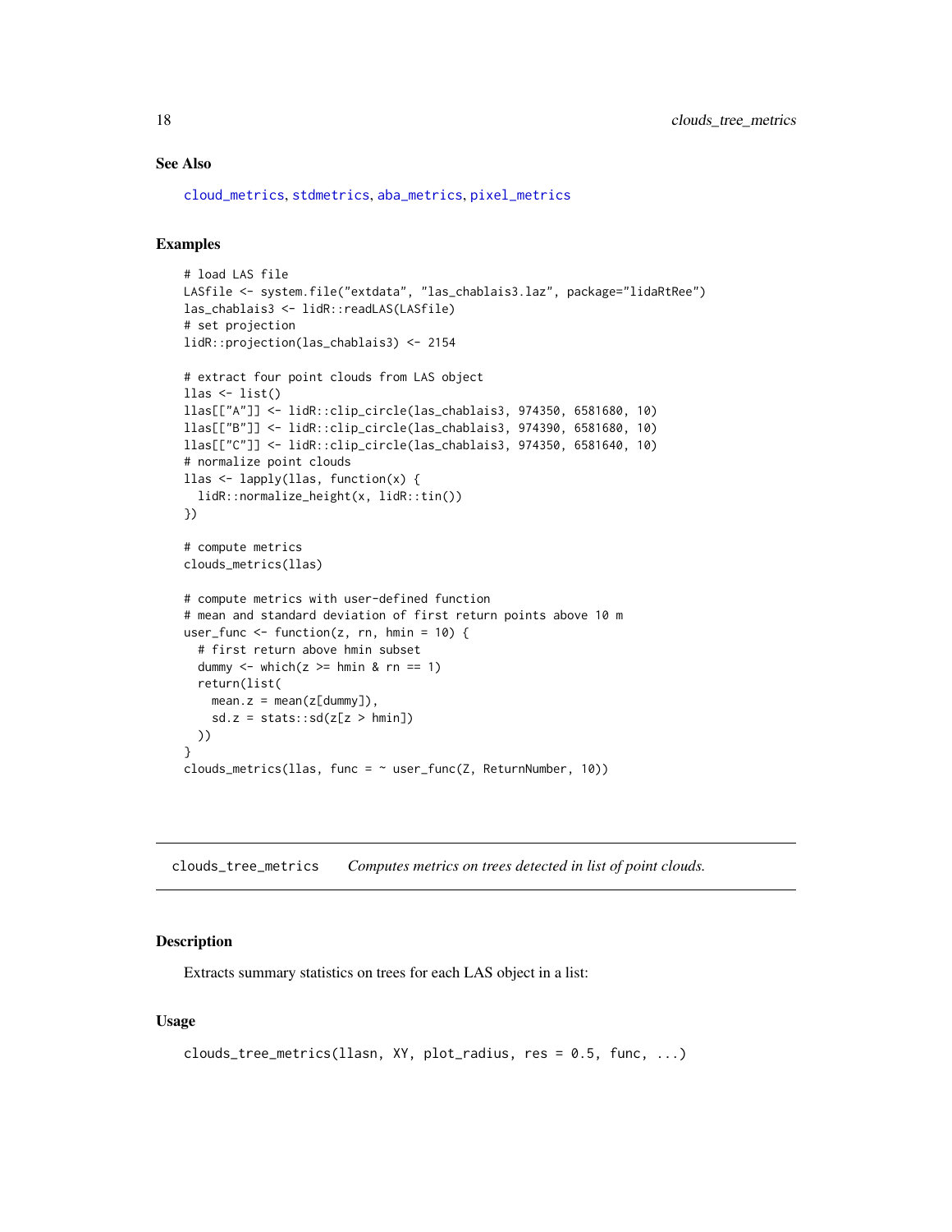## See Also

cloud_metrics, stdmetrics, aba_metrics, pixel_metrics

## Examples

```
# load LAS file
LASfile <- system.file("extdata", "las_chablais3.laz", package="lidaRtRee")
las_chablais3 <- lidR::readLAS(LASfile)
# set projection
lidR::projection(las_chablais3) <- 2154

# extract four point clouds from LAS object
llas <- list()
llas[["A"]] <- lidR::clip_circle(las_chablais3, 974350, 6581680, 10)
llas[["B"]] <- lidR::clip_circle(las_chablais3, 974390, 6581680, 10)
llas[["C"]] <- lidR::clip_circle(las_chablais3, 974350, 6581640, 10)
# normalize point clouds
llas <- lapply(llas, function(x) {
  lidR::normalize_height(x, lidR::tin())
})

# compute metrics
clouds_metrics(llas)

# compute metrics with user-defined function
# mean and standard deviation of first return points above 10 m
user_func <- function(z, rn, hmin = 10) {
  # first return above hmin subset
  dummy <- which(z >= hmin & rn == 1)
  return(list(
    mean.z = mean(z[dummy]),
    sd.z = stats::sd(z[z > hmin])
  ))
}
clouds_metrics(llas, func = ~ user_func(Z, ReturnNumber, 10))
```

---

# clouds_tree_metrics *Computes metrics on trees detected in list of point clouds.*

## Description

Extracts summary statistics on trees for each LAS object in a list:

## Usage

```
clouds_tree_metrics(llasn, XY, plot_radius, res = 0.5, func, ...)
```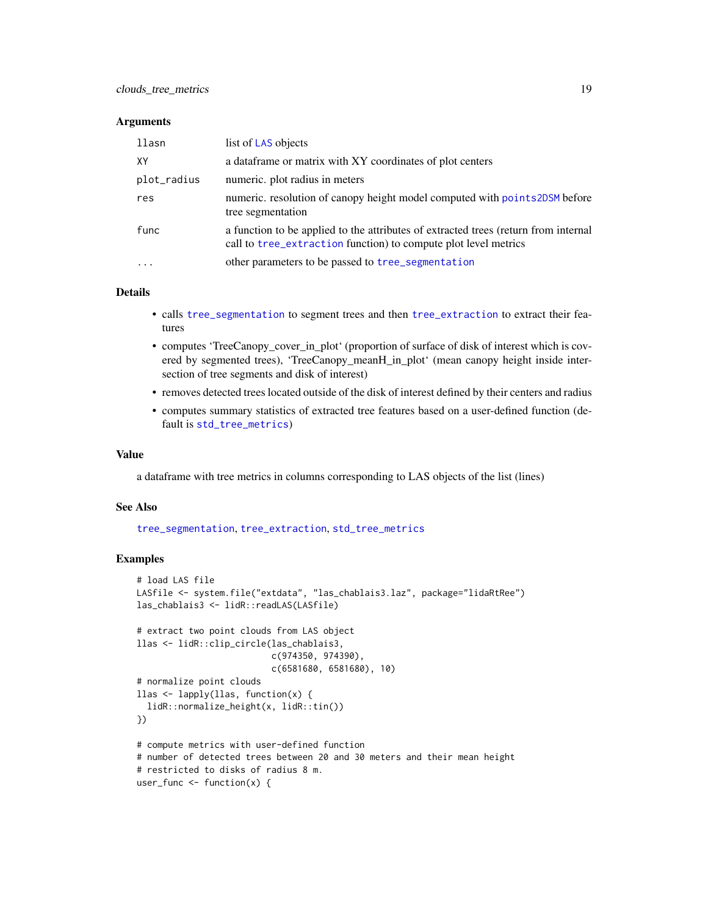### Arguments

| | |
|---|---|
| `llasn` | list of LAS objects |
| `XY` | a dataframe or matrix with XY coordinates of plot centers |
| `plot_radius` | numeric. plot radius in meters |
| `res` | numeric. resolution of canopy height model computed with `points2DSM` before tree segmentation |
| `func` | a function to be applied to the attributes of extracted trees (return from internal call to `tree_extraction` function) to compute plot level metrics |
| `...` | other parameters to be passed to `tree_segmentation` |

### Details

- calls `tree_segmentation` to segment trees and then `tree_extraction` to extract their features
- computes 'TreeCanopy_cover_in_plot' (proportion of surface of disk of interest which is covered by segmented trees), 'TreeCanopy_meanH_in_plot' (mean canopy height inside intersection of tree segments and disk of interest)
- removes detected trees located outside of the disk of interest defined by their centers and radius
- computes summary statistics of extracted tree features based on a user-defined function (default is `std_tree_metrics`)

### Value

a dataframe with tree metrics in columns corresponding to LAS objects of the list (lines)

### See Also

`tree_segmentation`, `tree_extraction`, `std_tree_metrics`

### Examples

```
# load LAS file
LASfile <- system.file("extdata", "las_chablais3.laz", package="lidaRtRee")
las_chablais3 <- lidR::readLAS(LASfile)

# extract two point clouds from LAS object
llas <- lidR::clip_circle(las_chablais3,
                          c(974350, 974390),
                          c(6581680, 6581680), 10)
# normalize point clouds
llas <- lapply(llas, function(x) {
  lidR::normalize_height(x, lidR::tin())
})

# compute metrics with user-defined function
# number of detected trees between 20 and 30 meters and their mean height
# restricted to disks of radius 8 m.
user_func <- function(x) {
```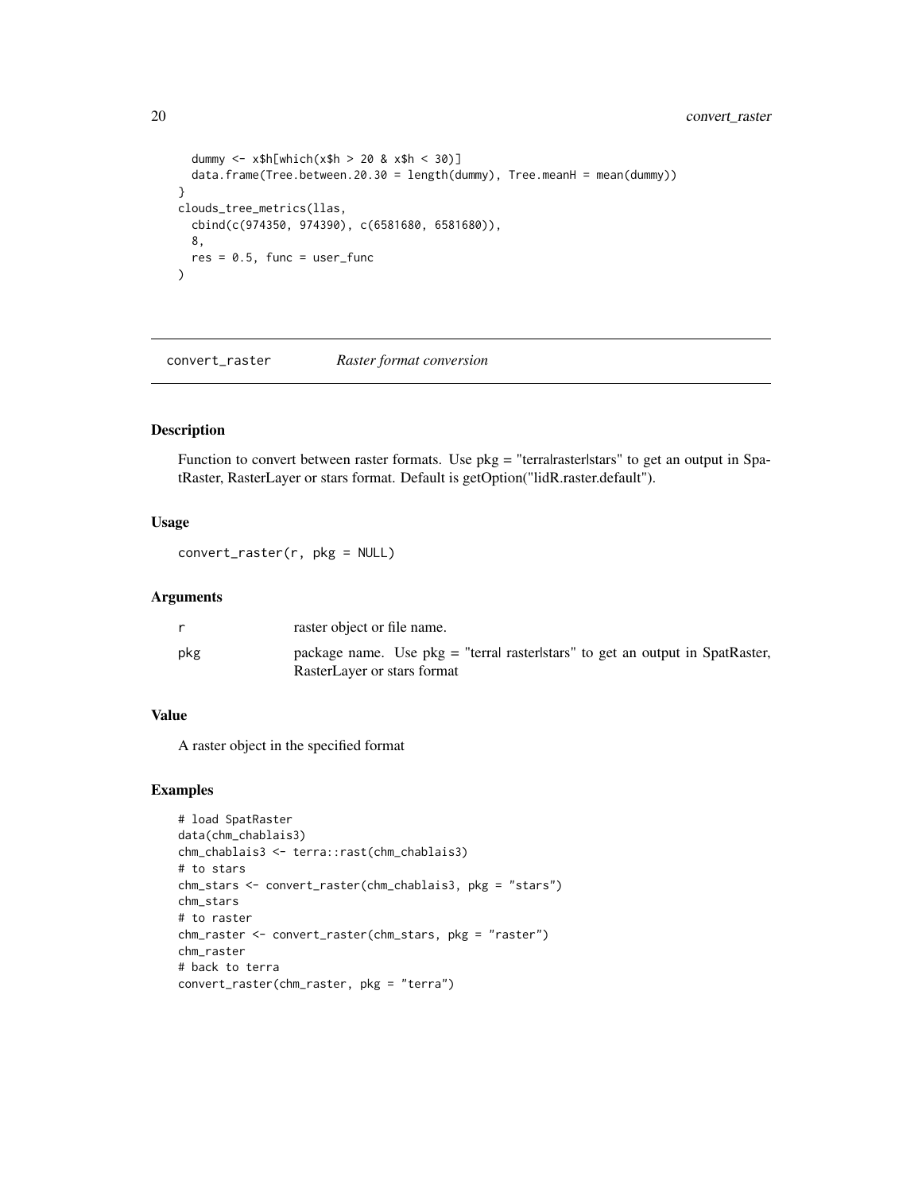```
  dummy <- x$h[which(x$h > 20 & x$h < 30)]
  data.frame(Tree.between.20.30 = length(dummy), Tree.meanH = mean(dummy))
}
clouds_tree_metrics(llas,
  cbind(c(974350, 974390), c(6581680, 6581680)),
  8,
  res = 0.5, func = user_func
)
```

## convert_raster    *Raster format conversion*

### Description

Function to convert between raster formats. Use pkg = "terra|raster|stars" to get an output in SpatRaster, RasterLayer or stars format. Default is getOption("lidR.raster.default").

### Usage

```
convert_raster(r, pkg = NULL)
```

### Arguments

| | |
|---|---|
| r | raster object or file name. |
| pkg | package name. Use pkg = "terra\| raster\|stars" to get an output in SpatRaster, RasterLayer or stars format |

### Value

A raster object in the specified format

### Examples

```
# load SpatRaster
data(chm_chablais3)
chm_chablais3 <- terra::rast(chm_chablais3)
# to stars
chm_stars <- convert_raster(chm_chablais3, pkg = "stars")
chm_stars
# to raster
chm_raster <- convert_raster(chm_stars, pkg = "raster")
chm_raster
# back to terra
convert_raster(chm_raster, pkg = "terra")
```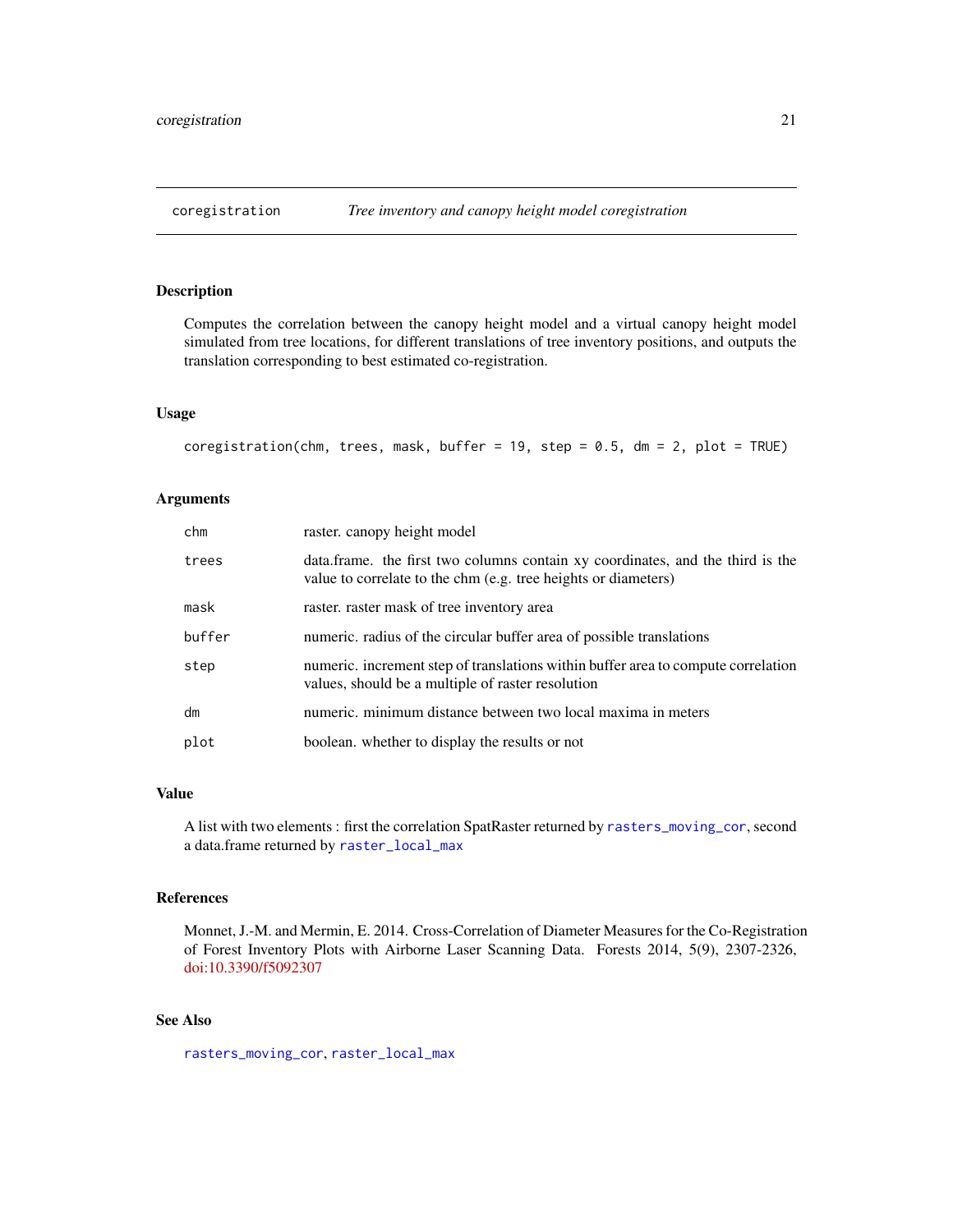## coregistration — *Tree inventory and canopy height model coregistration*

### Description

Computes the correlation between the canopy height model and a virtual canopy height model simulated from tree locations, for different translations of tree inventory positions, and outputs the translation corresponding to best estimated co-registration.

### Usage

```
coregistration(chm, trees, mask, buffer = 19, step = 0.5, dm = 2, plot = TRUE)
```

### Arguments

| Argument | Description |
|---|---|
| chm | raster. canopy height model |
| trees | data.frame. the first two columns contain xy coordinates, and the third is the value to correlate to the chm (e.g. tree heights or diameters) |
| mask | raster. raster mask of tree inventory area |
| buffer | numeric. radius of the circular buffer area of possible translations |
| step | numeric. increment step of translations within buffer area to compute correlation values, should be a multiple of raster resolution |
| dm | numeric. minimum distance between two local maxima in meters |
| plot | boolean. whether to display the results or not |

### Value

A list with two elements : first the correlation SpatRaster returned by `rasters_moving_cor`, second a data.frame returned by `raster_local_max`

### References

Monnet, J.-M. and Mermin, E. 2014. Cross-Correlation of Diameter Measures for the Co-Registration of Forest Inventory Plots with Airborne Laser Scanning Data. Forests 2014, 5(9), 2307-2326, doi:10.3390/f5092307

### See Also

`rasters_moving_cor`, `raster_local_max`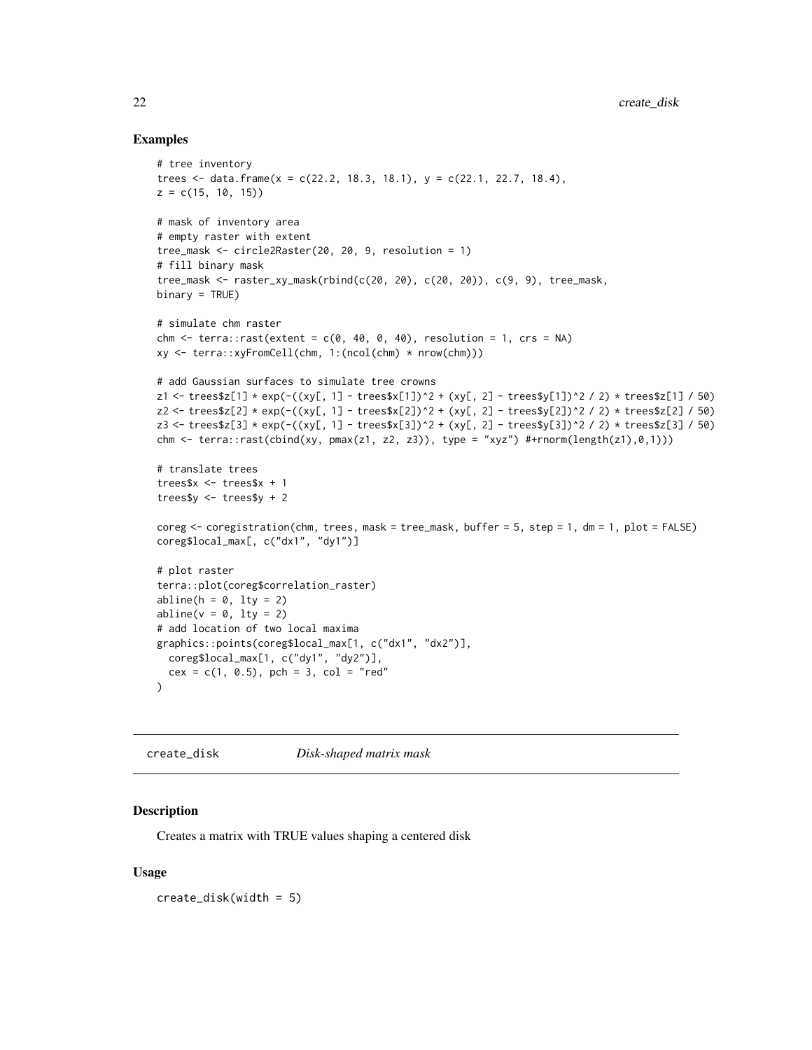### Examples

```
# tree inventory
trees <- data.frame(x = c(22.2, 18.3, 18.1), y = c(22.1, 22.7, 18.4),
z = c(15, 10, 15))

# mask of inventory area
# empty raster with extent
tree_mask <- circle2Raster(20, 20, 9, resolution = 1)
# fill binary mask
tree_mask <- raster_xy_mask(rbind(c(20, 20), c(20, 20)), c(9, 9), tree_mask,
binary = TRUE)

# simulate chm raster
chm <- terra::rast(extent = c(0, 40, 0, 40), resolution = 1, crs = NA)
xy <- terra::xyFromCell(chm, 1:(ncol(chm) * nrow(chm)))

# add Gaussian surfaces to simulate tree crowns
z1 <- trees$z[1] * exp(-((xy[, 1] - trees$x[1])^2 + (xy[, 2] - trees$y[1])^2 / 2) * trees$z[1] / 50)
z2 <- trees$z[2] * exp(-((xy[, 1] - trees$x[2])^2 + (xy[, 2] - trees$y[2])^2 / 2) * trees$z[2] / 50)
z3 <- trees$z[3] * exp(-((xy[, 1] - trees$x[3])^2 + (xy[, 2] - trees$y[3])^2 / 2) * trees$z[3] / 50)
chm <- terra::rast(cbind(xy, pmax(z1, z2, z3)), type = "xyz") #+rnorm(length(z1),0,1)))

# translate trees
trees$x <- trees$x + 1
trees$y <- trees$y + 2

coreg <- coregistration(chm, trees, mask = tree_mask, buffer = 5, step = 1, dm = 1, plot = FALSE)
coreg$local_max[, c("dx1", "dy1")]

# plot raster
terra::plot(coreg$correlation_raster)
abline(h = 0, lty = 2)
abline(v = 0, lty = 2)
# add location of two local maxima
graphics::points(coreg$local_max[1, c("dx1", "dx2")],
  coreg$local_max[1, c("dy1", "dy2")],
  cex = c(1, 0.5), pch = 3, col = "red"
)
```

## create_disk *Disk-shaped matrix mask*

### Description

Creates a matrix with TRUE values shaping a centered disk

### Usage

```
create_disk(width = 5)
```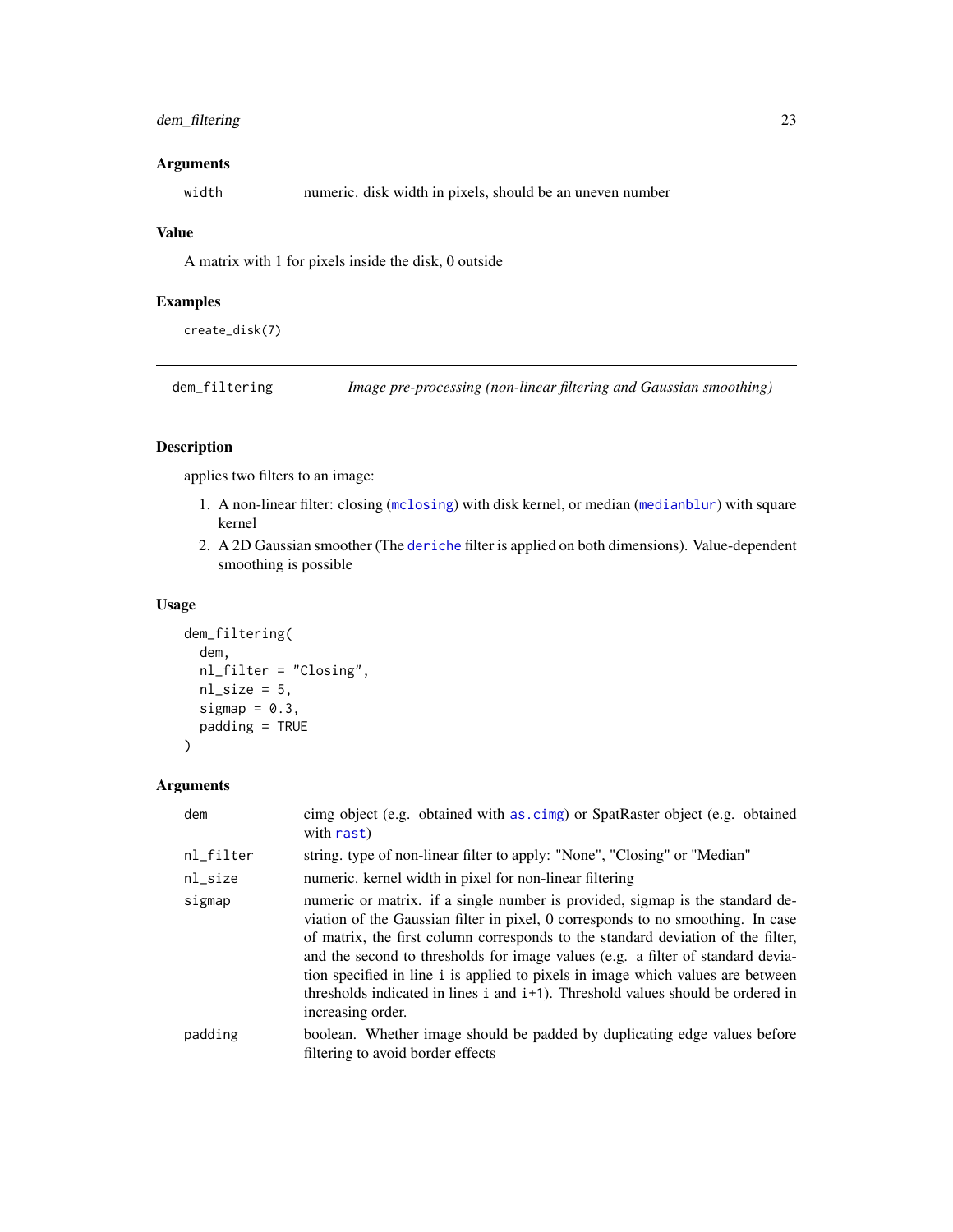### Arguments

| | |
|---|---|
| `width` | numeric. disk width in pixels, should be an uneven number |

### Value

A matrix with 1 for pixels inside the disk, 0 outside

### Examples

```
create_disk(7)
```

---

## dem_filtering    *Image pre-processing (non-linear filtering and Gaussian smoothing)*

---

### Description

applies two filters to an image:

1. A non-linear filter: closing (`mclosing`) with disk kernel, or median (`medianblur`) with square kernel
2. A 2D Gaussian smoother (The `deriche` filter is applied on both dimensions). Value-dependent smoothing is possible

### Usage

```
dem_filtering(
  dem,
  nl_filter = "Closing",
  nl_size = 5,
  sigmap = 0.3,
  padding = TRUE
)
```

### Arguments

| | |
|---|---|
| `dem` | cimg object (e.g. obtained with `as.cimg`) or SpatRaster object (e.g. obtained with `rast`) |
| `nl_filter` | string. type of non-linear filter to apply: "None", "Closing" or "Median" |
| `nl_size` | numeric. kernel width in pixel for non-linear filtering |
| `sigmap` | numeric or matrix. if a single number is provided, sigmap is the standard deviation of the Gaussian filter in pixel, 0 corresponds to no smoothing. In case of matrix, the first column corresponds to the standard deviation of the filter, and the second to thresholds for image values (e.g. a filter of standard deviation specified in line `i` is applied to pixels in image which values are between thresholds indicated in lines `i` and `i+1`). Threshold values should be ordered in increasing order. |
| `padding` | boolean. Whether image should be padded by duplicating edge values before filtering to avoid border effects |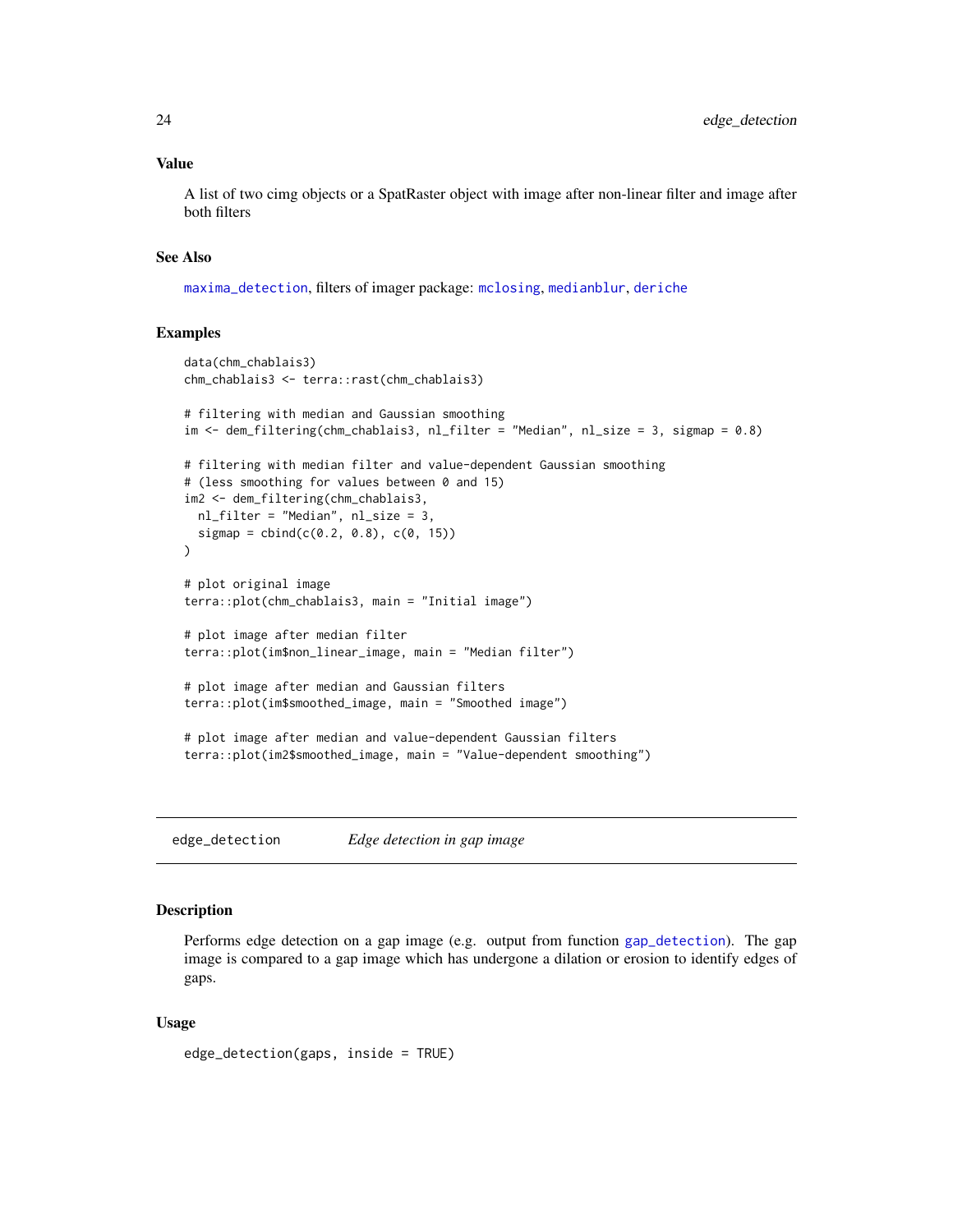### Value

A list of two cimg objects or a SpatRaster object with image after non-linear filter and image after both filters

### See Also

maxima_detection, filters of imager package: mclosing, medianblur, deriche

### Examples

```
data(chm_chablais3)
chm_chablais3 <- terra::rast(chm_chablais3)

# filtering with median and Gaussian smoothing
im <- dem_filtering(chm_chablais3, nl_filter = "Median", nl_size = 3, sigmap = 0.8)

# filtering with median filter and value-dependent Gaussian smoothing
# (less smoothing for values between 0 and 15)
im2 <- dem_filtering(chm_chablais3,
  nl_filter = "Median", nl_size = 3,
  sigmap = cbind(c(0.2, 0.8), c(0, 15))
)

# plot original image
terra::plot(chm_chablais3, main = "Initial image")

# plot image after median filter
terra::plot(im$non_linear_image, main = "Median filter")

# plot image after median and Gaussian filters
terra::plot(im$smoothed_image, main = "Smoothed image")

# plot image after median and value-dependent Gaussian filters
terra::plot(im2$smoothed_image, main = "Value-dependent smoothing")
```

---

## edge_detection    *Edge detection in gap image*

### Description

Performs edge detection on a gap image (e.g. output from function gap_detection). The gap image is compared to a gap image which has undergone a dilation or erosion to identify edges of gaps.

### Usage

```
edge_detection(gaps, inside = TRUE)
```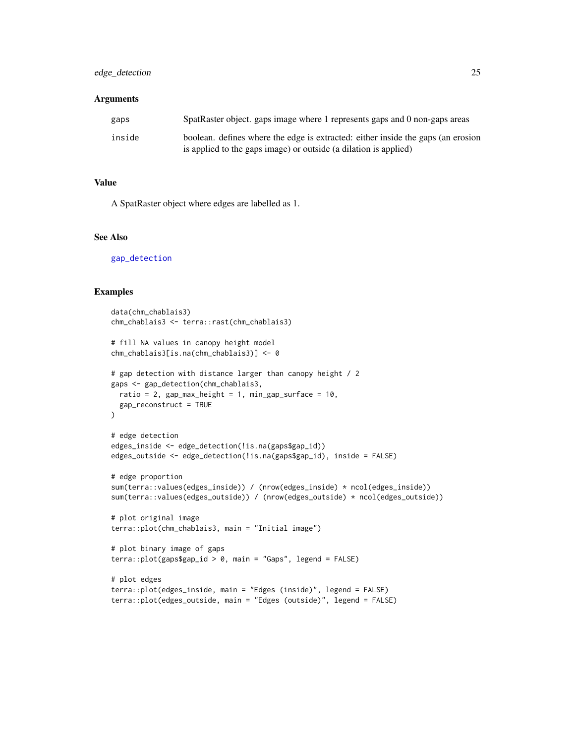## Arguments

| | |
|---|---|
| gaps | SpatRaster object. gaps image where 1 represents gaps and 0 non-gaps areas |
| inside | boolean. defines where the edge is extracted: either inside the gaps (an erosion is applied to the gaps image) or outside (a dilation is applied) |

## Value

A SpatRaster object where edges are labelled as 1.

## See Also

gap_detection

## Examples

```
data(chm_chablais3)
chm_chablais3 <- terra::rast(chm_chablais3)

# fill NA values in canopy height model
chm_chablais3[is.na(chm_chablais3)] <- 0

# gap detection with distance larger than canopy height / 2
gaps <- gap_detection(chm_chablais3,
  ratio = 2, gap_max_height = 1, min_gap_surface = 10,
  gap_reconstruct = TRUE
)

# edge detection
edges_inside <- edge_detection(!is.na(gaps$gap_id))
edges_outside <- edge_detection(!is.na(gaps$gap_id), inside = FALSE)

# edge proportion
sum(terra::values(edges_inside)) / (nrow(edges_inside) * ncol(edges_inside))
sum(terra::values(edges_outside)) / (nrow(edges_outside) * ncol(edges_outside))

# plot original image
terra::plot(chm_chablais3, main = "Initial image")

# plot binary image of gaps
terra::plot(gaps$gap_id > 0, main = "Gaps", legend = FALSE)

# plot edges
terra::plot(edges_inside, main = "Edges (inside)", legend = FALSE)
terra::plot(edges_outside, main = "Edges (outside)", legend = FALSE)
```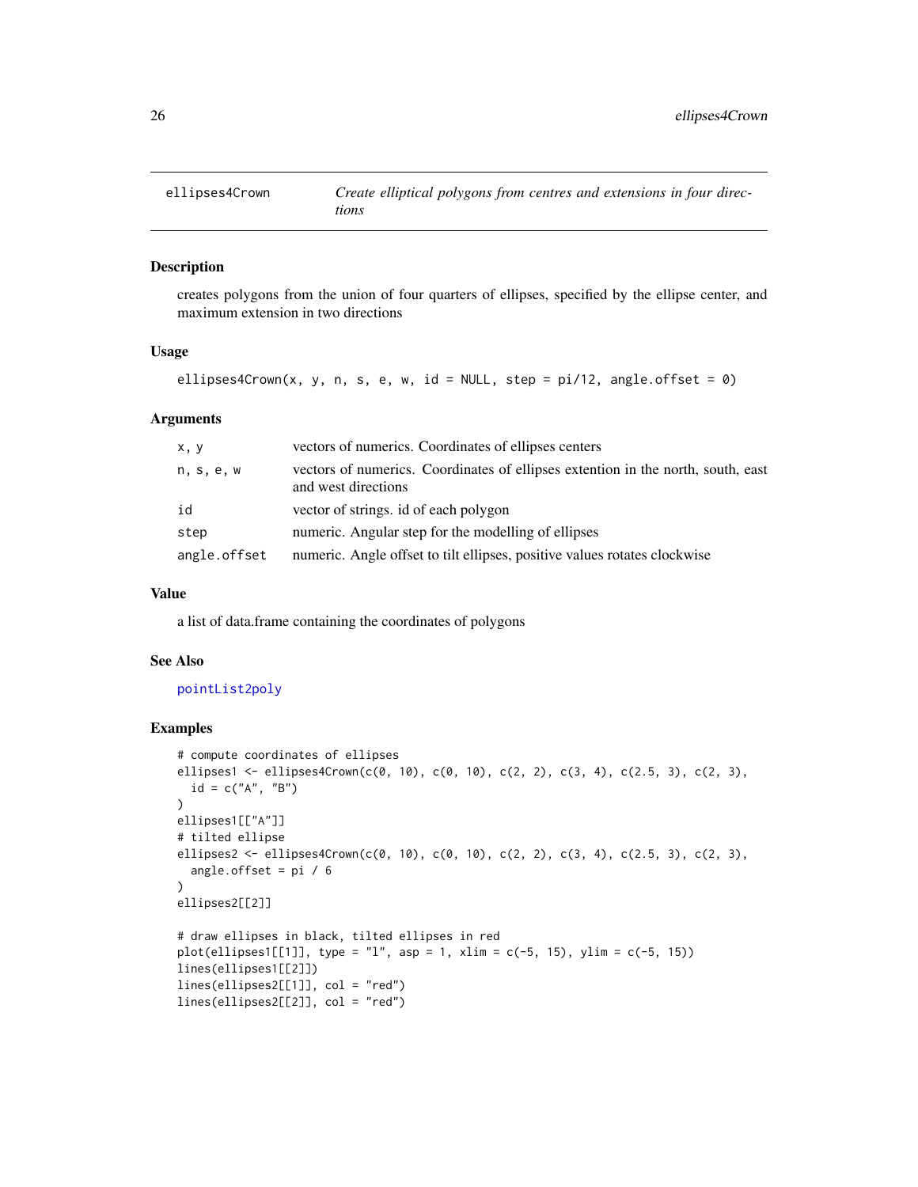## ellipses4Crown *Create elliptical polygons from centres and extensions in four directions*

### Description

creates polygons from the union of four quarters of ellipses, specified by the ellipse center, and maximum extension in two directions

### Usage

```
ellipses4Crown(x, y, n, s, e, w, id = NULL, step = pi/12, angle.offset = 0)
```

### Arguments

| | |
|---|---|
| x, y | vectors of numerics. Coordinates of ellipses centers |
| n, s, e, w | vectors of numerics. Coordinates of ellipses extention in the north, south, east and west directions |
| id | vector of strings. id of each polygon |
| step | numeric. Angular step for the modelling of ellipses |
| angle.offset | numeric. Angle offset to tilt ellipses, positive values rotates clockwise |

### Value

a list of data.frame containing the coordinates of polygons

### See Also

pointList2poly

### Examples

```
# compute coordinates of ellipses
ellipses1 <- ellipses4Crown(c(0, 10), c(0, 10), c(2, 2), c(3, 4), c(2.5, 3), c(2, 3),
  id = c("A", "B")
)
ellipses1[["A"]]
# tilted ellipse
ellipses2 <- ellipses4Crown(c(0, 10), c(0, 10), c(2, 2), c(3, 4), c(2.5, 3), c(2, 3),
  angle.offset = pi / 6
)
ellipses2[[2]]

# draw ellipses in black, tilted ellipses in red
plot(ellipses1[[1]], type = "l", asp = 1, xlim = c(-5, 15), ylim = c(-5, 15))
lines(ellipses1[[2]])
lines(ellipses2[[1]], col = "red")
lines(ellipses2[[2]], col = "red")
```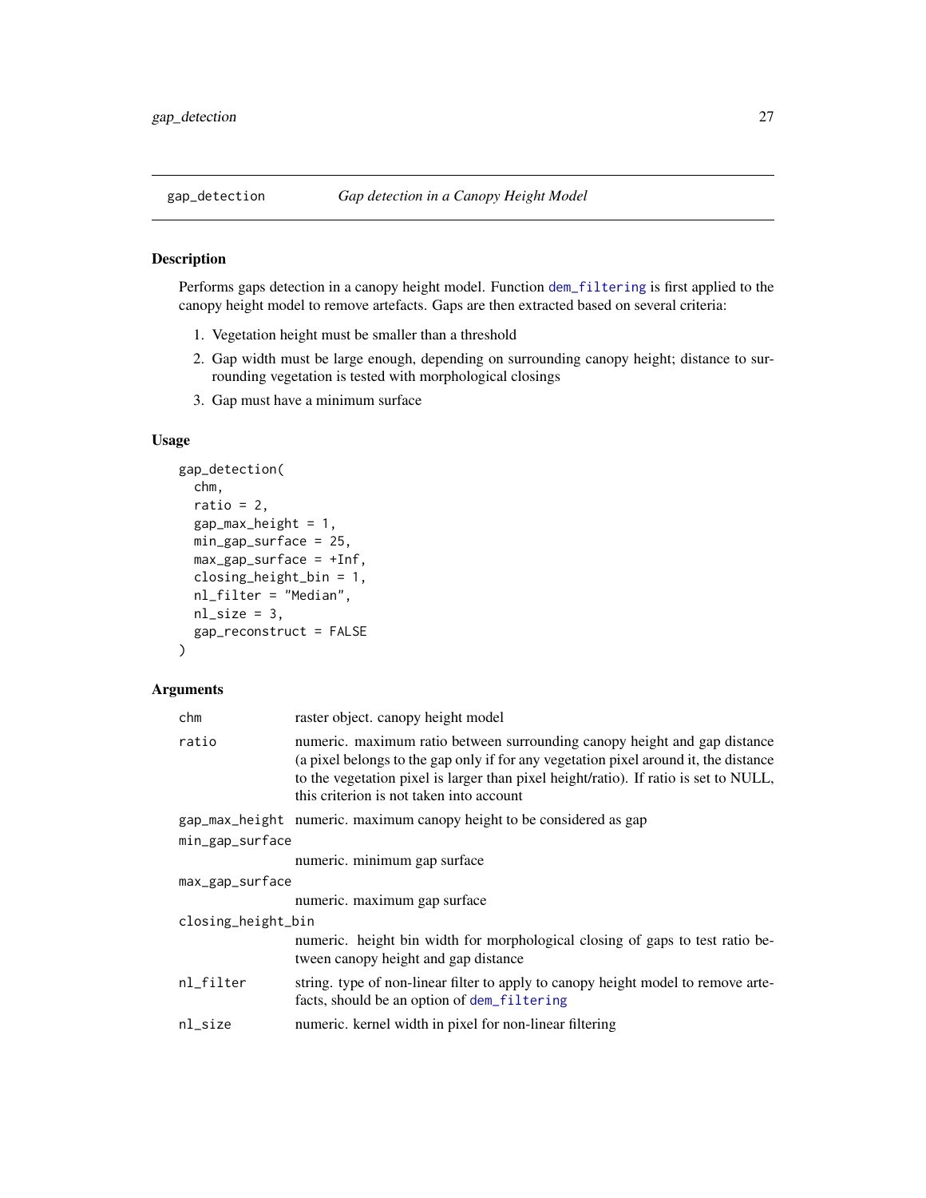## gap_detection — *Gap detection in a Canopy Height Model*

### Description

Performs gaps detection in a canopy height model. Function dem_filtering is first applied to the canopy height model to remove artefacts. Gaps are then extracted based on several criteria:

1. Vegetation height must be smaller than a threshold
2. Gap width must be large enough, depending on surrounding canopy height; distance to surrounding vegetation is tested with morphological closings
3. Gap must have a minimum surface

### Usage

```
gap_detection(
  chm,
  ratio = 2,
  gap_max_height = 1,
  min_gap_surface = 25,
  max_gap_surface = +Inf,
  closing_height_bin = 1,
  nl_filter = "Median",
  nl_size = 3,
  gap_reconstruct = FALSE
)
```

### Arguments

| Argument | Description |
|---|---|
| chm | raster object. canopy height model |
| ratio | numeric. maximum ratio between surrounding canopy height and gap distance (a pixel belongs to the gap only if for any vegetation pixel around it, the distance to the vegetation pixel is larger than pixel height/ratio). If ratio is set to NULL, this criterion is not taken into account |
| gap_max_height | numeric. maximum canopy height to be considered as gap |
| min_gap_surface | numeric. minimum gap surface |
| max_gap_surface | numeric. maximum gap surface |
| closing_height_bin | numeric. height bin width for morphological closing of gaps to test ratio between canopy height and gap distance |
| nl_filter | string. type of non-linear filter to apply to canopy height model to remove artefacts, should be an option of dem_filtering |
| nl_size | numeric. kernel width in pixel for non-linear filtering |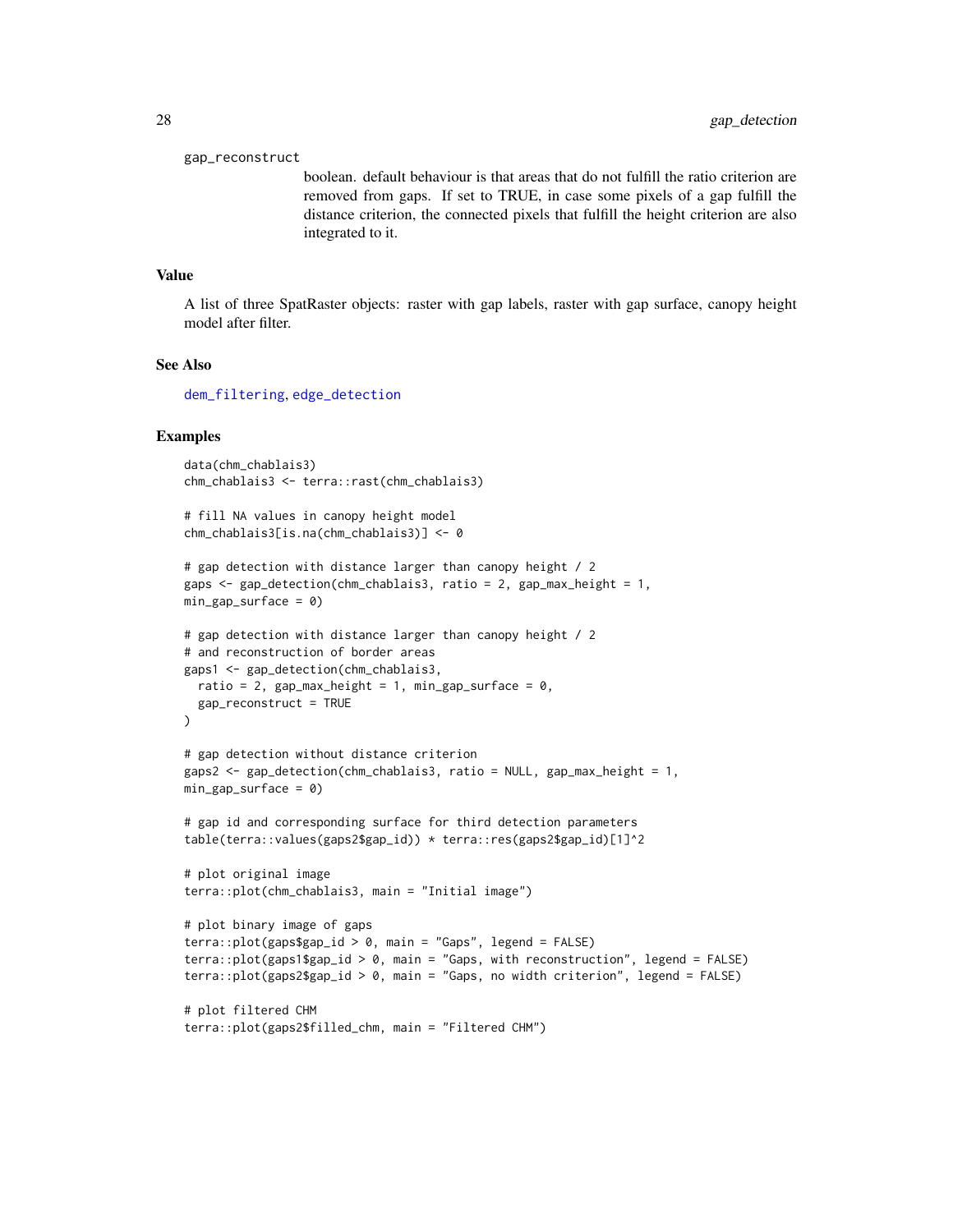gap_reconstruct

boolean. default behaviour is that areas that do not fulfill the ratio criterion are removed from gaps. If set to TRUE, in case some pixels of a gap fulfill the distance criterion, the connected pixels that fulfill the height criterion are also integrated to it.

## Value

A list of three SpatRaster objects: raster with gap labels, raster with gap surface, canopy height model after filter.

## See Also

dem_filtering, edge_detection

## Examples

```
data(chm_chablais3)
chm_chablais3 <- terra::rast(chm_chablais3)

# fill NA values in canopy height model
chm_chablais3[is.na(chm_chablais3)] <- 0

# gap detection with distance larger than canopy height / 2
gaps <- gap_detection(chm_chablais3, ratio = 2, gap_max_height = 1,
min_gap_surface = 0)

# gap detection with distance larger than canopy height / 2
# and reconstruction of border areas
gaps1 <- gap_detection(chm_chablais3,
  ratio = 2, gap_max_height = 1, min_gap_surface = 0,
  gap_reconstruct = TRUE
)

# gap detection without distance criterion
gaps2 <- gap_detection(chm_chablais3, ratio = NULL, gap_max_height = 1,
min_gap_surface = 0)

# gap id and corresponding surface for third detection parameters
table(terra::values(gaps2$gap_id)) * terra::res(gaps2$gap_id)[1]^2

# plot original image
terra::plot(chm_chablais3, main = "Initial image")

# plot binary image of gaps
terra::plot(gaps$gap_id > 0, main = "Gaps", legend = FALSE)
terra::plot(gaps1$gap_id > 0, main = "Gaps, with reconstruction", legend = FALSE)
terra::plot(gaps2$gap_id > 0, main = "Gaps, no width criterion", legend = FALSE)

# plot filtered CHM
terra::plot(gaps2$filled_chm, main = "Filtered CHM")
```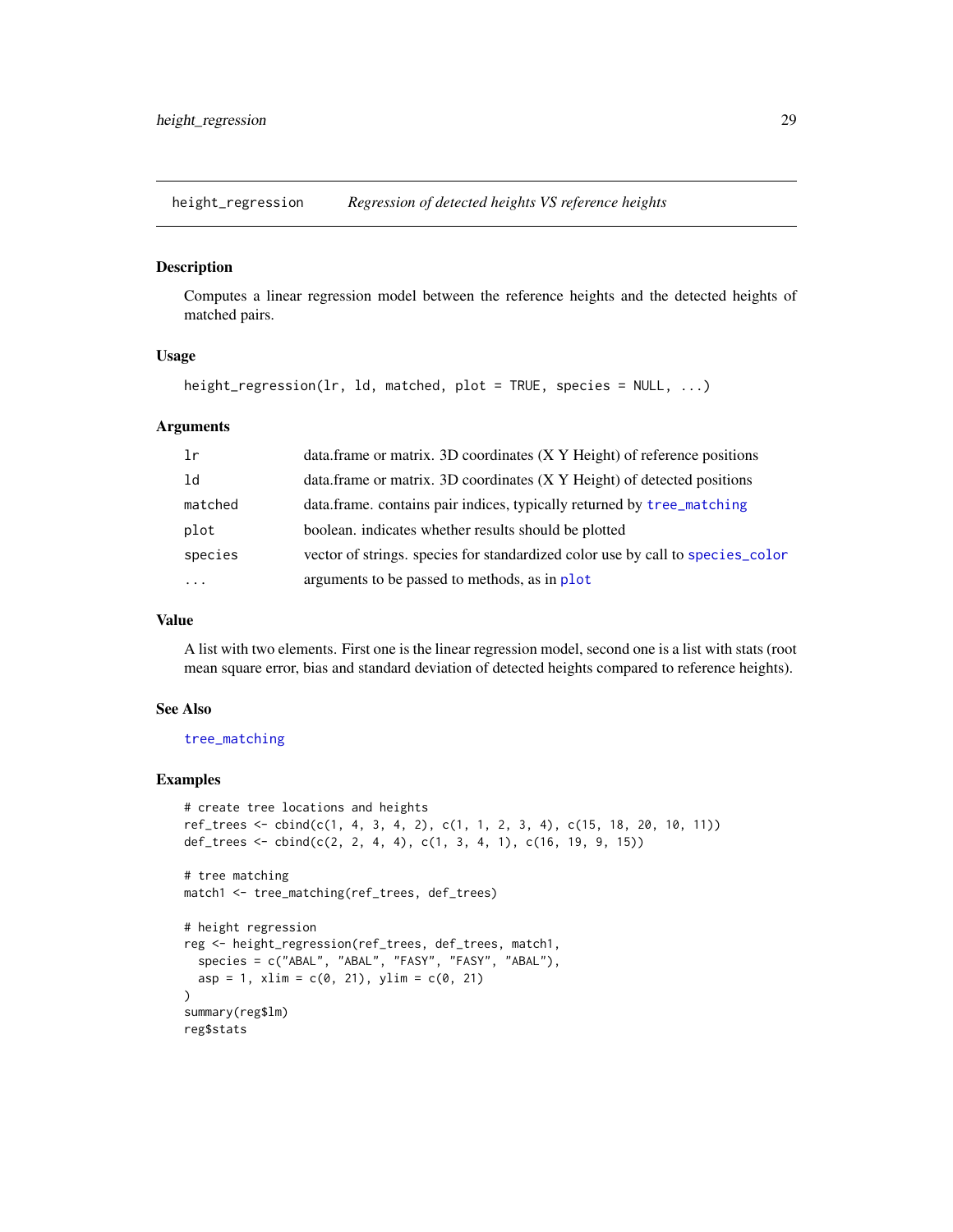## height_regression — *Regression of detected heights VS reference heights*

### Description

Computes a linear regression model between the reference heights and the detected heights of matched pairs.

### Usage

```
height_regression(lr, ld, matched, plot = TRUE, species = NULL, ...)
```

### Arguments

| | |
|---|---|
| `lr` | data.frame or matrix. 3D coordinates (X Y Height) of reference positions |
| `ld` | data.frame or matrix. 3D coordinates (X Y Height) of detected positions |
| `matched` | data.frame. contains pair indices, typically returned by `tree_matching` |
| `plot` | boolean. indicates whether results should be plotted |
| `species` | vector of strings. species for standardized color use by call to `species_color` |
| `...` | arguments to be passed to methods, as in `plot` |

### Value

A list with two elements. First one is the linear regression model, second one is a list with stats (root mean square error, bias and standard deviation of detected heights compared to reference heights).

### See Also

`tree_matching`

### Examples

```
# create tree locations and heights
ref_trees <- cbind(c(1, 4, 3, 4, 2), c(1, 1, 2, 3, 4), c(15, 18, 20, 10, 11))
def_trees <- cbind(c(2, 2, 4, 4), c(1, 3, 4, 1), c(16, 19, 9, 15))

# tree matching
match1 <- tree_matching(ref_trees, def_trees)

# height regression
reg <- height_regression(ref_trees, def_trees, match1,
  species = c("ABAL", "ABAL", "FASY", "FASY", "ABAL"),
  asp = 1, xlim = c(0, 21), ylim = c(0, 21)
)
summary(reg$lm)
reg$stats
```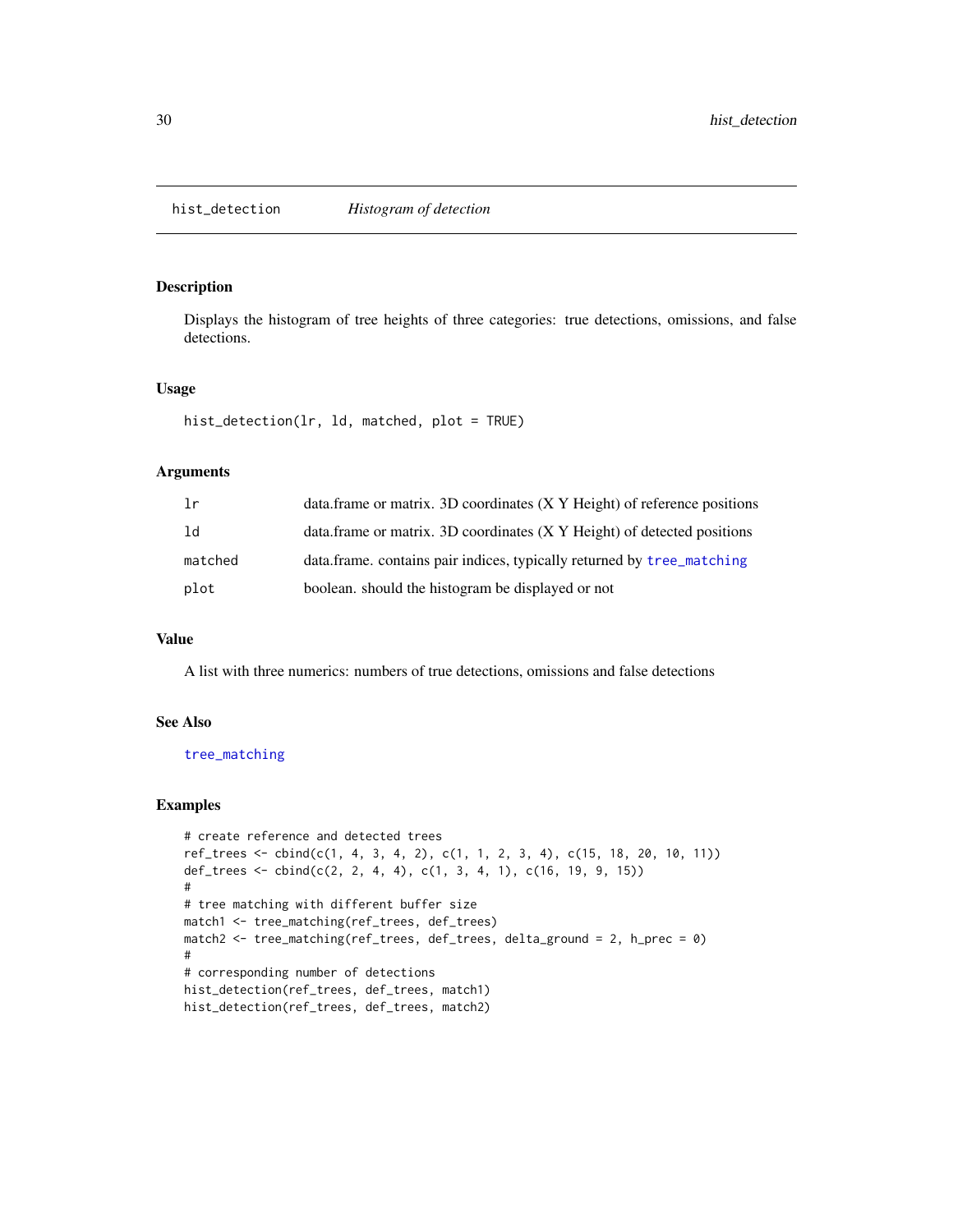## hist_detection *Histogram of detection*

### Description

Displays the histogram of tree heights of three categories: true detections, omissions, and false detections.

### Usage

```
hist_detection(lr, ld, matched, plot = TRUE)
```

### Arguments

| | |
|---|---|
| lr | data.frame or matrix. 3D coordinates (X Y Height) of reference positions |
| ld | data.frame or matrix. 3D coordinates (X Y Height) of detected positions |
| matched | data.frame. contains pair indices, typically returned by tree_matching |
| plot | boolean. should the histogram be displayed or not |

### Value

A list with three numerics: numbers of true detections, omissions and false detections

### See Also

tree_matching

### Examples

```
# create reference and detected trees
ref_trees <- cbind(c(1, 4, 3, 4, 2), c(1, 1, 2, 3, 4), c(15, 18, 20, 10, 11))
def_trees <- cbind(c(2, 2, 4, 4), c(1, 3, 4, 1), c(16, 19, 9, 15))
#
# tree matching with different buffer size
match1 <- tree_matching(ref_trees, def_trees)
match2 <- tree_matching(ref_trees, def_trees, delta_ground = 2, h_prec = 0)
#
# corresponding number of detections
hist_detection(ref_trees, def_trees, match1)
hist_detection(ref_trees, def_trees, match2)
```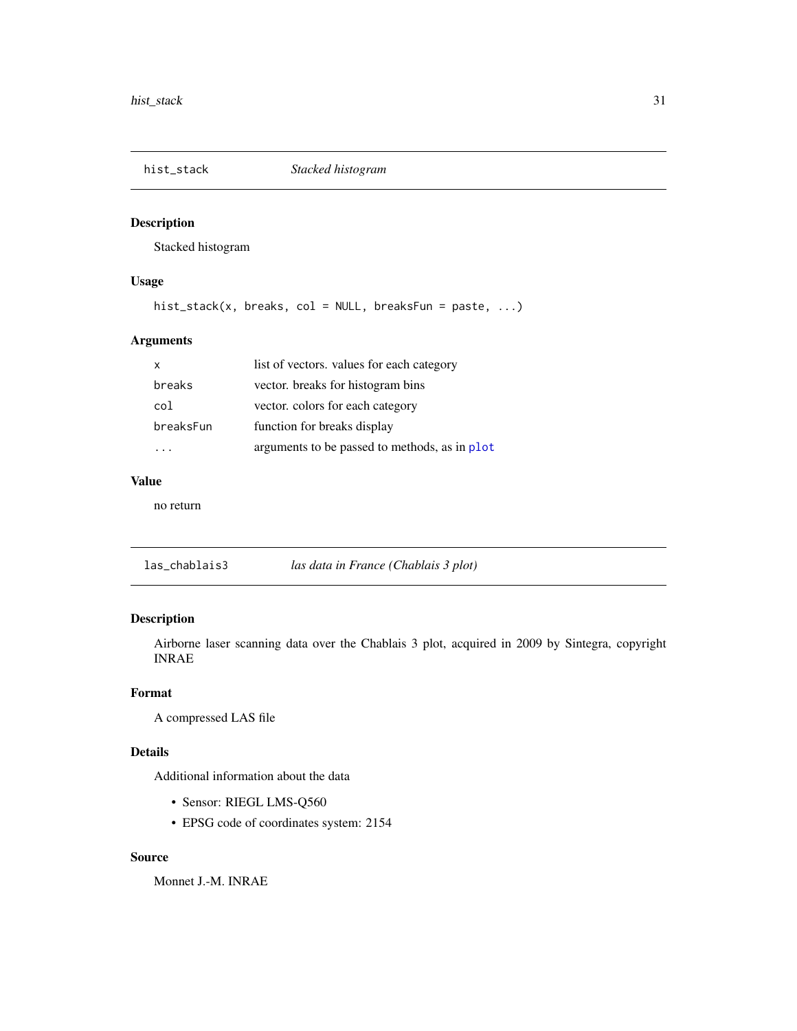## hist_stack — *Stacked histogram*

### Description

Stacked histogram

### Usage

```
hist_stack(x, breaks, col = NULL, breaksFun = paste, ...)
```

### Arguments

| | |
|---|---|
| x | list of vectors. values for each category |
| breaks | vector. breaks for histogram bins |
| col | vector. colors for each category |
| breaksFun | function for breaks display |
| ... | arguments to be passed to methods, as in plot |

### Value

no return

## las_chablais3 — *las data in France (Chablais 3 plot)*

### Description

Airborne laser scanning data over the Chablais 3 plot, acquired in 2009 by Sintegra, copyright INRAE

### Format

A compressed LAS file

### Details

Additional information about the data

- Sensor: RIEGL LMS-Q560
- EPSG code of coordinates system: 2154

### Source

Monnet J.-M. INRAE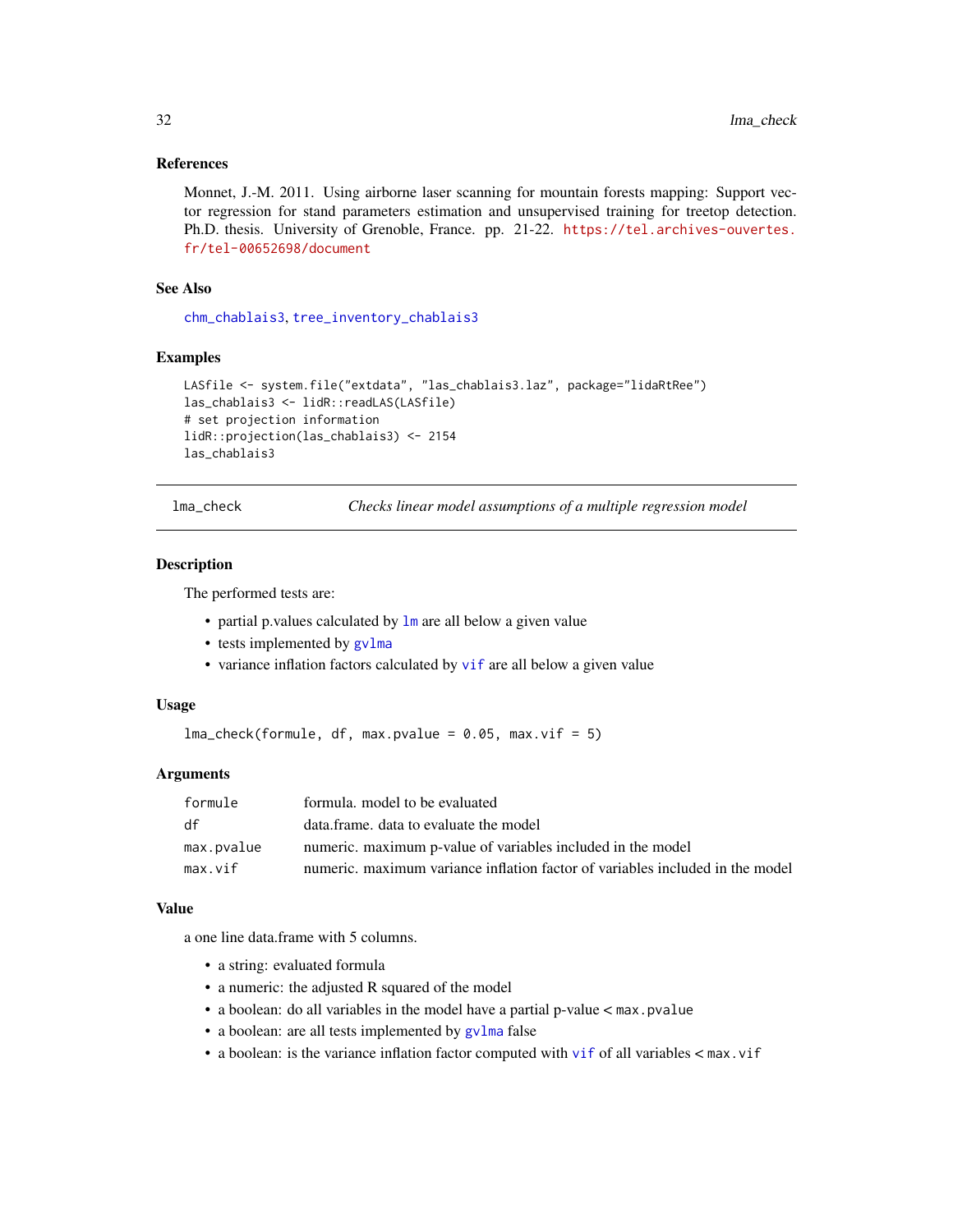### References

Monnet, J.-M. 2011. Using airborne laser scanning for mountain forests mapping: Support vector regression for stand parameters estimation and unsupervised training for treetop detection. Ph.D. thesis. University of Grenoble, France. pp. 21-22. https://tel.archives-ouvertes.fr/tel-00652698/document

### See Also

chm_chablais3, tree_inventory_chablais3

### Examples

```
LASfile <- system.file("extdata", "las_chablais3.laz", package="lidaRtRee")
las_chablais3 <- lidR::readLAS(LASfile)
# set projection information
lidR::projection(las_chablais3) <- 2154
las_chablais3
```

---

## lma_check — *Checks linear model assumptions of a multiple regression model*

### Description

The performed tests are:

- partial p.values calculated by lm are all below a given value
- tests implemented by gvlma
- variance inflation factors calculated by vif are all below a given value

### Usage

```
lma_check(formule, df, max.pvalue = 0.05, max.vif = 5)
```

### Arguments

| | |
|---|---|
| `formule` | formula. model to be evaluated |
| `df` | data.frame. data to evaluate the model |
| `max.pvalue` | numeric. maximum p-value of variables included in the model |
| `max.vif` | numeric. maximum variance inflation factor of variables included in the model |

### Value

a one line data.frame with 5 columns.

- a string: evaluated formula
- a numeric: the adjusted R squared of the model
- a boolean: do all variables in the model have a partial p-value < `max.pvalue`
- a boolean: are all tests implemented by gvlma false
- a boolean: is the variance inflation factor computed with vif of all variables < `max.vif`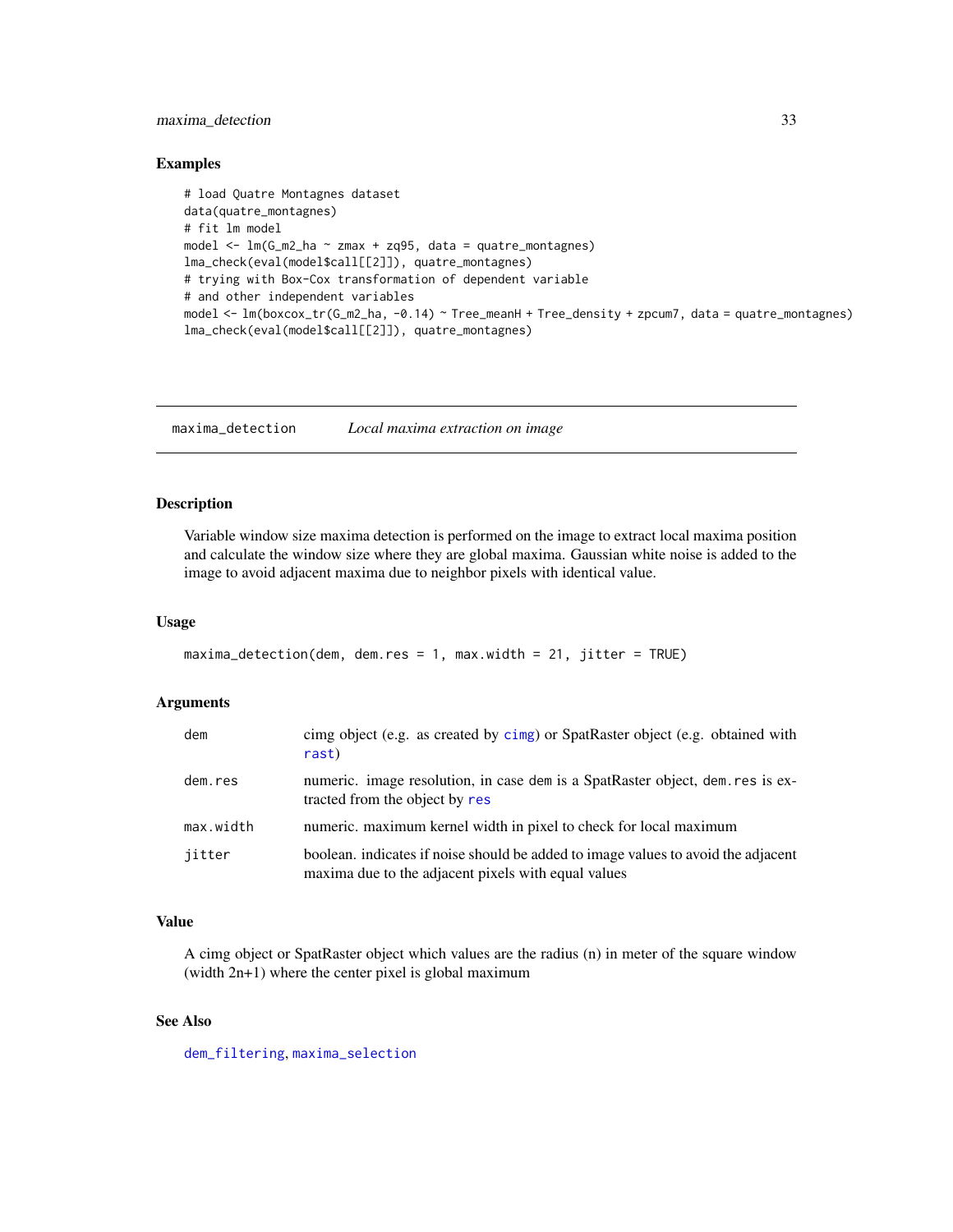## Examples

```
# load Quatre Montagnes dataset
data(quatre_montagnes)
# fit lm model
model <- lm(G_m2_ha ~ zmax + zq95, data = quatre_montagnes)
lma_check(eval(model$call[[2]]), quatre_montagnes)
# trying with Box-Cox transformation of dependent variable
# and other independent variables
model <- lm(boxcox_tr(G_m2_ha, -0.14) ~ Tree_meanH + Tree_density + zpcum7, data = quatre_montagnes)
lma_check(eval(model$call[[2]]), quatre_montagnes)
```

---

# maxima_detection *Local maxima extraction on image*

---

## Description

Variable window size maxima detection is performed on the image to extract local maxima position and calculate the window size where they are global maxima. Gaussian white noise is added to the image to avoid adjacent maxima due to neighbor pixels with identical value.

## Usage

```
maxima_detection(dem, dem.res = 1, max.width = 21, jitter = TRUE)
```

## Arguments

| | |
|---|---|
| `dem` | cimg object (e.g. as created by `cimg`) or SpatRaster object (e.g. obtained with `rast`) |
| `dem.res` | numeric. image resolution, in case dem is a SpatRaster object, `dem.res` is extracted from the object by `res` |
| `max.width` | numeric. maximum kernel width in pixel to check for local maximum |
| `jitter` | boolean. indicates if noise should be added to image values to avoid the adjacent maxima due to the adjacent pixels with equal values |

## Value

A cimg object or SpatRaster object which values are the radius (n) in meter of the square window (width 2n+1) where the center pixel is global maximum

## See Also

`dem_filtering`, `maxima_selection`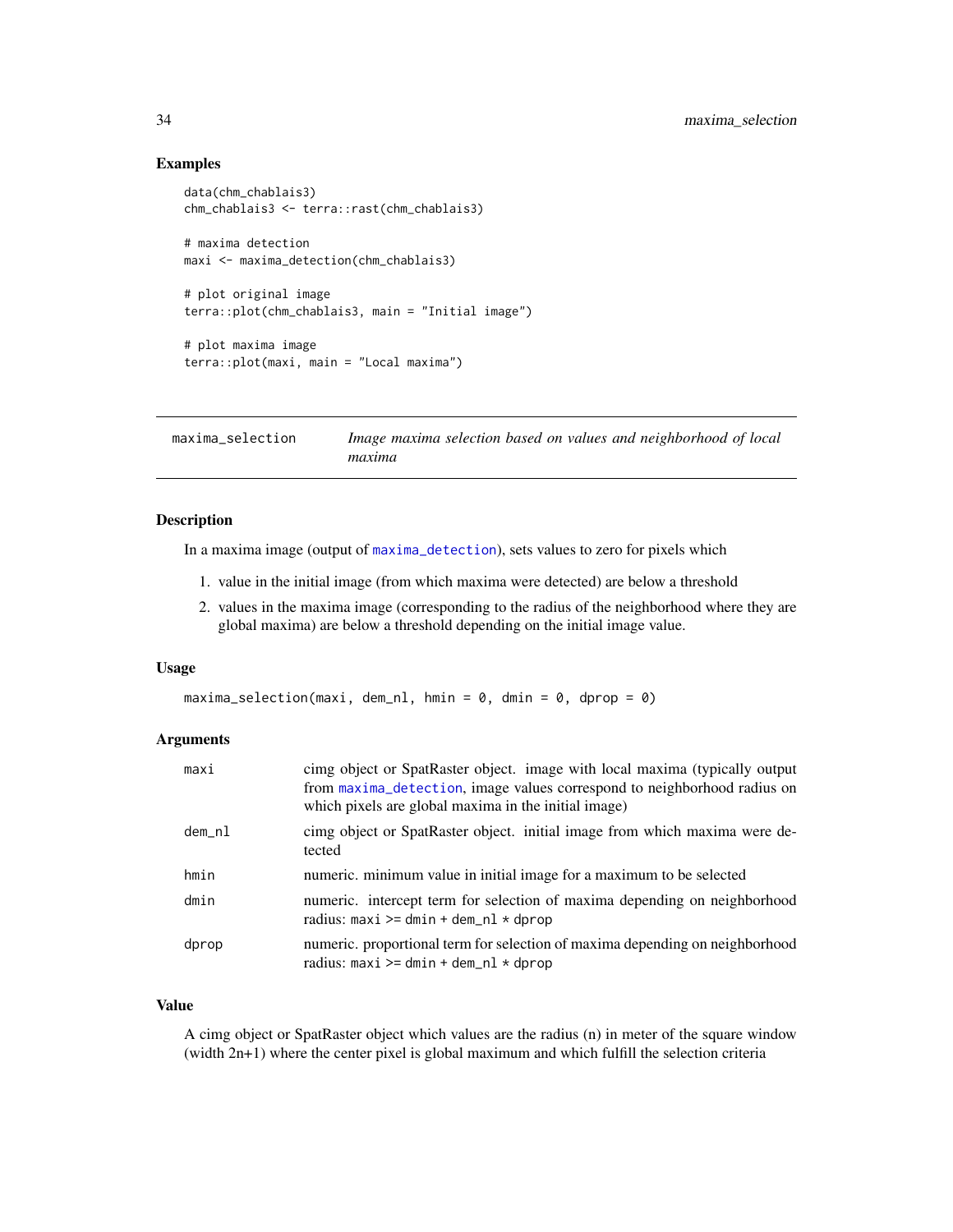## Examples

```
data(chm_chablais3)
chm_chablais3 <- terra::rast(chm_chablais3)

# maxima detection
maxi <- maxima_detection(chm_chablais3)

# plot original image
terra::plot(chm_chablais3, main = "Initial image")

# plot maxima image
terra::plot(maxi, main = "Local maxima")
```

---

# maxima_selection    *Image maxima selection based on values and neighborhood of local maxima*

---

## Description

In a maxima image (output of maxima_detection), sets values to zero for pixels which

1. value in the initial image (from which maxima were detected) are below a threshold
2. values in the maxima image (corresponding to the radius of the neighborhood where they are global maxima) are below a threshold depending on the initial image value.

## Usage

```
maxima_selection(maxi, dem_nl, hmin = 0, dmin = 0, dprop = 0)
```

## Arguments

| | |
|---|---|
| maxi | cimg object or SpatRaster object. image with local maxima (typically output from maxima_detection, image values correspond to neighborhood radius on which pixels are global maxima in the initial image) |
| dem_nl | cimg object or SpatRaster object. initial image from which maxima were detected |
| hmin | numeric. minimum value in initial image for a maximum to be selected |
| dmin | numeric. intercept term for selection of maxima depending on neighborhood radius: `maxi >= dmin + dem_nl * dprop` |
| dprop | numeric. proportional term for selection of maxima depending on neighborhood radius: `maxi >= dmin + dem_nl * dprop` |

## Value

A cimg object or SpatRaster object which values are the radius (n) in meter of the square window (width 2n+1) where the center pixel is global maximum and which fulfill the selection criteria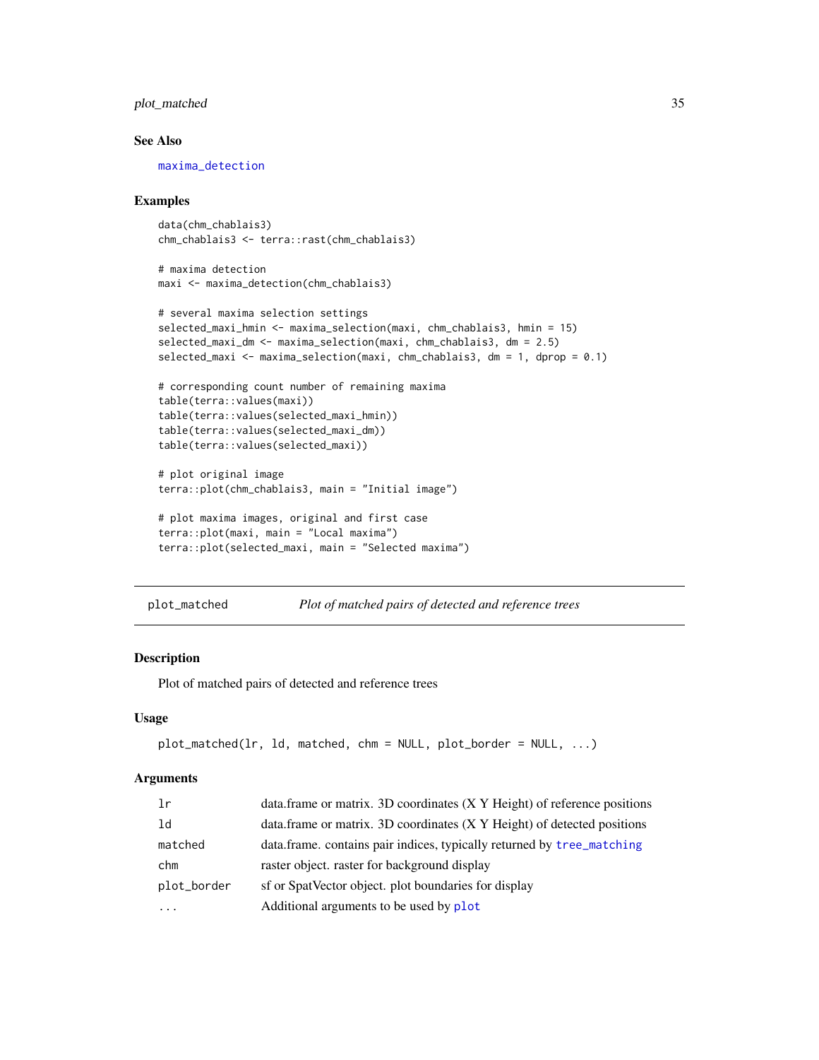### See Also

maxima_detection

### Examples

```
data(chm_chablais3)
chm_chablais3 <- terra::rast(chm_chablais3)

# maxima detection
maxi <- maxima_detection(chm_chablais3)

# several maxima selection settings
selected_maxi_hmin <- maxima_selection(maxi, chm_chablais3, hmin = 15)
selected_maxi_dm <- maxima_selection(maxi, chm_chablais3, dm = 2.5)
selected_maxi <- maxima_selection(maxi, chm_chablais3, dm = 1, dprop = 0.1)

# corresponding count number of remaining maxima
table(terra::values(maxi))
table(terra::values(selected_maxi_hmin))
table(terra::values(selected_maxi_dm))
table(terra::values(selected_maxi))

# plot original image
terra::plot(chm_chablais3, main = "Initial image")

# plot maxima images, original and first case
terra::plot(maxi, main = "Local maxima")
terra::plot(selected_maxi, main = "Selected maxima")
```

---

## plot_matched — *Plot of matched pairs of detected and reference trees*

### Description

Plot of matched pairs of detected and reference trees

### Usage

```
plot_matched(lr, ld, matched, chm = NULL, plot_border = NULL, ...)
```

### Arguments

| | |
|---|---|
| `lr` | data.frame or matrix. 3D coordinates (X Y Height) of reference positions |
| `ld` | data.frame or matrix. 3D coordinates (X Y Height) of detected positions |
| `matched` | data.frame. contains pair indices, typically returned by tree_matching |
| `chm` | raster object. raster for background display |
| `plot_border` | sf or SpatVector object. plot boundaries for display |
| `...` | Additional arguments to be used by plot |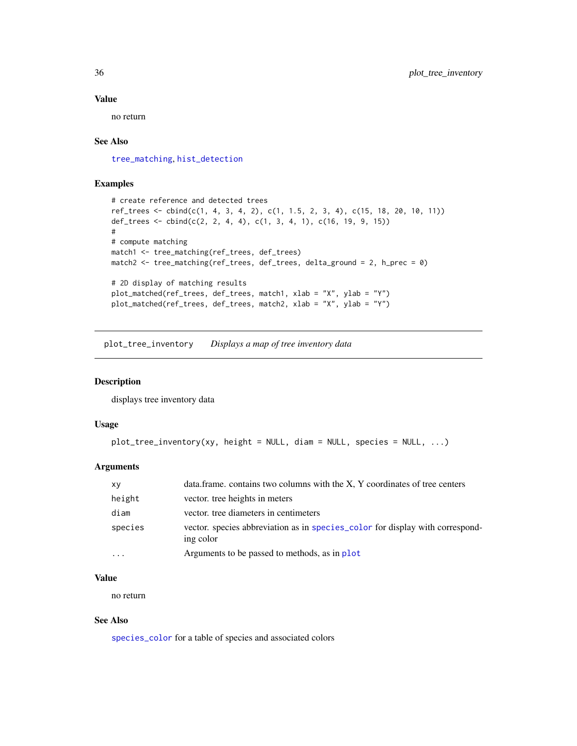## Value

no return

## See Also

tree_matching, hist_detection

## Examples

```
# create reference and detected trees
ref_trees <- cbind(c(1, 4, 3, 4, 2), c(1, 1.5, 2, 3, 4), c(15, 18, 20, 10, 11))
def_trees <- cbind(c(2, 2, 4, 4), c(1, 3, 4, 1), c(16, 19, 9, 15))
#
# compute matching
match1 <- tree_matching(ref_trees, def_trees)
match2 <- tree_matching(ref_trees, def_trees, delta_ground = 2, h_prec = 0)

# 2D display of matching results
plot_matched(ref_trees, def_trees, match1, xlab = "X", ylab = "Y")
plot_matched(ref_trees, def_trees, match2, xlab = "X", ylab = "Y")
```

---

# plot_tree_inventory *Displays a map of tree inventory data*

## Description

displays tree inventory data

## Usage

```
plot_tree_inventory(xy, height = NULL, diam = NULL, species = NULL, ...)
```

## Arguments

| | |
|---|---|
| xy | data.frame. contains two columns with the X, Y coordinates of tree centers |
| height | vector. tree heights in meters |
| diam | vector. tree diameters in centimeters |
| species | vector. species abbreviation as in species_color for display with corresponding color |
| ... | Arguments to be passed to methods, as in plot |

## Value

no return

## See Also

species_color for a table of species and associated colors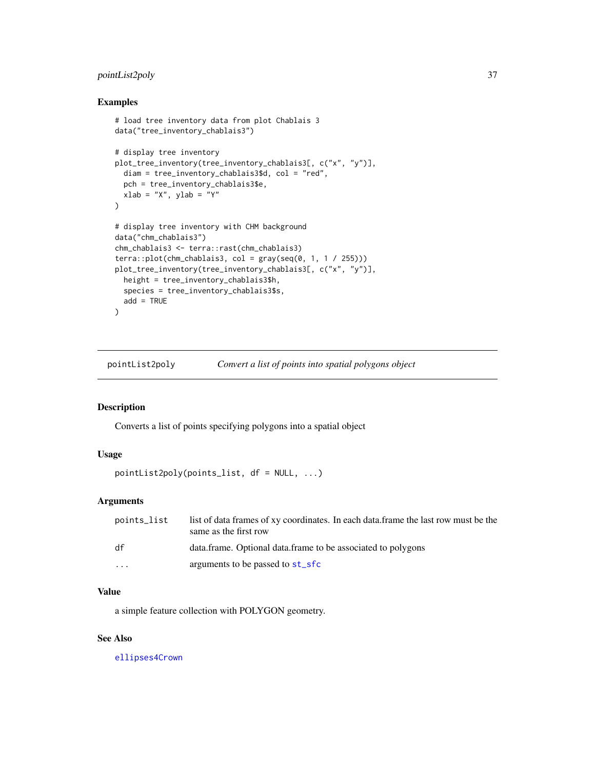## Examples

```
# load tree inventory data from plot Chablais 3
data("tree_inventory_chablais3")

# display tree inventory
plot_tree_inventory(tree_inventory_chablais3[, c("x", "y")],
  diam = tree_inventory_chablais3$d, col = "red",
  pch = tree_inventory_chablais3$e,
  xlab = "X", ylab = "Y"
)

# display tree inventory with CHM background
data("chm_chablais3")
chm_chablais3 <- terra::rast(chm_chablais3)
terra::plot(chm_chablais3, col = gray(seq(0, 1, 1 / 255)))
plot_tree_inventory(tree_inventory_chablais3[, c("x", "y")],
  height = tree_inventory_chablais3$h,
  species = tree_inventory_chablais3$s,
  add = TRUE
)
```

---

# pointList2poly — *Convert a list of points into spatial polygons object*

## Description

Converts a list of points specifying polygons into a spatial object

## Usage

```
pointList2poly(points_list, df = NULL, ...)
```

## Arguments

| | |
|---|---|
| points_list | list of data frames of xy coordinates. In each data.frame the last row must be the same as the first row |
| df | data.frame. Optional data.frame to be associated to polygons |
| ... | arguments to be passed to st_sfc |

## Value

a simple feature collection with POLYGON geometry.

## See Also

ellipses4Crown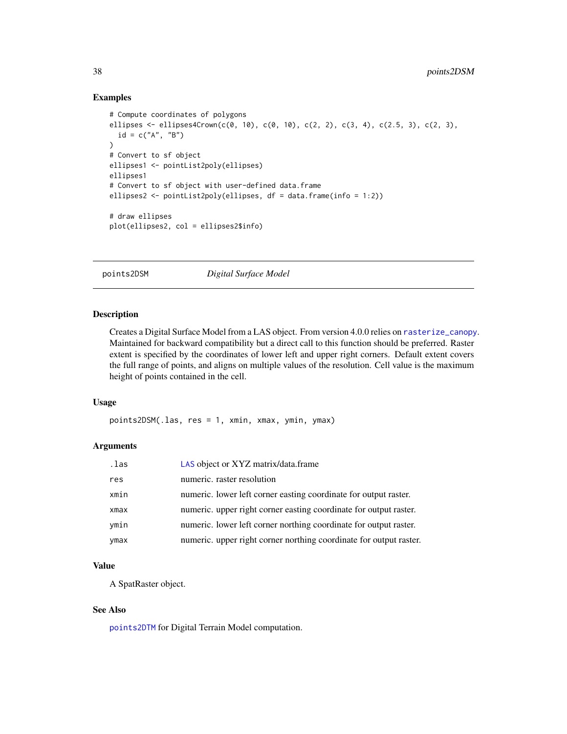### Examples

```
# Compute coordinates of polygons
ellipses <- ellipses4Crown(c(0, 10), c(0, 10), c(2, 2), c(3, 4), c(2.5, 3), c(2, 3),
  id = c("A", "B")
)
# Convert to sf object
ellipses1 <- pointList2poly(ellipses)
ellipses1
# Convert to sf object with user-defined data.frame
ellipses2 <- pointList2poly(ellipses, df = data.frame(info = 1:2))

# draw ellipses
plot(ellipses2, col = ellipses2$info)
```

---

## points2DSM &nbsp;&nbsp;&nbsp;&nbsp; *Digital Surface Model*

---

### Description

Creates a Digital Surface Model from a LAS object. From version 4.0.0 relies on `rasterize_canopy`. Maintained for backward compatibility but a direct call to this function should be preferred. Raster extent is specified by the coordinates of lower left and upper right corners. Default extent covers the full range of points, and aligns on multiple values of the resolution. Cell value is the maximum height of points contained in the cell.

### Usage

```
points2DSM(.las, res = 1, xmin, xmax, ymin, ymax)
```

### Arguments

| | |
|---|---|
| `.las` | `LAS` object or XYZ matrix/data.frame |
| `res` | numeric. raster resolution |
| `xmin` | numeric. lower left corner easting coordinate for output raster. |
| `xmax` | numeric. upper right corner easting coordinate for output raster. |
| `ymin` | numeric. lower left corner northing coordinate for output raster. |
| `ymax` | numeric. upper right corner northing coordinate for output raster. |

### Value

A SpatRaster object.

### See Also

`points2DTM` for Digital Terrain Model computation.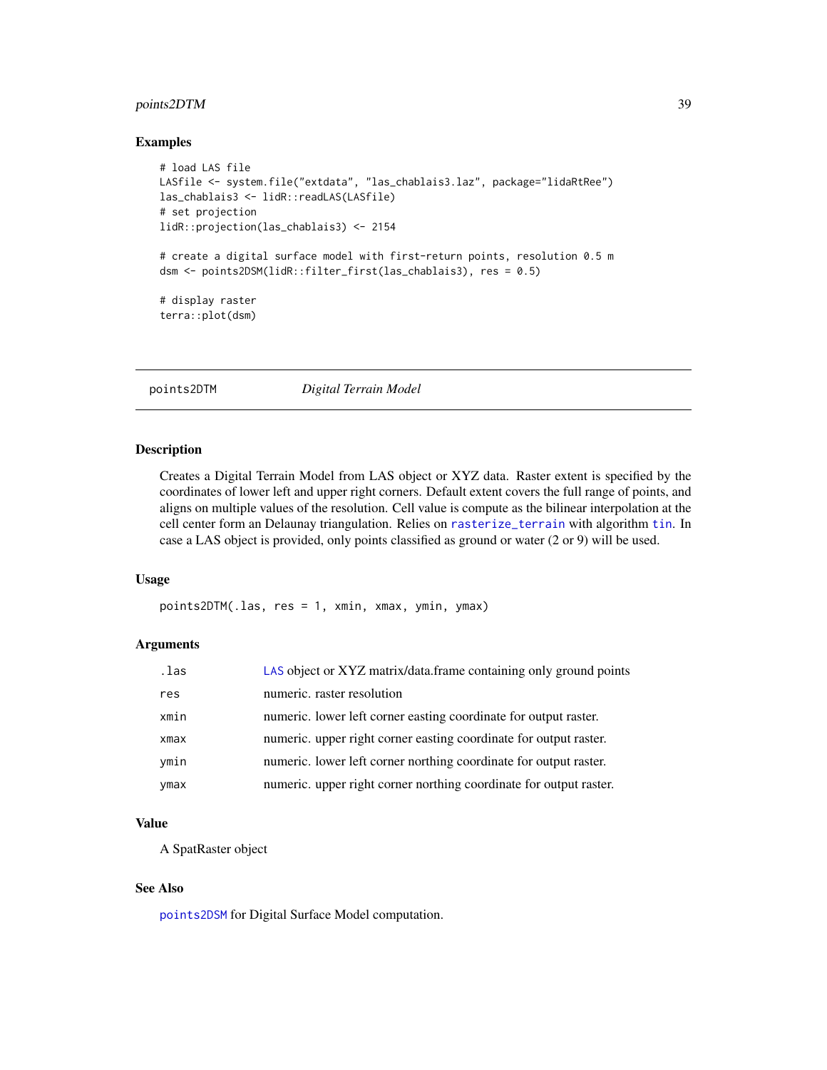## Examples

```
# load LAS file
LASfile <- system.file("extdata", "las_chablais3.laz", package="lidaRtRee")
las_chablais3 <- lidR::readLAS(LASfile)
# set projection
lidR::projection(las_chablais3) <- 2154

# create a digital surface model with first-return points, resolution 0.5 m
dsm <- points2DSM(lidR::filter_first(las_chablais3), res = 0.5)

# display raster
terra::plot(dsm)
```

---

# points2DTM *Digital Terrain Model*

---

## Description

Creates a Digital Terrain Model from LAS object or XYZ data. Raster extent is specified by the coordinates of lower left and upper right corners. Default extent covers the full range of points, and aligns on multiple values of the resolution. Cell value is compute as the bilinear interpolation at the cell center form an Delaunay triangulation. Relies on rasterize_terrain with algorithm tin. In case a LAS object is provided, only points classified as ground or water (2 or 9) will be used.

## Usage

```
points2DTM(.las, res = 1, xmin, xmax, ymin, ymax)
```

## Arguments

| | |
|---|---|
| .las | LAS object or XYZ matrix/data.frame containing only ground points |
| res | numeric. raster resolution |
| xmin | numeric. lower left corner easting coordinate for output raster. |
| xmax | numeric. upper right corner easting coordinate for output raster. |
| ymin | numeric. lower left corner northing coordinate for output raster. |
| ymax | numeric. upper right corner northing coordinate for output raster. |

## Value

A SpatRaster object

## See Also

points2DSM for Digital Surface Model computation.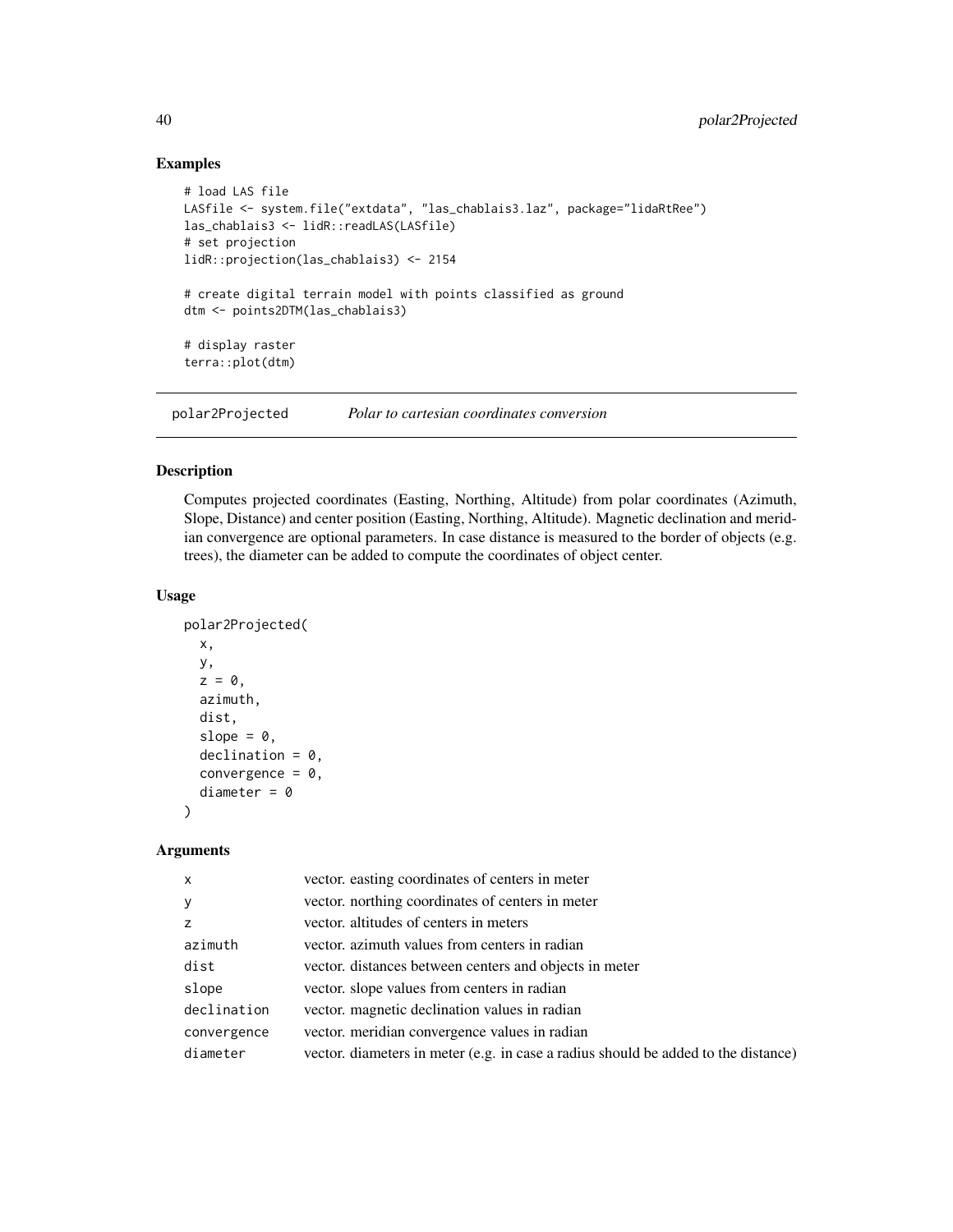## Examples

```
# load LAS file
LASfile <- system.file("extdata", "las_chablais3.laz", package="lidaRtRee")
las_chablais3 <- lidR::readLAS(LASfile)
# set projection
lidR::projection(las_chablais3) <- 2154

# create digital terrain model with points classified as ground
dtm <- points2DTM(las_chablais3)

# display raster
terra::plot(dtm)
```

---

## polar2Projected — *Polar to cartesian coordinates conversion*

### Description

Computes projected coordinates (Easting, Northing, Altitude) from polar coordinates (Azimuth, Slope, Distance) and center position (Easting, Northing, Altitude). Magnetic declination and meridian convergence are optional parameters. In case distance is measured to the border of objects (e.g. trees), the diameter can be added to compute the coordinates of object center.

### Usage

```
polar2Projected(
  x,
  y,
  z = 0,
  azimuth,
  dist,
  slope = 0,
  declination = 0,
  convergence = 0,
  diameter = 0
)
```

### Arguments

| | |
|---|---|
| x | vector. easting coordinates of centers in meter |
| y | vector. northing coordinates of centers in meter |
| z | vector. altitudes of centers in meters |
| azimuth | vector. azimuth values from centers in radian |
| dist | vector. distances between centers and objects in meter |
| slope | vector. slope values from centers in radian |
| declination | vector. magnetic declination values in radian |
| convergence | vector. meridian convergence values in radian |
| diameter | vector. diameters in meter (e.g. in case a radius should be added to the distance) |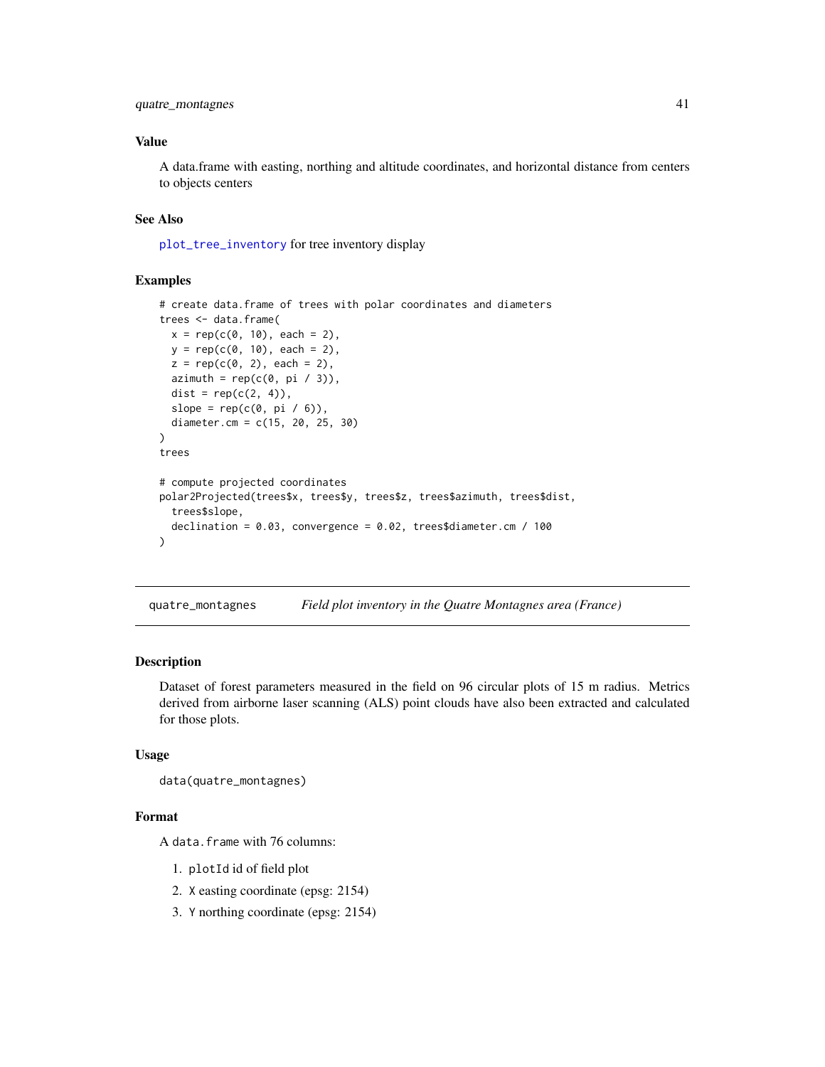## Value

A data.frame with easting, northing and altitude coordinates, and horizontal distance from centers to objects centers

## See Also

`plot_tree_inventory` for tree inventory display

## Examples

```
# create data.frame of trees with polar coordinates and diameters
trees <- data.frame(
  x = rep(c(0, 10), each = 2),
  y = rep(c(0, 10), each = 2),
  z = rep(c(0, 2), each = 2),
  azimuth = rep(c(0, pi / 3)),
  dist = rep(c(2, 4)),
  slope = rep(c(0, pi / 6)),
  diameter.cm = c(15, 20, 25, 30)
)
trees

# compute projected coordinates
polar2Projected(trees$x, trees$y, trees$z, trees$azimuth, trees$dist,
  trees$slope,
  declination = 0.03, convergence = 0.02, trees$diameter.cm / 100
)
```

---

# quatre_montagnes *Field plot inventory in the Quatre Montagnes area (France)*

## Description

Dataset of forest parameters measured in the field on 96 circular plots of 15 m radius. Metrics derived from airborne laser scanning (ALS) point clouds have also been extracted and calculated for those plots.

## Usage

```
data(quatre_montagnes)
```

## Format

A `data.frame` with 76 columns:

1. `plotId` id of field plot
2. `X` easting coordinate (epsg: 2154)
3. `Y` northing coordinate (epsg: 2154)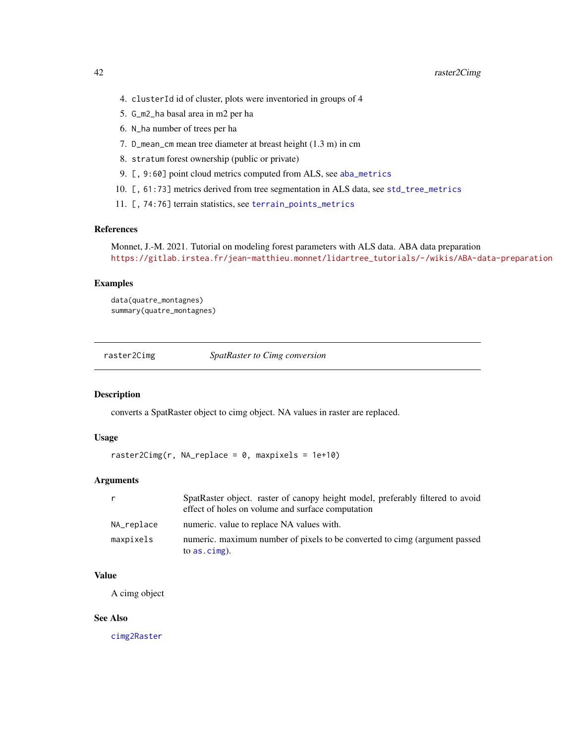4. `clusterId` id of cluster, plots were inventoried in groups of 4
5. `G_m2_ha` basal area in m2 per ha
6. `N_ha` number of trees per ha
7. `D_mean_cm` mean tree diameter at breast height (1.3 m) in cm
8. `stratum` forest ownership (public or private)
9. `[, 9:60]` point cloud metrics computed from ALS, see `aba_metrics`
10. `[, 61:73]` metrics derived from tree segmentation in ALS data, see `std_tree_metrics`
11. `[, 74:76]` terrain statistics, see `terrain_points_metrics`

### References

Monnet, J.-M. 2021. Tutorial on modeling forest parameters with ALS data. ABA data preparation https://gitlab.irstea.fr/jean-matthieu.monnet/lidartree_tutorials/-/wikis/ABA-data-preparation

### Examples

```
data(quatre_montagnes)
summary(quatre_montagnes)
```

---

## raster2Cimg — *SpatRaster to Cimg conversion*

### Description

converts a SpatRaster object to cimg object. NA values in raster are replaced.

### Usage

```
raster2Cimg(r, NA_replace = 0, maxpixels = 1e+10)
```

### Arguments

| | |
|---|---|
| `r` | SpatRaster object. raster of canopy height model, preferably filtered to avoid effect of holes on volume and surface computation |
| `NA_replace` | numeric. value to replace NA values with. |
| `maxpixels` | numeric. maximum number of pixels to be converted to cimg (argument passed to `as.cimg`). |

### Value

A cimg object

### See Also

`cimg2Raster`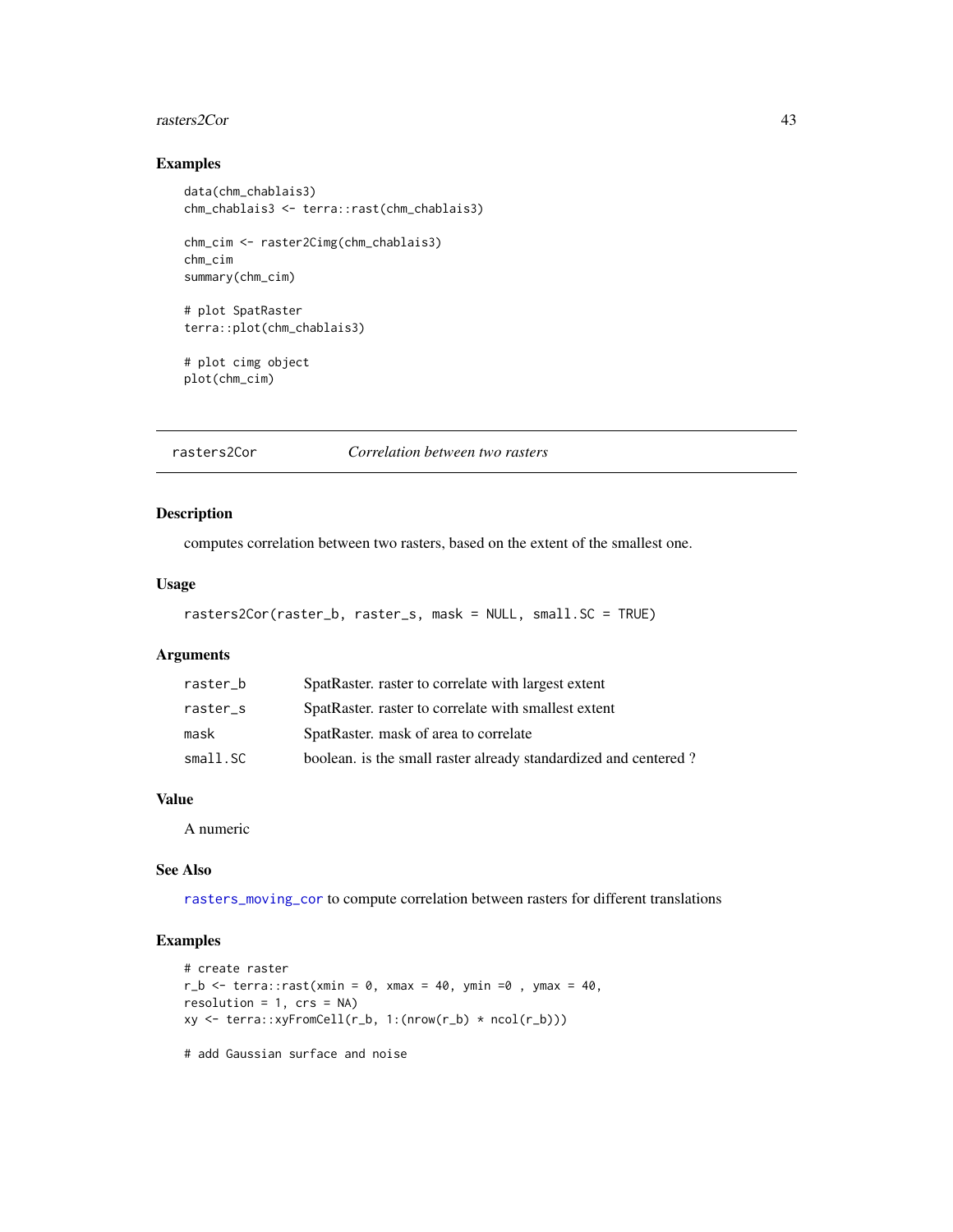## Examples

```
data(chm_chablais3)
chm_chablais3 <- terra::rast(chm_chablais3)

chm_cim <- raster2Cimg(chm_chablais3)
chm_cim
summary(chm_cim)

# plot SpatRaster
terra::plot(chm_chablais3)

# plot cimg object
plot(chm_cim)
```

---

## rasters2Cor — *Correlation between two rasters*

### Description

computes correlation between two rasters, based on the extent of the smallest one.

### Usage

```
rasters2Cor(raster_b, raster_s, mask = NULL, small.SC = TRUE)
```

### Arguments

| | |
|---|---|
| raster_b | SpatRaster. raster to correlate with largest extent |
| raster_s | SpatRaster. raster to correlate with smallest extent |
| mask | SpatRaster. mask of area to correlate |
| small.SC | boolean. is the small raster already standardized and centered ? |

### Value

A numeric

### See Also

rasters_moving_cor to compute correlation between rasters for different translations

### Examples

```
# create raster
r_b <- terra::rast(xmin = 0, xmax = 40, ymin =0 , ymax = 40,
resolution = 1, crs = NA)
xy <- terra::xyFromCell(r_b, 1:(nrow(r_b) * ncol(r_b)))

# add Gaussian surface and noise
```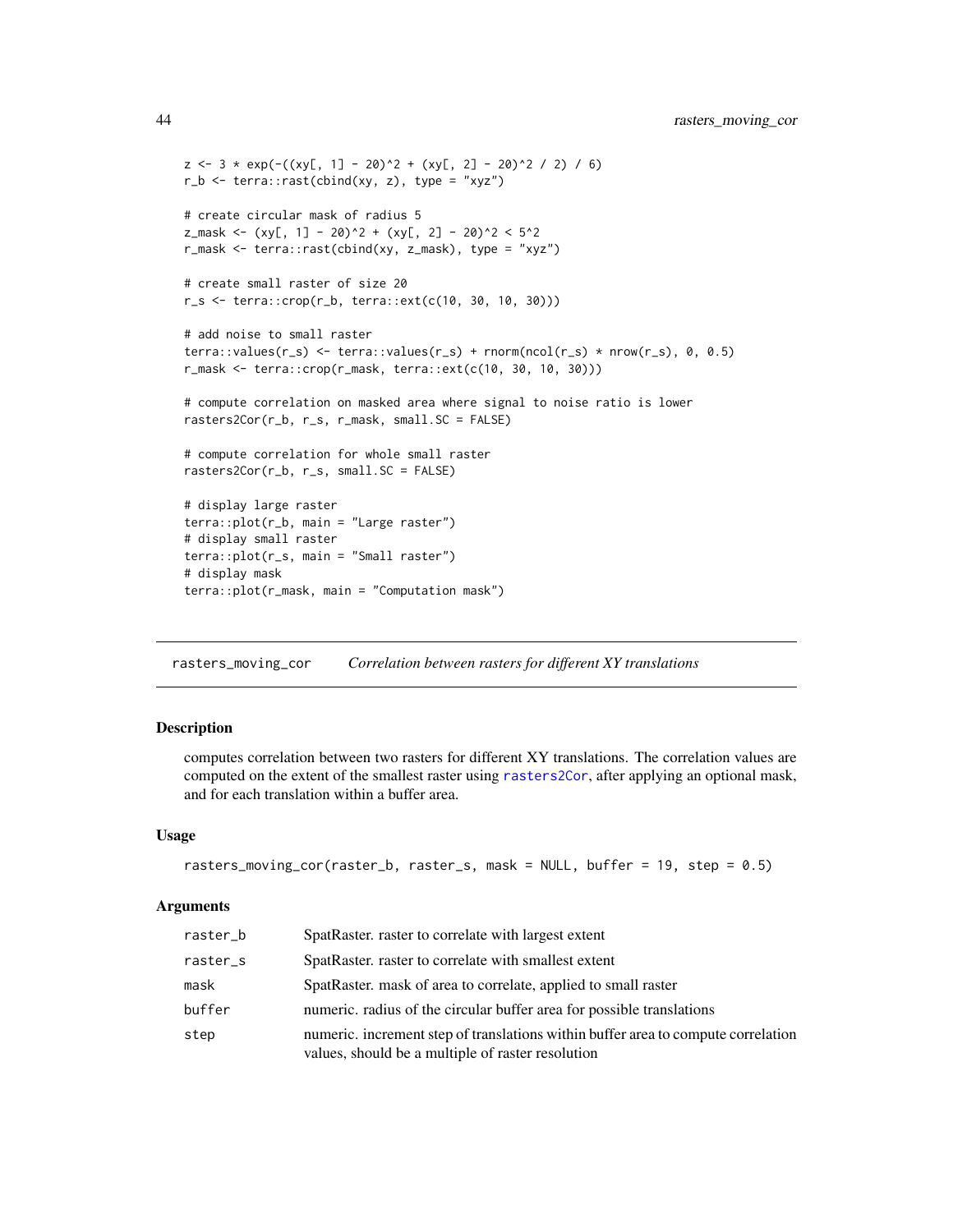```
z <- 3 * exp(-((xy[, 1] - 20)^2 + (xy[, 2] - 20)^2 / 2) / 6)
r_b <- terra::rast(cbind(xy, z), type = "xyz")

# create circular mask of radius 5
z_mask <- (xy[, 1] - 20)^2 + (xy[, 2] - 20)^2 < 5^2
r_mask <- terra::rast(cbind(xy, z_mask), type = "xyz")

# create small raster of size 20
r_s <- terra::crop(r_b, terra::ext(c(10, 30, 10, 30)))

# add noise to small raster
terra::values(r_s) <- terra::values(r_s) + rnorm(ncol(r_s) * nrow(r_s), 0, 0.5)
r_mask <- terra::crop(r_mask, terra::ext(c(10, 30, 10, 30)))

# compute correlation on masked area where signal to noise ratio is lower
rasters2Cor(r_b, r_s, r_mask, small.SC = FALSE)

# compute correlation for whole small raster
rasters2Cor(r_b, r_s, small.SC = FALSE)

# display large raster
terra::plot(r_b, main = "Large raster")
# display small raster
terra::plot(r_s, main = "Small raster")
# display mask
terra::plot(r_mask, main = "Computation mask")
```

---

## rasters_moving_cor — *Correlation between rasters for different XY translations*

### Description

computes correlation between two rasters for different XY translations. The correlation values are computed on the extent of the smallest raster using rasters2Cor, after applying an optional mask, and for each translation within a buffer area.

### Usage

```
rasters_moving_cor(raster_b, raster_s, mask = NULL, buffer = 19, step = 0.5)
```

### Arguments

| | |
|---|---|
| raster_b | SpatRaster. raster to correlate with largest extent |
| raster_s | SpatRaster. raster to correlate with smallest extent |
| mask | SpatRaster. mask of area to correlate, applied to small raster |
| buffer | numeric. radius of the circular buffer area for possible translations |
| step | numeric. increment step of translations within buffer area to compute correlation values, should be a multiple of raster resolution |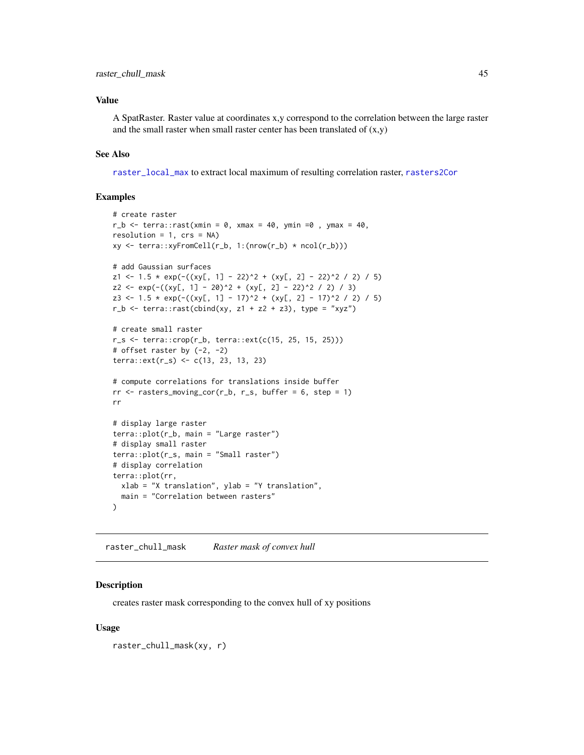### Value

A SpatRaster. Raster value at coordinates x,y correspond to the correlation between the large raster and the small raster when small raster center has been translated of (x,y)

### See Also

raster_local_max to extract local maximum of resulting correlation raster, rasters2Cor

### Examples

```
# create raster
r_b <- terra::rast(xmin = 0, xmax = 40, ymin =0 , ymax = 40,
resolution = 1, crs = NA)
xy <- terra::xyFromCell(r_b, 1:(nrow(r_b) * ncol(r_b)))

# add Gaussian surfaces
z1 <- 1.5 * exp(-((xy[, 1] - 22)^2 + (xy[, 2] - 22)^2 / 2) / 5)
z2 <- exp(-((xy[, 1] - 20)^2 + (xy[, 2] - 22)^2 / 2) / 3)
z3 <- 1.5 * exp(-((xy[, 1] - 17)^2 + (xy[, 2] - 17)^2 / 2) / 5)
r_b <- terra::rast(cbind(xy, z1 + z2 + z3), type = "xyz")

# create small raster
r_s <- terra::crop(r_b, terra::ext(c(15, 25, 15, 25)))
# offset raster by (-2, -2)
terra::ext(r_s) <- c(13, 23, 13, 23)

# compute correlations for translations inside buffer
rr <- rasters_moving_cor(r_b, r_s, buffer = 6, step = 1)
rr

# display large raster
terra::plot(r_b, main = "Large raster")
# display small raster
terra::plot(r_s, main = "Small raster")
# display correlation
terra::plot(rr,
  xlab = "X translation", ylab = "Y translation",
  main = "Correlation between rasters"
)
```

---

## raster_chull_mask *Raster mask of convex hull*

### Description

creates raster mask corresponding to the convex hull of xy positions

### Usage

```
raster_chull_mask(xy, r)
```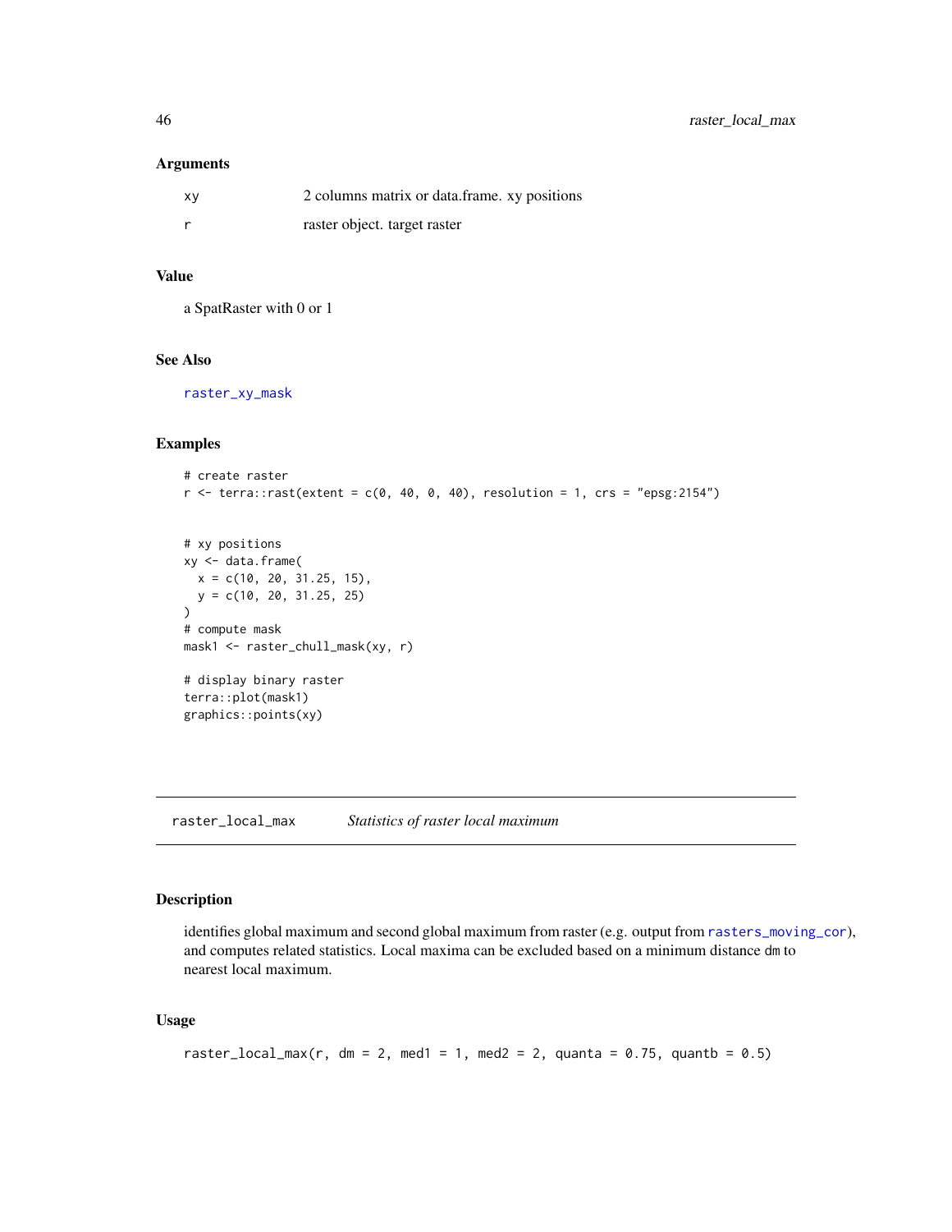### Arguments

| | |
|---|---|
| xy | 2 columns matrix or data.frame. xy positions |
| r | raster object. target raster |

### Value

a SpatRaster with 0 or 1

### See Also

raster_xy_mask

### Examples

```
# create raster
r <- terra::rast(extent = c(0, 40, 0, 40), resolution = 1, crs = "epsg:2154")


# xy positions
xy <- data.frame(
  x = c(10, 20, 31.25, 15),
  y = c(10, 20, 31.25, 25)
)
# compute mask
mask1 <- raster_chull_mask(xy, r)

# display binary raster
terra::plot(mask1)
graphics::points(xy)
```

---

## raster_local_max *Statistics of raster local maximum*

### Description

identifies global maximum and second global maximum from raster (e.g. output from rasters_moving_cor), and computes related statistics. Local maxima can be excluded based on a minimum distance dm to nearest local maximum.

### Usage

```
raster_local_max(r, dm = 2, med1 = 1, med2 = 2, quanta = 0.75, quantb = 0.5)
```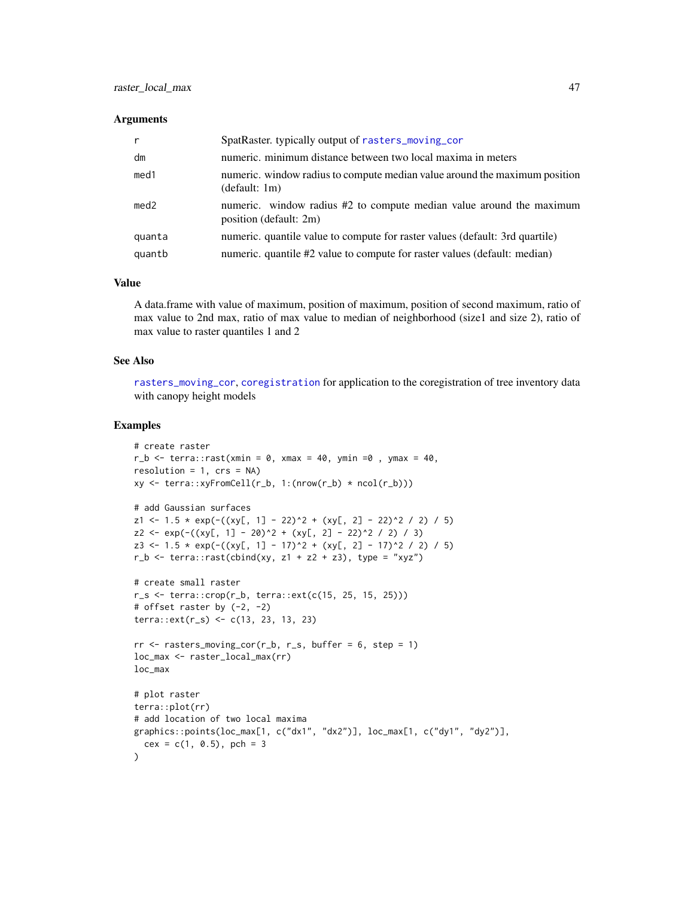### Arguments

| | |
|---|---|
| r | SpatRaster. typically output of rasters_moving_cor |
| dm | numeric. minimum distance between two local maxima in meters |
| med1 | numeric. window radius to compute median value around the maximum position (default: 1m) |
| med2 | numeric. window radius #2 to compute median value around the maximum position (default: 2m) |
| quanta | numeric. quantile value to compute for raster values (default: 3rd quartile) |
| quantb | numeric. quantile #2 value to compute for raster values (default: median) |

### Value

A data.frame with value of maximum, position of maximum, position of second maximum, ratio of max value to 2nd max, ratio of max value to median of neighborhood (size1 and size 2), ratio of max value to raster quantiles 1 and 2

### See Also

rasters_moving_cor, coregistration for application to the coregistration of tree inventory data with canopy height models

### Examples

```
# create raster
r_b <- terra::rast(xmin = 0, xmax = 40, ymin =0 , ymax = 40,
resolution = 1, crs = NA)
xy <- terra::xyFromCell(r_b, 1:(nrow(r_b) * ncol(r_b)))

# add Gaussian surfaces
z1 <- 1.5 * exp(-((xy[, 1] - 22)^2 + (xy[, 2] - 22)^2 / 2) / 5)
z2 <- exp(-((xy[, 1] - 20)^2 + (xy[, 2] - 22)^2 / 2) / 3)
z3 <- 1.5 * exp(-((xy[, 1] - 17)^2 + (xy[, 2] - 17)^2 / 2) / 5)
r_b <- terra::rast(cbind(xy, z1 + z2 + z3), type = "xyz")

# create small raster
r_s <- terra::crop(r_b, terra::ext(c(15, 25, 15, 25)))
# offset raster by (-2, -2)
terra::ext(r_s) <- c(13, 23, 13, 23)

rr <- rasters_moving_cor(r_b, r_s, buffer = 6, step = 1)
loc_max <- raster_local_max(rr)
loc_max

# plot raster
terra::plot(rr)
# add location of two local maxima
graphics::points(loc_max[1, c("dx1", "dx2")], loc_max[1, c("dy1", "dy2")],
  cex = c(1, 0.5), pch = 3
)
```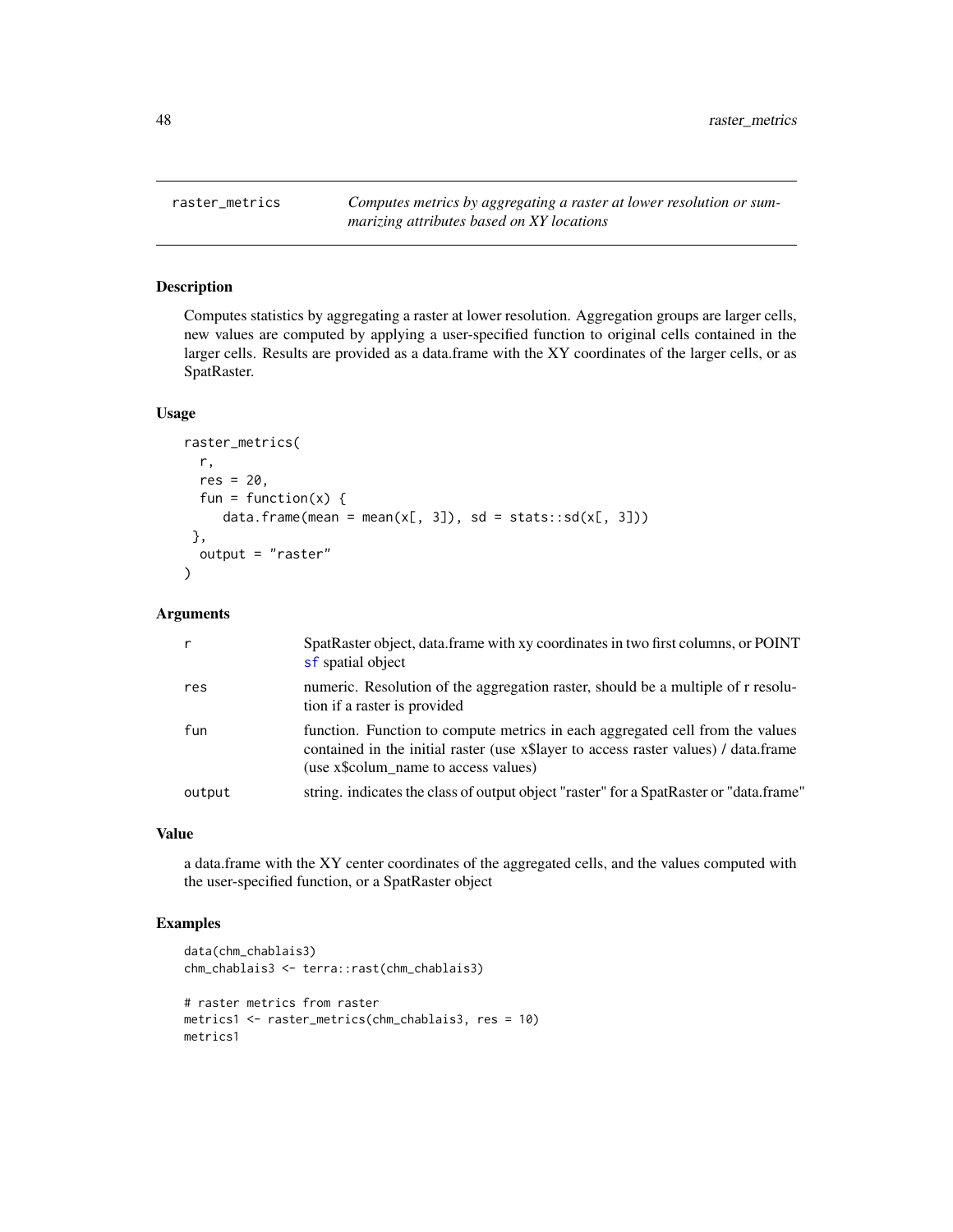## raster_metrics

*Computes metrics by aggregating a raster at lower resolution or summarizing attributes based on XY locations*

### Description

Computes statistics by aggregating a raster at lower resolution. Aggregation groups are larger cells, new values are computed by applying a user-specified function to original cells contained in the larger cells. Results are provided as a data.frame with the XY coordinates of the larger cells, or as SpatRaster.

### Usage

```
raster_metrics(
  r,
  res = 20,
  fun = function(x) {
     data.frame(mean = mean(x[, 3]), sd = stats::sd(x[, 3]))
 },
  output = "raster"
)
```

### Arguments

| | |
|---|---|
| r | SpatRaster object, data.frame with xy coordinates in two first columns, or POINT sf spatial object |
| res | numeric. Resolution of the aggregation raster, should be a multiple of r resolution if a raster is provided |
| fun | function. Function to compute metrics in each aggregated cell from the values contained in the initial raster (use x$layer to access raster values) / data.frame (use x$colum_name to access values) |
| output | string. indicates the class of output object "raster" for a SpatRaster or "data.frame" |

### Value

a data.frame with the XY center coordinates of the aggregated cells, and the values computed with the user-specified function, or a SpatRaster object

### Examples

```
data(chm_chablais3)
chm_chablais3 <- terra::rast(chm_chablais3)

# raster metrics from raster
metrics1 <- raster_metrics(chm_chablais3, res = 10)
metrics1
```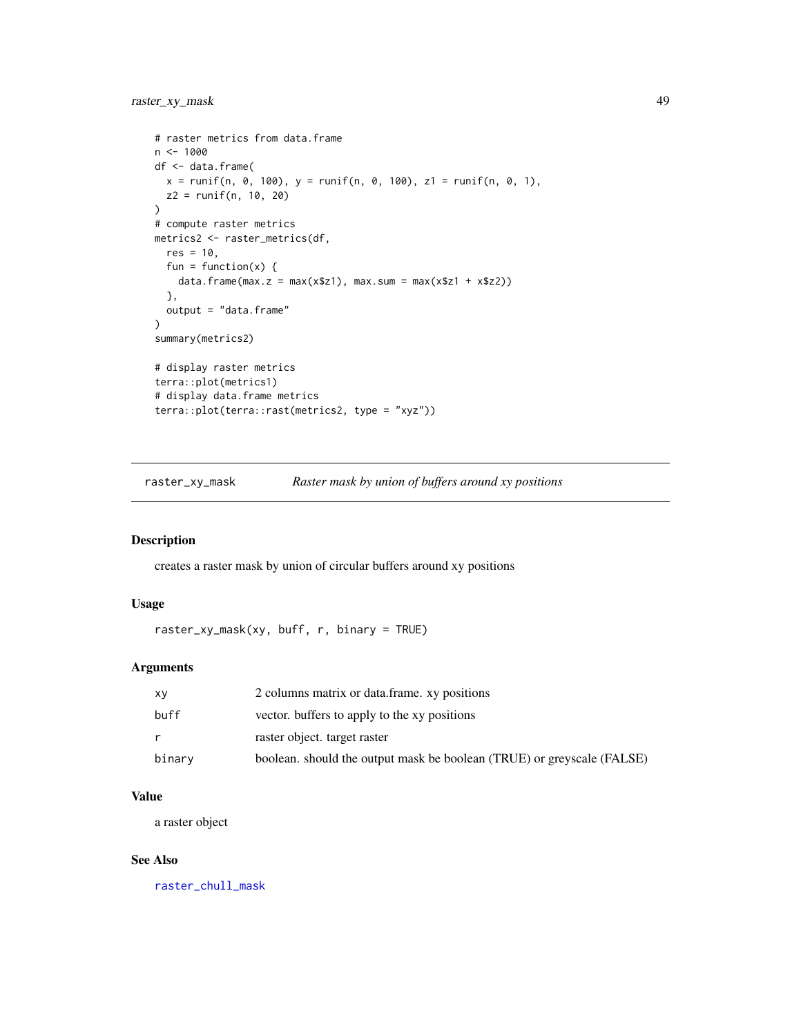```
# raster metrics from data.frame
n <- 1000
df <- data.frame(
  x = runif(n, 0, 100), y = runif(n, 0, 100), z1 = runif(n, 0, 1),
  z2 = runif(n, 10, 20)
)
# compute raster metrics
metrics2 <- raster_metrics(df,
  res = 10,
  fun = function(x) {
    data.frame(max.z = max(x$z1), max.sum = max(x$z1 + x$z2))
  },
  output = "data.frame"
)
summary(metrics2)

# display raster metrics
terra::plot(metrics1)
# display data.frame metrics
terra::plot(terra::rast(metrics2, type = "xyz"))
```

---

## raster_xy_mask — *Raster mask by union of buffers around xy positions*

---

### Description

creates a raster mask by union of circular buffers around xy positions

### Usage

```
raster_xy_mask(xy, buff, r, binary = TRUE)
```

### Arguments

| | |
|---|---|
| `xy` | 2 columns matrix or data.frame. xy positions |
| `buff` | vector. buffers to apply to the xy positions |
| `r` | raster object. target raster |
| `binary` | boolean. should the output mask be boolean (TRUE) or greyscale (FALSE) |

### Value

a raster object

### See Also

raster_chull_mask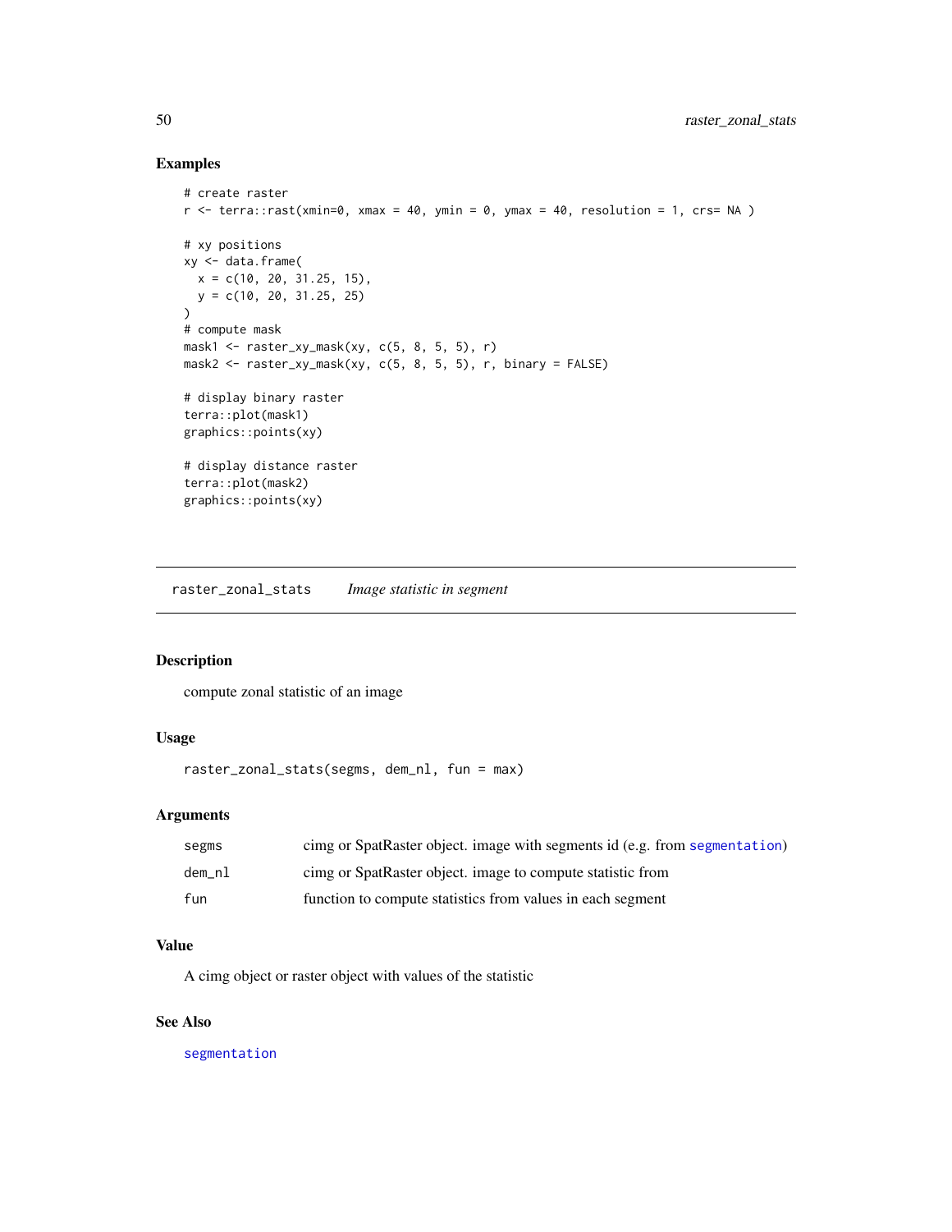### Examples

```
# create raster
r <- terra::rast(xmin=0, xmax = 40, ymin = 0, ymax = 40, resolution = 1, crs= NA )

# xy positions
xy <- data.frame(
  x = c(10, 20, 31.25, 15),
  y = c(10, 20, 31.25, 25)
)
# compute mask
mask1 <- raster_xy_mask(xy, c(5, 8, 5, 5), r)
mask2 <- raster_xy_mask(xy, c(5, 8, 5, 5), r, binary = FALSE)

# display binary raster
terra::plot(mask1)
graphics::points(xy)

# display distance raster
terra::plot(mask2)
graphics::points(xy)
```

---

## raster_zonal_stats &emsp; *Image statistic in segment*

### Description

compute zonal statistic of an image

### Usage

```
raster_zonal_stats(segms, dem_nl, fun = max)
```

### Arguments

| | |
|---|---|
| segms | cimg or SpatRaster object. image with segments id (e.g. from segmentation) |
| dem_nl | cimg or SpatRaster object. image to compute statistic from |
| fun | function to compute statistics from values in each segment |

### Value

A cimg object or raster object with values of the statistic

### See Also

segmentation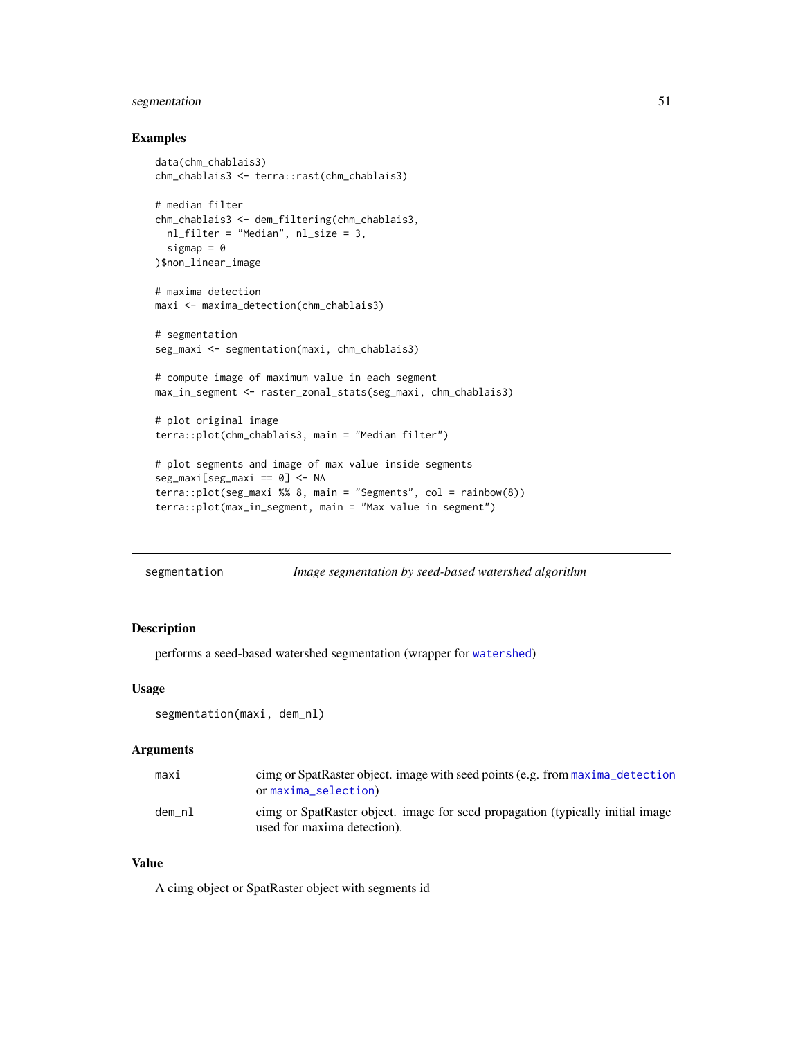## Examples

```
data(chm_chablais3)
chm_chablais3 <- terra::rast(chm_chablais3)

# median filter
chm_chablais3 <- dem_filtering(chm_chablais3,
  nl_filter = "Median", nl_size = 3,
  sigmap = 0
)$non_linear_image

# maxima detection
maxi <- maxima_detection(chm_chablais3)

# segmentation
seg_maxi <- segmentation(maxi, chm_chablais3)

# compute image of maximum value in each segment
max_in_segment <- raster_zonal_stats(seg_maxi, chm_chablais3)

# plot original image
terra::plot(chm_chablais3, main = "Median filter")

# plot segments and image of max value inside segments
seg_maxi[seg_maxi == 0] <- NA
terra::plot(seg_maxi %% 8, main = "Segments", col = rainbow(8))
terra::plot(max_in_segment, main = "Max value in segment")
```

---

# segmentation — *Image segmentation by seed-based watershed algorithm*

---

## Description

performs a seed-based watershed segmentation (wrapper for `watershed`)

## Usage

```
segmentation(maxi, dem_nl)
```

## Arguments

| | |
|---|---|
| `maxi` | cimg or SpatRaster object. image with seed points (e.g. from `maxima_detection` or `maxima_selection`) |
| `dem_nl` | cimg or SpatRaster object. image for seed propagation (typically initial image used for maxima detection). |

## Value

A cimg object or SpatRaster object with segments id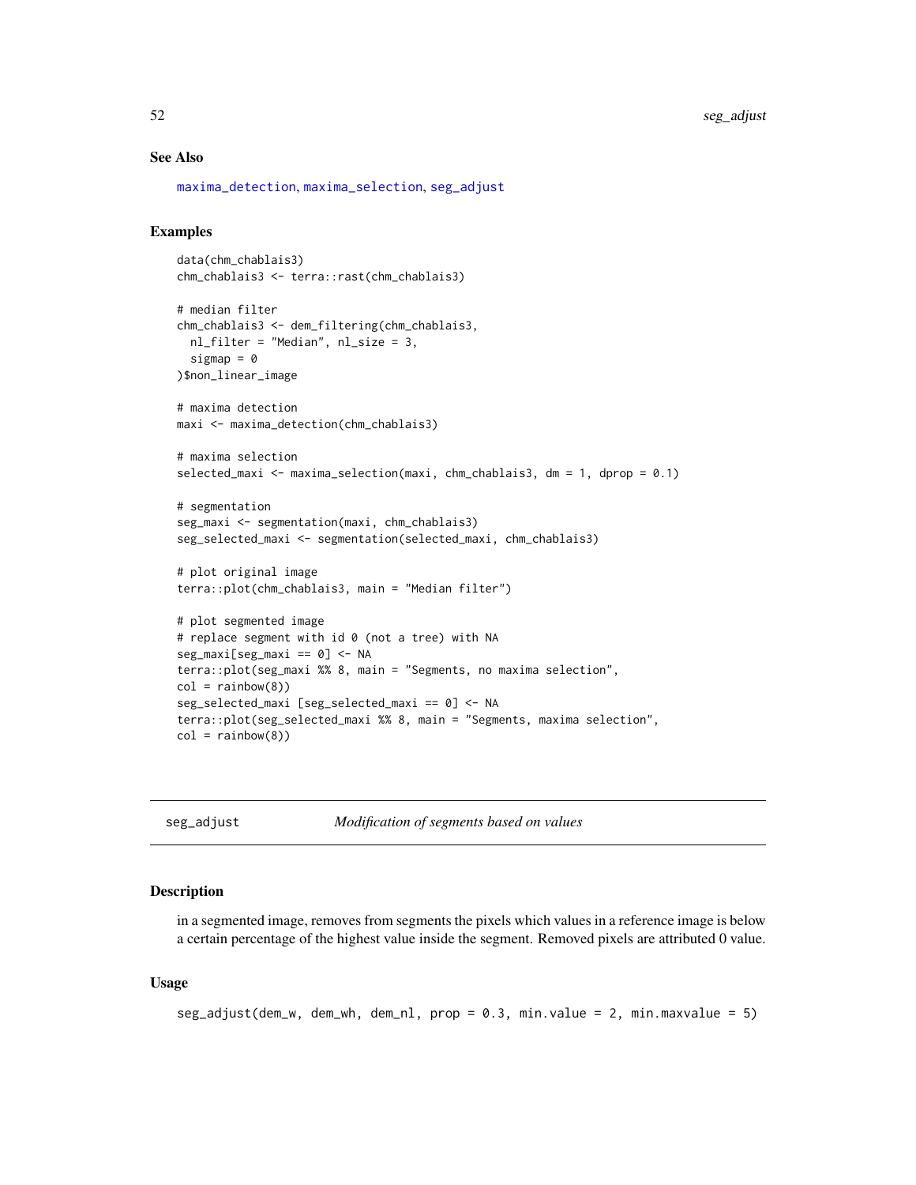## See Also

maxima_detection, maxima_selection, seg_adjust

## Examples

```
data(chm_chablais3)
chm_chablais3 <- terra::rast(chm_chablais3)

# median filter
chm_chablais3 <- dem_filtering(chm_chablais3,
  nl_filter = "Median", nl_size = 3,
  sigmap = 0
)$non_linear_image

# maxima detection
maxi <- maxima_detection(chm_chablais3)

# maxima selection
selected_maxi <- maxima_selection(maxi, chm_chablais3, dm = 1, dprop = 0.1)

# segmentation
seg_maxi <- segmentation(maxi, chm_chablais3)
seg_selected_maxi <- segmentation(selected_maxi, chm_chablais3)

# plot original image
terra::plot(chm_chablais3, main = "Median filter")

# plot segmented image
# replace segment with id 0 (not a tree) with NA
seg_maxi[seg_maxi == 0] <- NA
terra::plot(seg_maxi %% 8, main = "Segments, no maxima selection",
col = rainbow(8))
seg_selected_maxi [seg_selected_maxi == 0] <- NA
terra::plot(seg_selected_maxi %% 8, main = "Segments, maxima selection",
col = rainbow(8))
```

---

# seg_adjust — *Modification of segments based on values*

## Description

in a segmented image, removes from segments the pixels which values in a reference image is below a certain percentage of the highest value inside the segment. Removed pixels are attributed 0 value.

## Usage

```
seg_adjust(dem_w, dem_wh, dem_nl, prop = 0.3, min.value = 2, min.maxvalue = 5)
```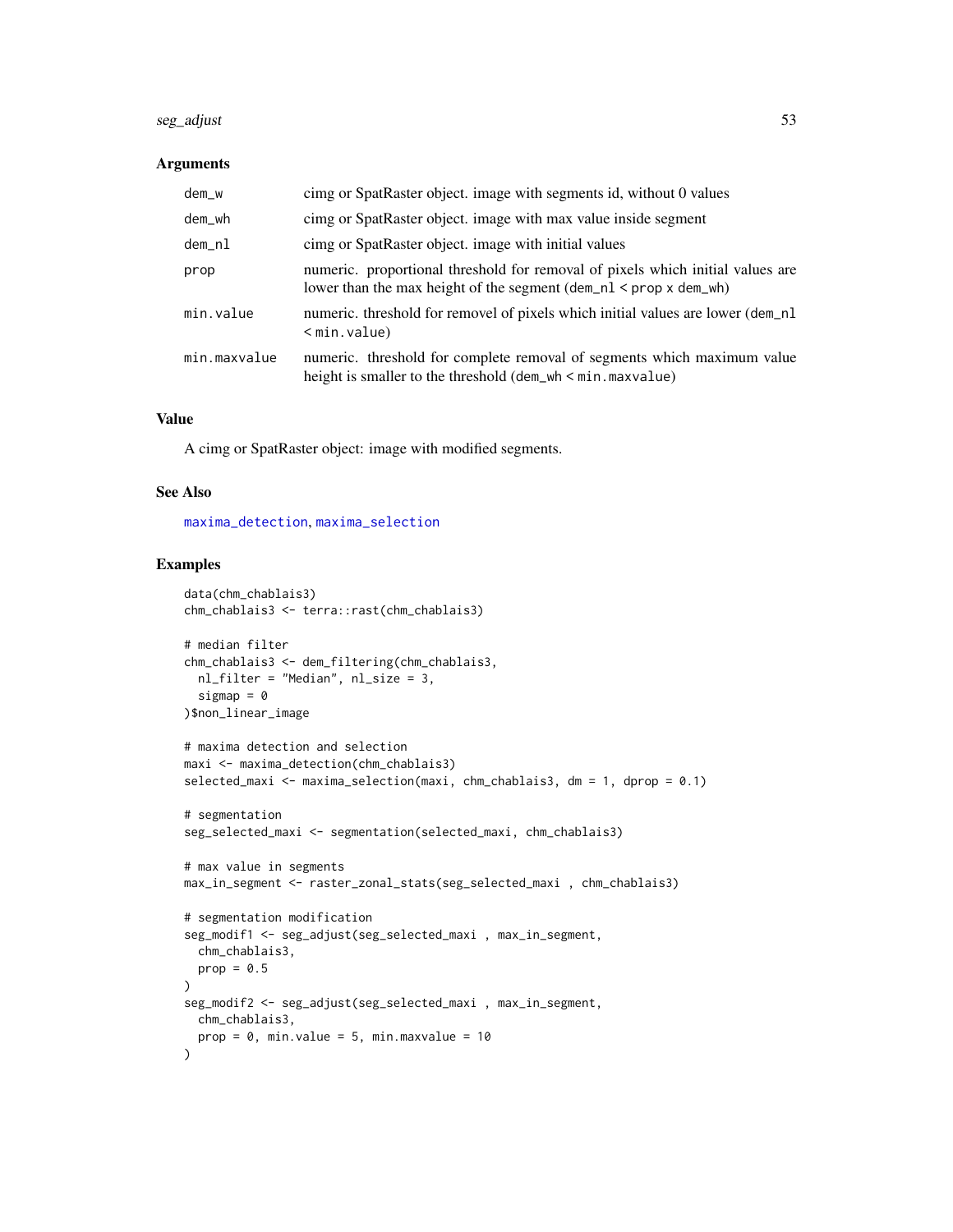### Arguments

| | |
|---|---|
| `dem_w` | cimg or SpatRaster object. image with segments id, without 0 values |
| `dem_wh` | cimg or SpatRaster object. image with max value inside segment |
| `dem_nl` | cimg or SpatRaster object. image with initial values |
| `prop` | numeric. proportional threshold for removal of pixels which initial values are lower than the max height of the segment (`dem_nl` < `prop` x `dem_wh`) |
| `min.value` | numeric. threshold for removel of pixels which initial values are lower (`dem_nl` < `min.value`) |
| `min.maxvalue` | numeric. threshold for complete removal of segments which maximum value height is smaller to the threshold (`dem_wh` < `min.maxvalue`) |

### Value

A cimg or SpatRaster object: image with modified segments.

### See Also

`maxima_detection`, `maxima_selection`

### Examples

```
data(chm_chablais3)
chm_chablais3 <- terra::rast(chm_chablais3)

# median filter
chm_chablais3 <- dem_filtering(chm_chablais3,
  nl_filter = "Median", nl_size = 3,
  sigmap = 0
)$non_linear_image

# maxima detection and selection
maxi <- maxima_detection(chm_chablais3)
selected_maxi <- maxima_selection(maxi, chm_chablais3, dm = 1, dprop = 0.1)

# segmentation
seg_selected_maxi <- segmentation(selected_maxi, chm_chablais3)

# max value in segments
max_in_segment <- raster_zonal_stats(seg_selected_maxi , chm_chablais3)

# segmentation modification
seg_modif1 <- seg_adjust(seg_selected_maxi , max_in_segment,
  chm_chablais3,
  prop = 0.5
)
seg_modif2 <- seg_adjust(seg_selected_maxi , max_in_segment,
  chm_chablais3,
  prop = 0, min.value = 5, min.maxvalue = 10
)
```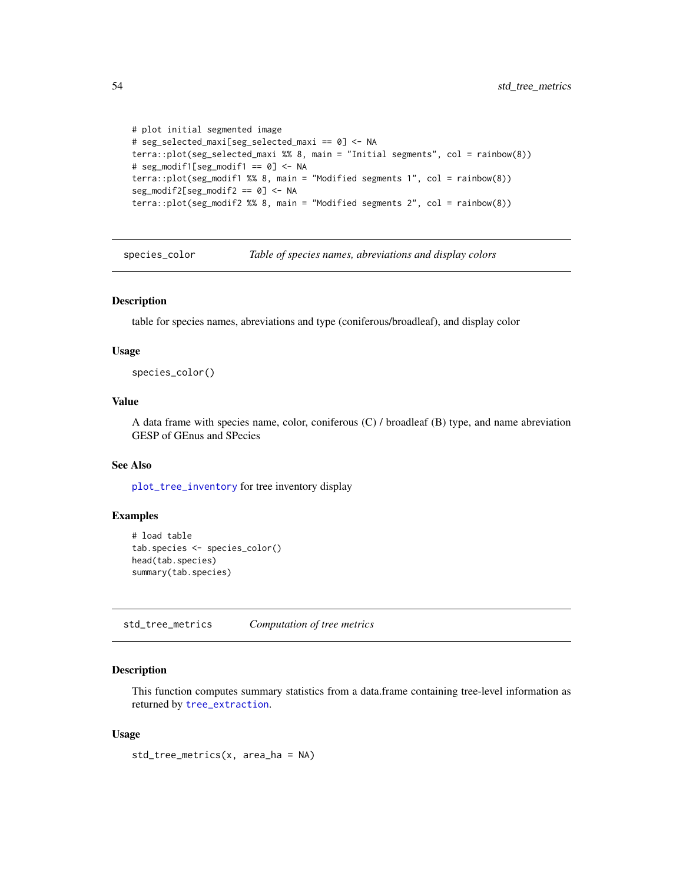```
# plot initial segmented image
# seg_selected_maxi[seg_selected_maxi == 0] <- NA
terra::plot(seg_selected_maxi %% 8, main = "Initial segments", col = rainbow(8))
# seg_modif1[seg_modif1 == 0] <- NA
terra::plot(seg_modif1 %% 8, main = "Modified segments 1", col = rainbow(8))
seg_modif2[seg_modif2 == 0] <- NA
terra::plot(seg_modif2 %% 8, main = "Modified segments 2", col = rainbow(8))
```

---

## species_color — *Table of species names, abreviations and display colors*

### Description

table for species names, abreviations and type (coniferous/broadleaf), and display color

### Usage

```
species_color()
```

### Value

A data frame with species name, color, coniferous (C) / broadleaf (B) type, and name abreviation GESP of GEnus and SPecies

### See Also

`plot_tree_inventory` for tree inventory display

### Examples

```
# load table
tab.species <- species_color()
head(tab.species)
summary(tab.species)
```

---

## std_tree_metrics — *Computation of tree metrics*

### Description

This function computes summary statistics from a data.frame containing tree-level information as returned by `tree_extraction`.

### Usage

```
std_tree_metrics(x, area_ha = NA)
```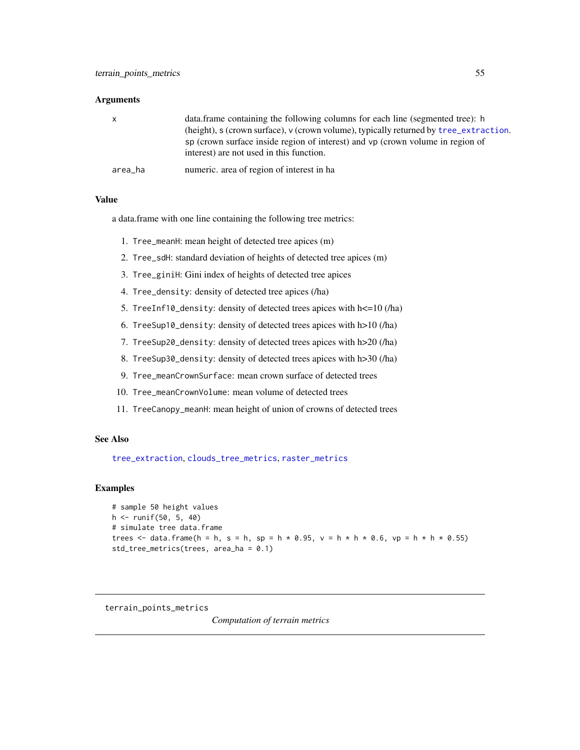### Arguments

| | |
|---|---|
| x | data.frame containing the following columns for each line (segmented tree): h (height), s (crown surface), v (crown volume), typically returned by tree_extraction. sp (crown surface inside region of interest) and vp (crown volume in region of interest) are not used in this function. |
| area_ha | numeric. area of region of interest in ha |

### Value

a data.frame with one line containing the following tree metrics:

1. Tree_meanH: mean height of detected tree apices (m)
2. Tree_sdH: standard deviation of heights of detected tree apices (m)
3. Tree_giniH: Gini index of heights of detected tree apices
4. Tree_density: density of detected tree apices (/ha)
5. TreeInf10_density: density of detected trees apices with h<=10 (/ha)
6. TreeSup10_density: density of detected trees apices with h>10 (/ha)
7. TreeSup20_density: density of detected trees apices with h>20 (/ha)
8. TreeSup30_density: density of detected trees apices with h>30 (/ha)
9. Tree_meanCrownSurface: mean crown surface of detected trees
10. Tree_meanCrownVolume: mean volume of detected trees
11. TreeCanopy_meanH: mean height of union of crowns of detected trees

### See Also

tree_extraction, clouds_tree_metrics, raster_metrics

### Examples

```
# sample 50 height values
h <- runif(50, 5, 40)
# simulate tree data.frame
trees <- data.frame(h = h, s = h, sp = h * 0.95, v = h * h * 0.6, vp = h * h * 0.55)
std_tree_metrics(trees, area_ha = 0.1)
```

---

## terrain_points_metrics

*Computation of terrain metrics*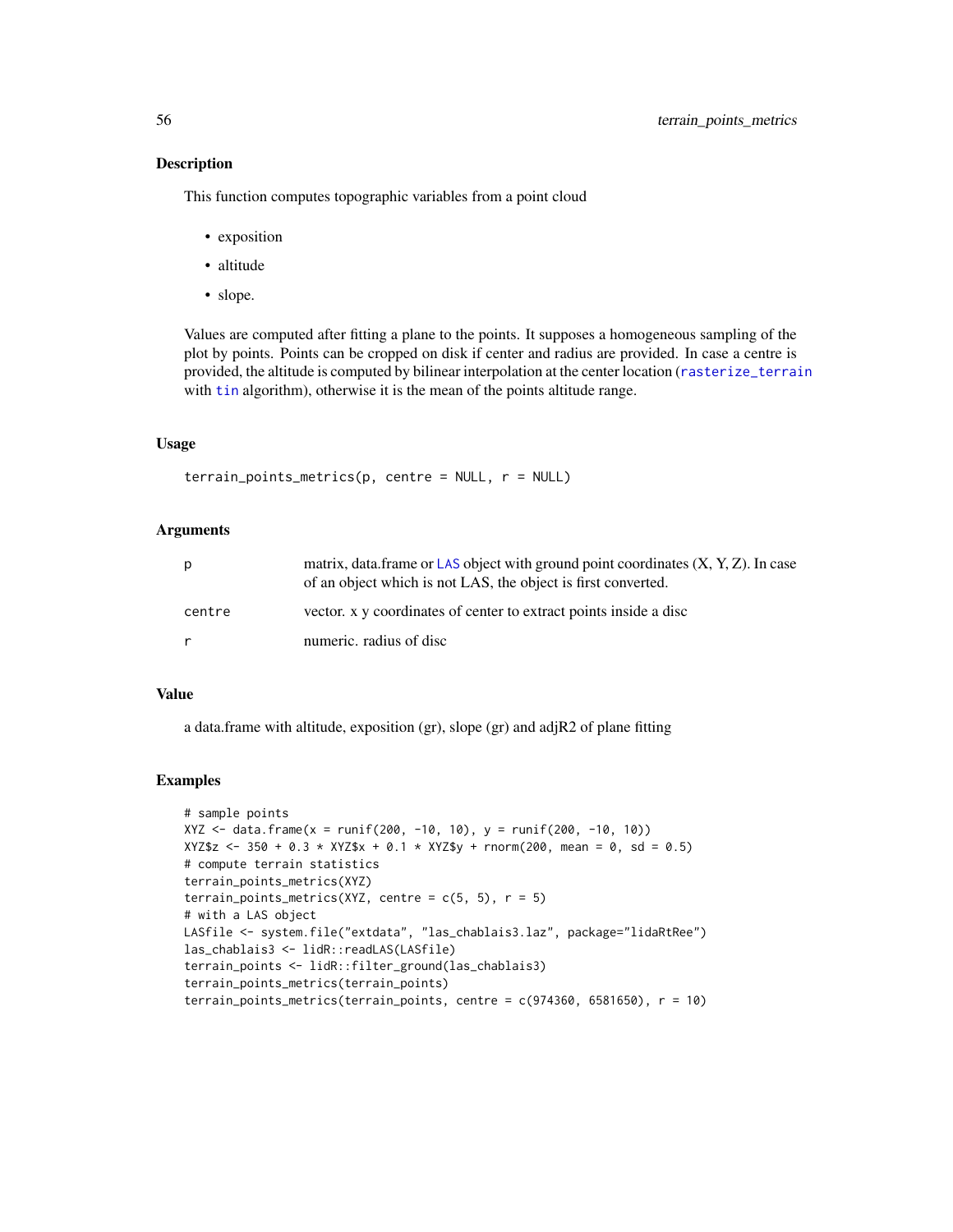## Description

This function computes topographic variables from a point cloud

- exposition
- altitude
- slope.

Values are computed after fitting a plane to the points. It supposes a homogeneous sampling of the plot by points. Points can be cropped on disk if center and radius are provided. In case a centre is provided, the altitude is computed by bilinear interpolation at the center location (rasterize_terrain with tin algorithm), otherwise it is the mean of the points altitude range.

## Usage

```
terrain_points_metrics(p, centre = NULL, r = NULL)
```

## Arguments

| | |
|---|---|
| p | matrix, data.frame or LAS object with ground point coordinates (X, Y, Z). In case of an object which is not LAS, the object is first converted. |
| centre | vector. x y coordinates of center to extract points inside a disc |
| r | numeric. radius of disc |

## Value

a data.frame with altitude, exposition (gr), slope (gr) and adjR2 of plane fitting

## Examples

```
# sample points
XYZ <- data.frame(x = runif(200, -10, 10), y = runif(200, -10, 10))
XYZ$z <- 350 + 0.3 * XYZ$x + 0.1 * XYZ$y + rnorm(200, mean = 0, sd = 0.5)
# compute terrain statistics
terrain_points_metrics(XYZ)
terrain_points_metrics(XYZ, centre = c(5, 5), r = 5)
# with a LAS object
LASfile <- system.file("extdata", "las_chablais3.laz", package="lidaRtRee")
las_chablais3 <- lidR::readLAS(LASfile)
terrain_points <- lidR::filter_ground(las_chablais3)
terrain_points_metrics(terrain_points)
terrain_points_metrics(terrain_points, centre = c(974360, 6581650), r = 10)
```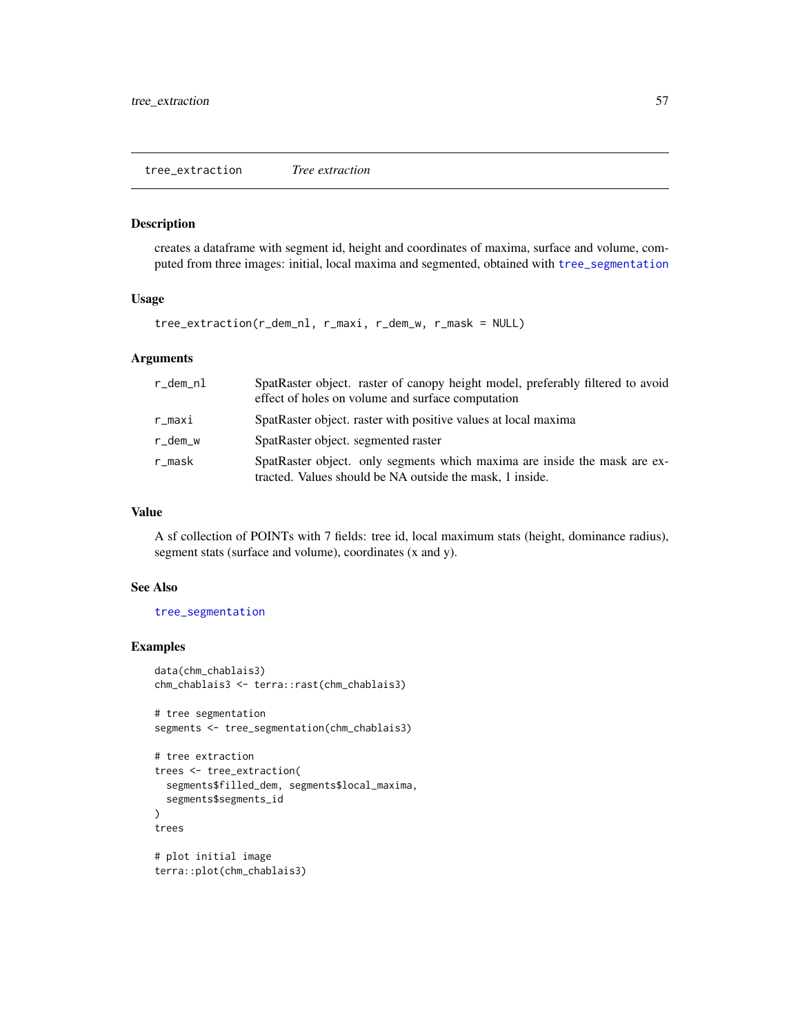## tree_extraction *Tree extraction*

### Description

creates a dataframe with segment id, height and coordinates of maxima, surface and volume, computed from three images: initial, local maxima and segmented, obtained with tree_segmentation

### Usage

```
tree_extraction(r_dem_nl, r_maxi, r_dem_w, r_mask = NULL)
```

### Arguments

| | |
|---|---|
| r_dem_nl | SpatRaster object. raster of canopy height model, preferably filtered to avoid effect of holes on volume and surface computation |
| r_maxi | SpatRaster object. raster with positive values at local maxima |
| r_dem_w | SpatRaster object. segmented raster |
| r_mask | SpatRaster object. only segments which maxima are inside the mask are extracted. Values should be NA outside the mask, 1 inside. |

### Value

A sf collection of POINTs with 7 fields: tree id, local maximum stats (height, dominance radius), segment stats (surface and volume), coordinates (x and y).

### See Also

tree_segmentation

### Examples

```
data(chm_chablais3)
chm_chablais3 <- terra::rast(chm_chablais3)

# tree segmentation
segments <- tree_segmentation(chm_chablais3)

# tree extraction
trees <- tree_extraction(
  segments$filled_dem, segments$local_maxima,
  segments$segments_id
)
trees

# plot initial image
terra::plot(chm_chablais3)
```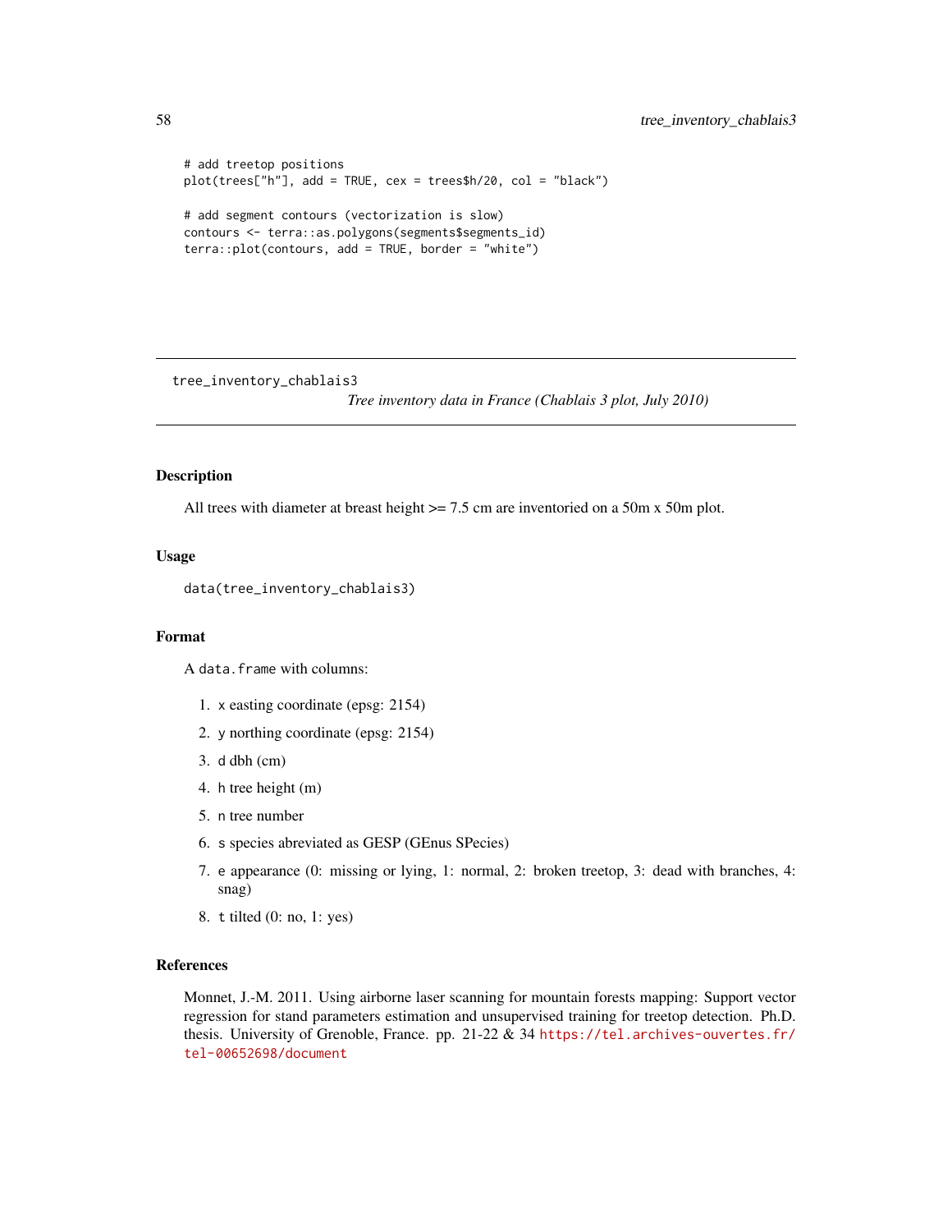```
# add treetop positions
plot(trees["h"], add = TRUE, cex = trees$h/20, col = "black")

# add segment contours (vectorization is slow)
contours <- terra::as.polygons(segments$segments_id)
terra::plot(contours, add = TRUE, border = "white")
```

---

`tree_inventory_chablais3` *Tree inventory data in France (Chablais 3 plot, July 2010)*

---

### Description

All trees with diameter at breast height >= 7.5 cm are inventoried on a 50m x 50m plot.

### Usage

```
data(tree_inventory_chablais3)
```

### Format

A `data.frame` with columns:

1. `x` easting coordinate (epsg: 2154)
2. `y` northing coordinate (epsg: 2154)
3. `d` dbh (cm)
4. `h` tree height (m)
5. `n` tree number
6. `s` species abreviated as GESP (GEnus SPecies)
7. `e` appearance (0: missing or lying, 1: normal, 2: broken treetop, 3: dead with branches, 4: snag)
8. `t` tilted (0: no, 1: yes)

### References

Monnet, J.-M. 2011. Using airborne laser scanning for mountain forests mapping: Support vector regression for stand parameters estimation and unsupervised training for treetop detection. Ph.D. thesis. University of Grenoble, France. pp. 21-22 & 34 https://tel.archives-ouvertes.fr/tel-00652698/document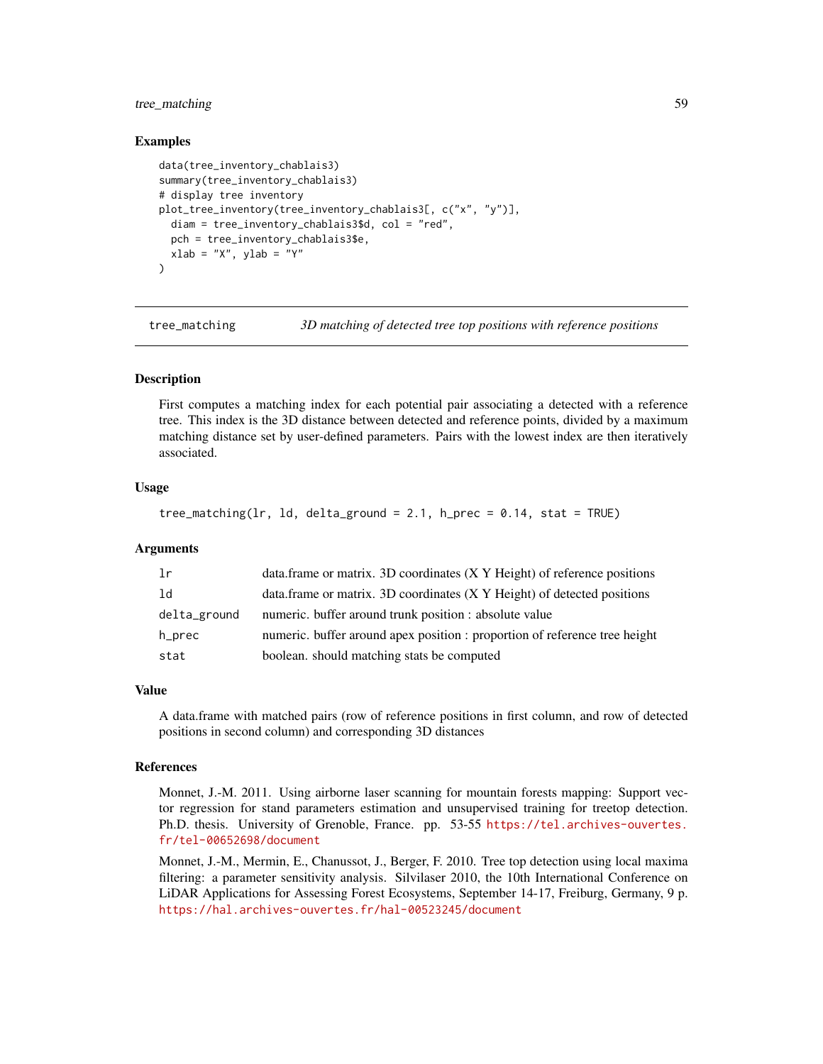### Examples

```
data(tree_inventory_chablais3)
summary(tree_inventory_chablais3)
# display tree inventory
plot_tree_inventory(tree_inventory_chablais3[, c("x", "y")],
  diam = tree_inventory_chablais3$d, col = "red",
  pch = tree_inventory_chablais3$e,
  xlab = "X", ylab = "Y"
)
```

---

## tree_matching    *3D matching of detected tree top positions with reference positions*

---

### Description

First computes a matching index for each potential pair associating a detected with a reference tree. This index is the 3D distance between detected and reference points, divided by a maximum matching distance set by user-defined parameters. Pairs with the lowest index are then iteratively associated.

### Usage

```
tree_matching(lr, ld, delta_ground = 2.1, h_prec = 0.14, stat = TRUE)
```

### Arguments

| | |
|---|---|
| `lr` | data.frame or matrix. 3D coordinates (X Y Height) of reference positions |
| `ld` | data.frame or matrix. 3D coordinates (X Y Height) of detected positions |
| `delta_ground` | numeric. buffer around trunk position : absolute value |
| `h_prec` | numeric. buffer around apex position : proportion of reference tree height |
| `stat` | boolean. should matching stats be computed |

### Value

A data.frame with matched pairs (row of reference positions in first column, and row of detected positions in second column) and corresponding 3D distances

### References

Monnet, J.-M. 2011. Using airborne laser scanning for mountain forests mapping: Support vector regression for stand parameters estimation and unsupervised training for treetop detection. Ph.D. thesis. University of Grenoble, France. pp. 53-55 https://tel.archives-ouvertes.fr/tel-00652698/document

Monnet, J.-M., Mermin, E., Chanussot, J., Berger, F. 2010. Tree top detection using local maxima filtering: a parameter sensitivity analysis. Silvilaser 2010, the 10th International Conference on LiDAR Applications for Assessing Forest Ecosystems, September 14-17, Freiburg, Germany, 9 p. https://hal.archives-ouvertes.fr/hal-00523245/document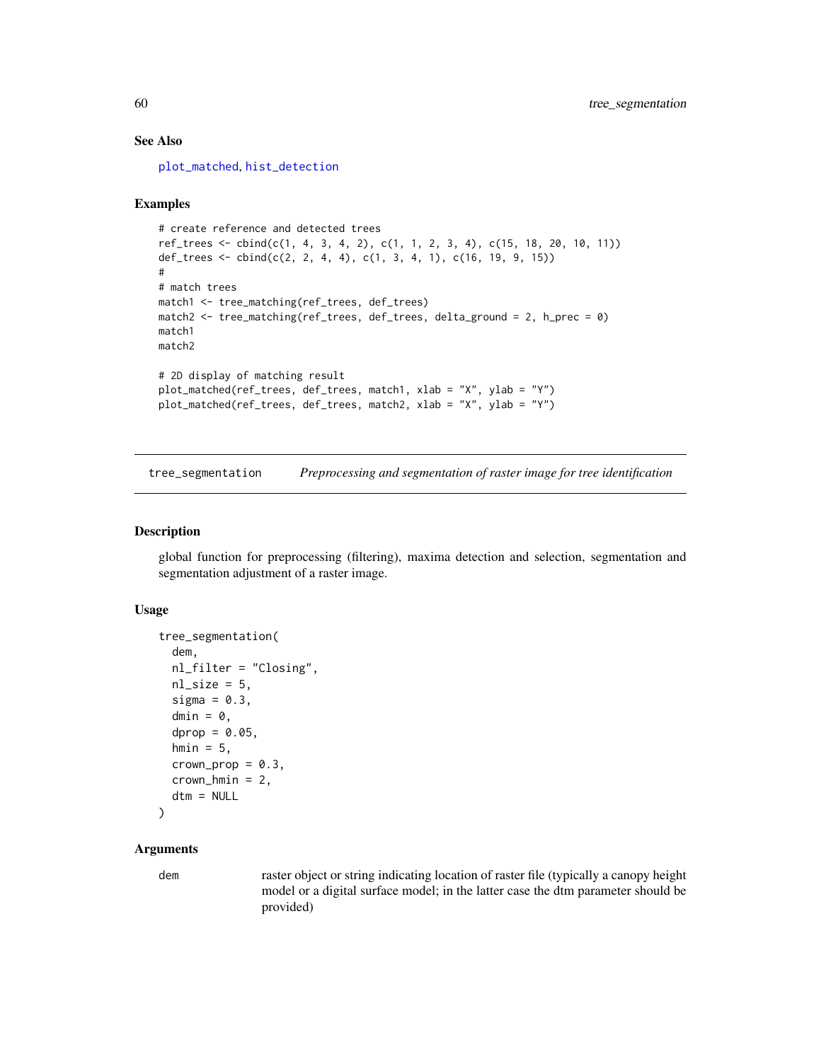### See Also

plot_matched, hist_detection

### Examples

```
# create reference and detected trees
ref_trees <- cbind(c(1, 4, 3, 4, 2), c(1, 1, 2, 3, 4), c(15, 18, 20, 10, 11))
def_trees <- cbind(c(2, 2, 4, 4), c(1, 3, 4, 1), c(16, 19, 9, 15))
#
# match trees
match1 <- tree_matching(ref_trees, def_trees)
match2 <- tree_matching(ref_trees, def_trees, delta_ground = 2, h_prec = 0)
match1
match2

# 2D display of matching result
plot_matched(ref_trees, def_trees, match1, xlab = "X", ylab = "Y")
plot_matched(ref_trees, def_trees, match2, xlab = "X", ylab = "Y")
```

---

## tree_segmentation — *Preprocessing and segmentation of raster image for tree identification*

### Description

global function for preprocessing (filtering), maxima detection and selection, segmentation and segmentation adjustment of a raster image.

### Usage

```
tree_segmentation(
  dem,
  nl_filter = "Closing",
  nl_size = 5,
  sigma = 0.3,
  dmin = 0,
  dprop = 0.05,
  hmin = 5,
  crown_prop = 0.3,
  crown_hmin = 2,
  dtm = NULL
)
```

### Arguments

| | |
|---|---|
| dem | raster object or string indicating location of raster file (typically a canopy height model or a digital surface model; in the latter case the dtm parameter should be provided) |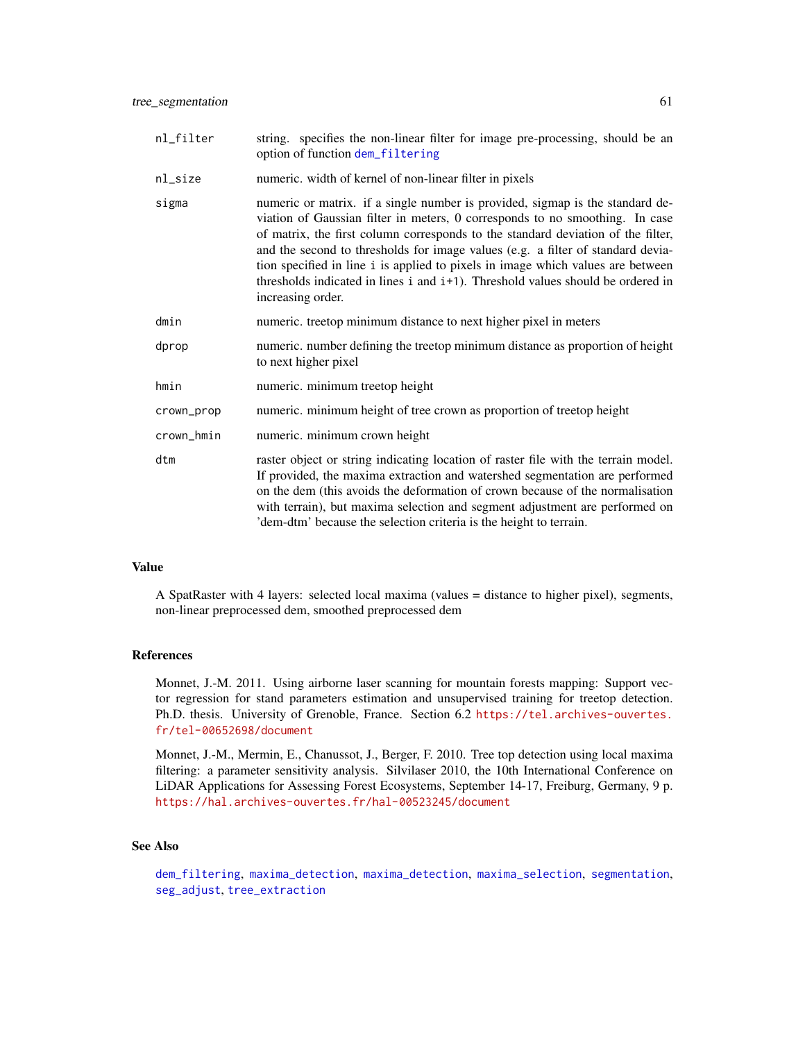| | |
|---|---|
| nl_filter | string. specifies the non-linear filter for image pre-processing, should be an option of function dem_filtering |
| nl_size | numeric. width of kernel of non-linear filter in pixels |
| sigma | numeric or matrix. if a single number is provided, sigmap is the standard deviation of Gaussian filter in meters, 0 corresponds to no smoothing. In case of matrix, the first column corresponds to the standard deviation of the filter, and the second to thresholds for image values (e.g. a filter of standard deviation specified in line i is applied to pixels in image which values are between thresholds indicated in lines i and i+1). Threshold values should be ordered in increasing order. |
| dmin | numeric. treetop minimum distance to next higher pixel in meters |
| dprop | numeric. number defining the treetop minimum distance as proportion of height to next higher pixel |
| hmin | numeric. minimum treetop height |
| crown_prop | numeric. minimum height of tree crown as proportion of treetop height |
| crown_hmin | numeric. minimum crown height |
| dtm | raster object or string indicating location of raster file with the terrain model. If provided, the maxima extraction and watershed segmentation are performed on the dem (this avoids the deformation of crown because of the normalisation with terrain), but maxima selection and segment adjustment are performed on 'dem-dtm' because the selection criteria is the height to terrain. |

## Value

A SpatRaster with 4 layers: selected local maxima (values = distance to higher pixel), segments, non-linear preprocessed dem, smoothed preprocessed dem

## References

Monnet, J.-M. 2011. Using airborne laser scanning for mountain forests mapping: Support vector regression for stand parameters estimation and unsupervised training for treetop detection. Ph.D. thesis. University of Grenoble, France. Section 6.2 https://tel.archives-ouvertes.fr/tel-00652698/document

Monnet, J.-M., Mermin, E., Chanussot, J., Berger, F. 2010. Tree top detection using local maxima filtering: a parameter sensitivity analysis. Silvilaser 2010, the 10th International Conference on LiDAR Applications for Assessing Forest Ecosystems, September 14-17, Freiburg, Germany, 9 p. https://hal.archives-ouvertes.fr/hal-00523245/document

## See Also

dem_filtering, maxima_detection, maxima_detection, maxima_selection, segmentation, seg_adjust, tree_extraction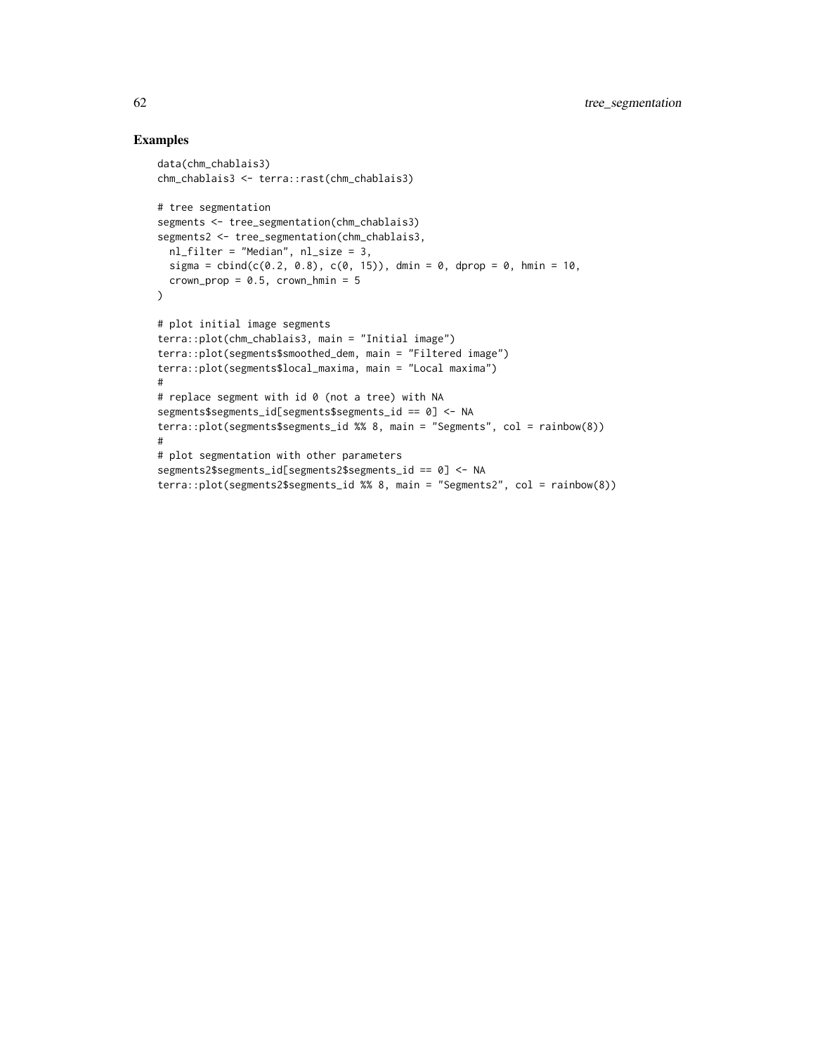## Examples

```
data(chm_chablais3)
chm_chablais3 <- terra::rast(chm_chablais3)

# tree segmentation
segments <- tree_segmentation(chm_chablais3)
segments2 <- tree_segmentation(chm_chablais3,
  nl_filter = "Median", nl_size = 3,
  sigma = cbind(c(0.2, 0.8), c(0, 15)), dmin = 0, dprop = 0, hmin = 10,
  crown_prop = 0.5, crown_hmin = 5
)

# plot initial image segments
terra::plot(chm_chablais3, main = "Initial image")
terra::plot(segments$smoothed_dem, main = "Filtered image")
terra::plot(segments$local_maxima, main = "Local maxima")
#
# replace segment with id 0 (not a tree) with NA
segments$segments_id[segments$segments_id == 0] <- NA
terra::plot(segments$segments_id %% 8, main = "Segments", col = rainbow(8))
#
# plot segmentation with other parameters
segments2$segments_id[segments2$segments_id == 0] <- NA
terra::plot(segments2$segments_id %% 8, main = "Segments2", col = rainbow(8))
```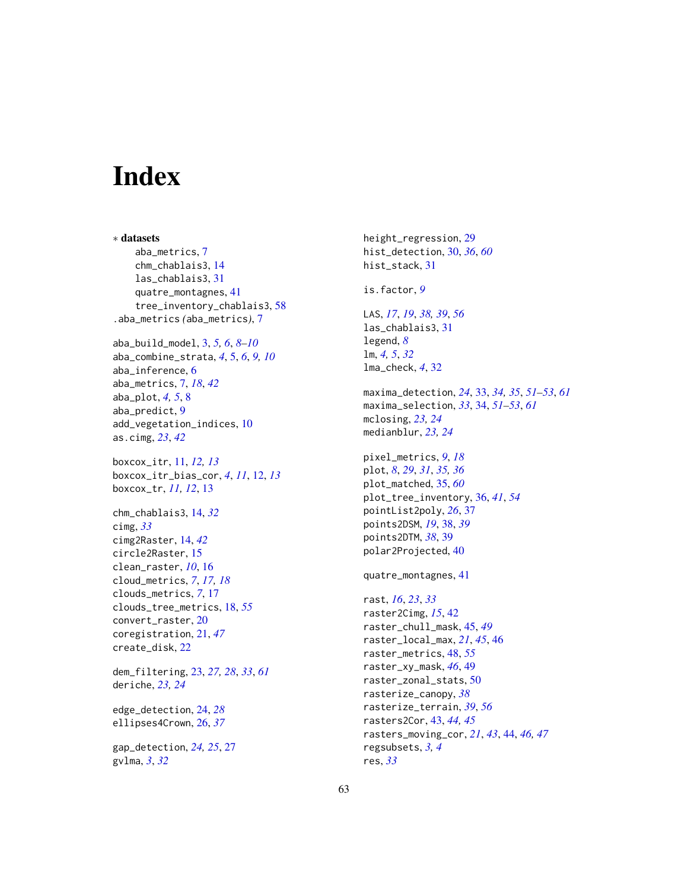# Index

∗ **datasets**

aba_metrics, 7
chm_chablais3, 14
las_chablais3, 31
quatre_montagnes, 41
tree_inventory_chablais3, 58

.aba_metrics *(*aba_metrics*)*, 7

aba_build_model, 3, *5, 6*, *8–10*
aba_combine_strata, *4*, 5, *6*, *9, 10*
aba_inference, 6
aba_metrics, 7, *18*, *42*
aba_plot, *4, 5*, 8
aba_predict, 9
add_vegetation_indices, 10
as.cimg, *23*, *42*

boxcox_itr, 11, *12, 13*
boxcox_itr_bias_cor, *4*, *11*, 12, *13*
boxcox_tr, *11, 12*, 13

chm_chablais3, 14, *32*
cimg, *33*
cimg2Raster, 14, *42*
circle2Raster, 15
clean_raster, *10*, 16
cloud_metrics, *7*, *17, 18*
clouds_metrics, *7*, 17
clouds_tree_metrics, 18, *55*
convert_raster, 20
coregistration, 21, *47*
create_disk, 22

dem_filtering, 23, *27, 28*, *33*, *61*
deriche, *23, 24*

edge_detection, 24, *28*
ellipses4Crown, 26, *37*

gap_detection, *24, 25*, 27
gvlma, *3*, *32*

height_regression, 29
hist_detection, 30, *36*, *60*
hist_stack, 31

is.factor, *9*

LAS, *17*, *19*, *38, 39*, *56*
las_chablais3, 31
legend, *8*
lm, *4, 5*, *32*
lma_check, *4*, 32

maxima_detection, *24*, 33, *34, 35*, *51–53*, *61*
maxima_selection, *33*, 34, *51–53*, *61*
mclosing, *23, 24*
medianblur, *23, 24*

pixel_metrics, *9*, *18*
plot, *8*, *29*, *31*, *35, 36*
plot_matched, 35, *60*
plot_tree_inventory, 36, *41*, *54*
pointList2poly, *26*, 37
points2DSM, *19*, 38, *39*
points2DTM, *38*, 39
polar2Projected, 40

quatre_montagnes, 41

rast, *16*, *23*, *33*
raster2Cimg, *15*, 42
raster_chull_mask, 45, *49*
raster_local_max, *21*, *45*, 46
raster_metrics, 48, *55*
raster_xy_mask, *46*, 49
raster_zonal_stats, 50
rasterize_canopy, *38*
rasterize_terrain, *39*, *56*
rasters2Cor, 43, *44, 45*
rasters_moving_cor, *21*, *43*, 44, *46, 47*
regsubsets, *3, 4*
res, *33*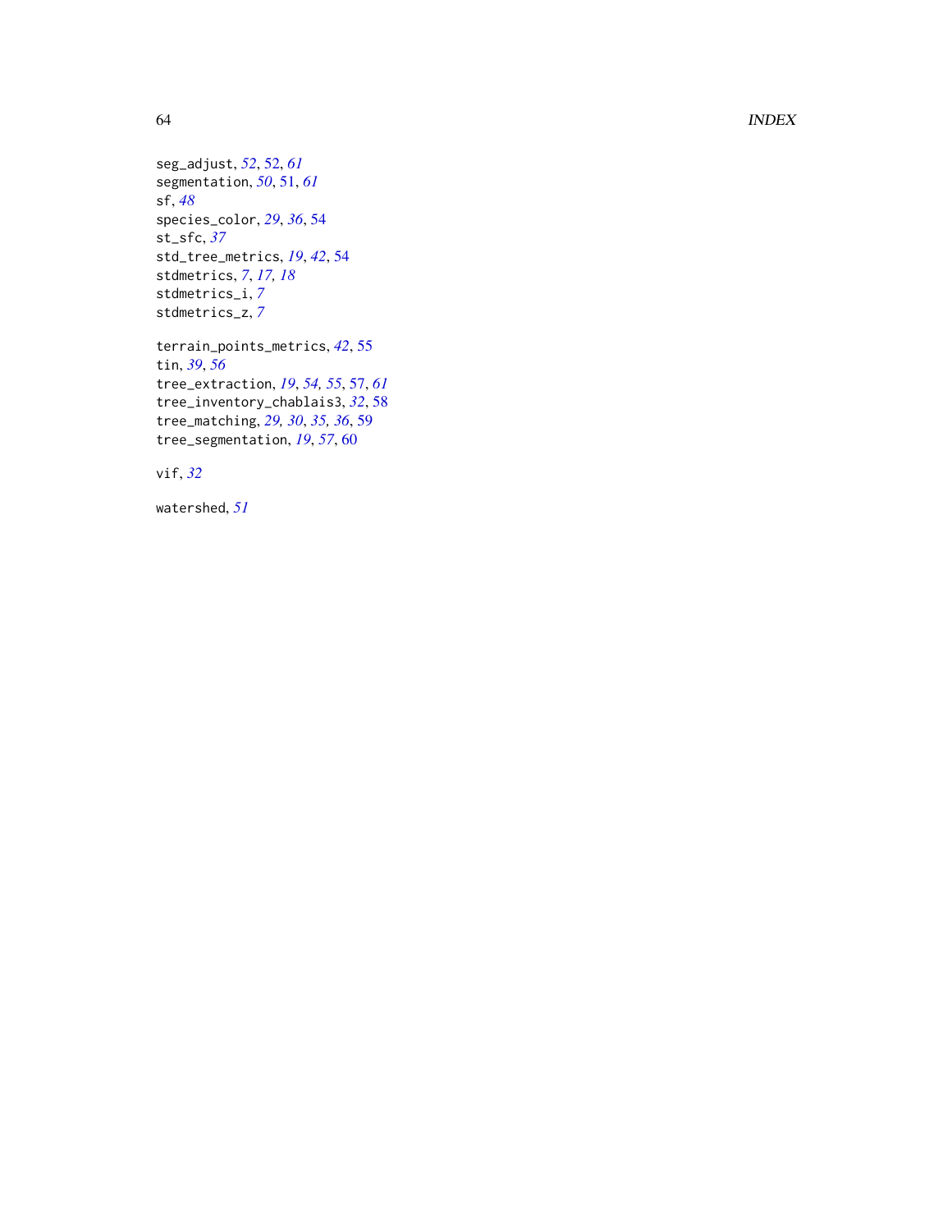seg_adjust, *52*, 52, *61*
segmentation, *50*, 51, *61*
sf, *48*
species_color, *29*, *36*, 54
st_sfc, *37*
std_tree_metrics, *19*, *42*, 54
stdmetrics, *7*, *17, 18*
stdmetrics_i, *7*
stdmetrics_z, *7*

terrain_points_metrics, *42*, 55
tin, *39*, *56*
tree_extraction, *19*, *54, 55*, 57, *61*
tree_inventory_chablais3, *32*, 58
tree_matching, *29, 30*, *35, 36*, 59
tree_segmentation, *19*, *57*, 60

vif, *32*

watershed, *51*